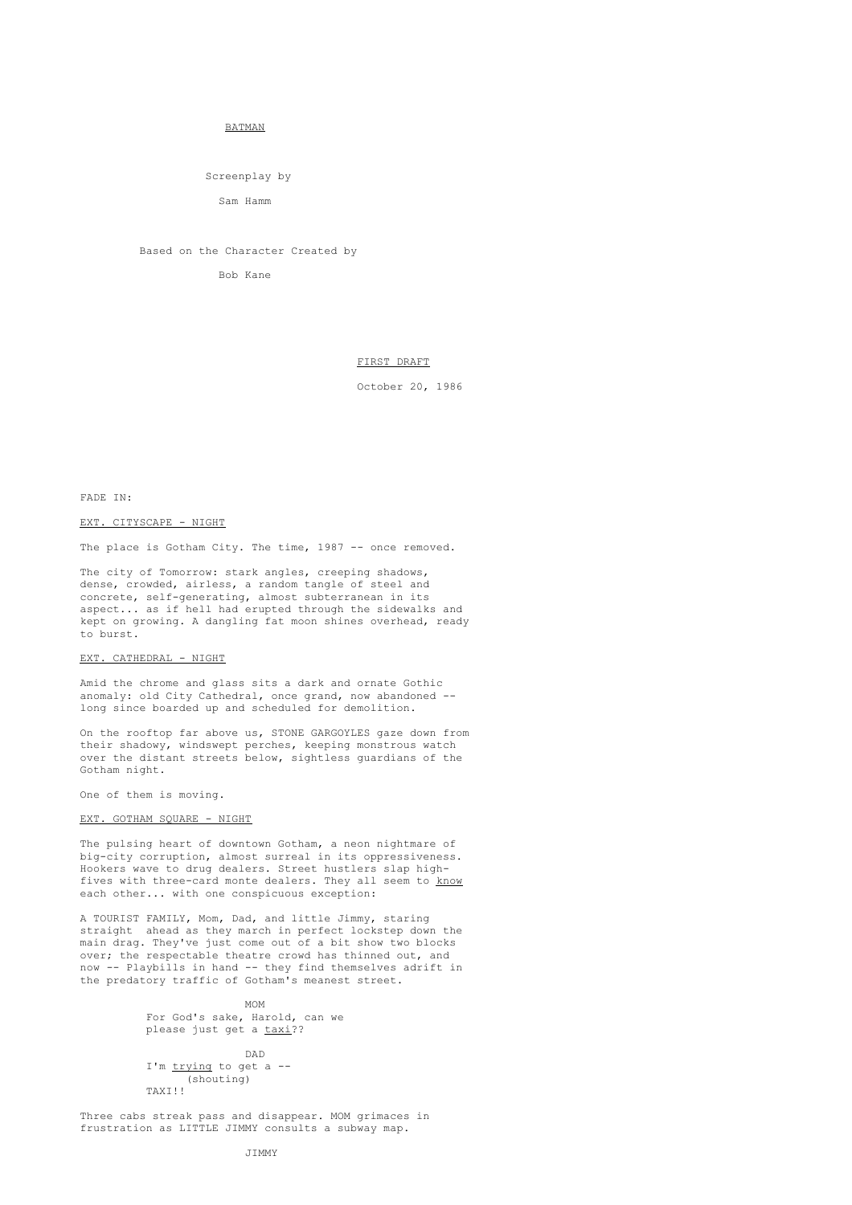# BATMAN

Screenplay by

Sam Hamm

Based on the Character Created by

Bob Kane

FIRST DRAFT

October 20, 1986

FADE IN:

EXT. CITYSCAPE - NIGHT

The place is Gotham City. The time, 1987 -- once removed.

The city of Tomorrow: stark angles, creeping shadows, dense, crowded, airless, a random tangle of steel and concrete, self-generating, almost subterranean in its aspect... as if hell had erupted through the sidewalks and kept on growing. A dangling fat moon shines overhead, ready to burst.

EXT. CATHEDRAL - NIGHT

Amid the chrome and glass sits a dark and ornate Gothic anomaly: old City Cathedral, once grand, now abandoned -- long since boarded up and scheduled for demolition.

On the rooftop far above us, STONE GARGOYLES gaze down from their shadowy, windswept perches, keeping monstrous watch over the distant streets below, sightless guardians of the Gotham night.

One of them is moving.

EXT. GOTHAM SQUARE - NIGHT

The pulsing heart of downtown Gotham, a neon nightmare of big-city corruption, almost surreal in its oppressiveness. Hookers wave to drug dealers. Street hustlers slap high-fives with three-card monte dealers. They all seem to _know_ each other... with one conspicuous exception:

A TOURIST FAMILY, Mom, Dad, and little Jimmy, staring straight ahead as they march in perfect lockstep down the main drag. They've just come out of a bit show two blocks over; the respectable theatre crowd has thinned out, and now -- Playbills in hand -- they find themselves adrift in the predatory traffic of Gotham's meanest street.

MOM
For God's sake, Harold, can we please just get a _taxi_??

DAD
I'm _trying_ to get a --
(shouting)
TAXI!!

Three cabs streak pass and disappear. MOM grimaces in frustration as LITTLE JIMMY consults a subway map.

JIMMY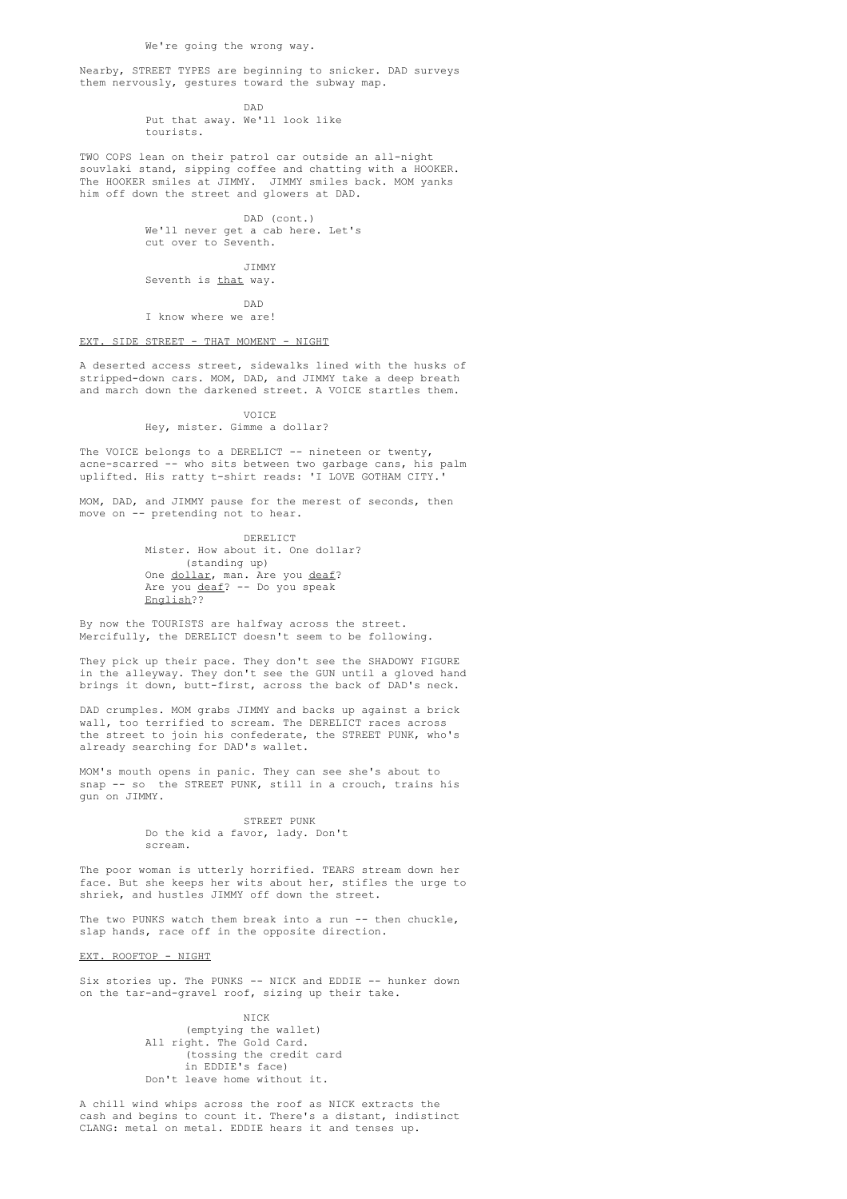We're going the wrong way.

Nearby, STREET TYPES are beginning to snicker. DAD surveys them nervously, gestures toward the subway map.

DAD

Put that away. We'll look like tourists.

TWO COPS lean on their patrol car outside an all-night souvlaki stand, sipping coffee and chatting with a HOOKER. The HOOKER smiles at JIMMY. JIMMY smiles back. MOM yanks him off down the street and glowers at DAD.

DAD (cont.)

We'll never get a cab here. Let's cut over to Seventh.

JIMMY

Seventh is _that_ way.

DAD

I know where we are!

EXT. SIDE STREET - THAT MOMENT - NIGHT

A deserted access street, sidewalks lined with the husks of stripped-down cars. MOM, DAD, and JIMMY take a deep breath and march down the darkened street. A VOICE startles them.

VOICE

Hey, mister. Gimme a dollar?

The VOICE belongs to a DERELICT -- nineteen or twenty, acne-scarred -- who sits between two garbage cans, his palm uplifted. His ratty t-shirt reads: 'I LOVE GOTHAM CITY.'

MOM, DAD, and JIMMY pause for the merest of seconds, then move on -- pretending not to hear.

DERELICT

Mister. How about it. One dollar?

(standing up)

One _dollar_, man. Are you _deaf_? Are you _deaf_? -- Do you speak _English_??

By now the TOURISTS are halfway across the street. Mercifully, the DERELICT doesn't seem to be following.

They pick up their pace. They don't see the SHADOWY FIGURE in the alleyway. They don't see the GUN until a gloved hand brings it down, butt-first, across the back of DAD's neck.

DAD crumples. MOM grabs JIMMY and backs up against a brick wall, too terrified to scream. The DERELICT races across the street to join his confederate, the STREET PUNK, who's already searching for DAD's wallet.

MOM's mouth opens in panic. They can see she's about to snap -- so the STREET PUNK, still in a crouch, trains his gun on JIMMY.

STREET PUNK

Do the kid a favor, lady. Don't scream.

The poor woman is utterly horrified. TEARS stream down her face. But she keeps her wits about her, stifles the urge to shriek, and hustles JIMMY off down the street.

The two PUNKS watch them break into a run -- then chuckle, slap hands, race off in the opposite direction.

EXT. ROOFTOP - NIGHT

Six stories up. The PUNKS -- NICK and EDDIE -- hunker down on the tar-and-gravel roof, sizing up their take.

NICK

(emptying the wallet)

All right. The Gold Card.

(tossing the credit card in EDDIE's face)

Don't leave home without it.

A chill wind whips across the roof as NICK extracts the cash and begins to count it. There's a distant, indistinct CLANG: metal on metal. EDDIE hears it and tenses up.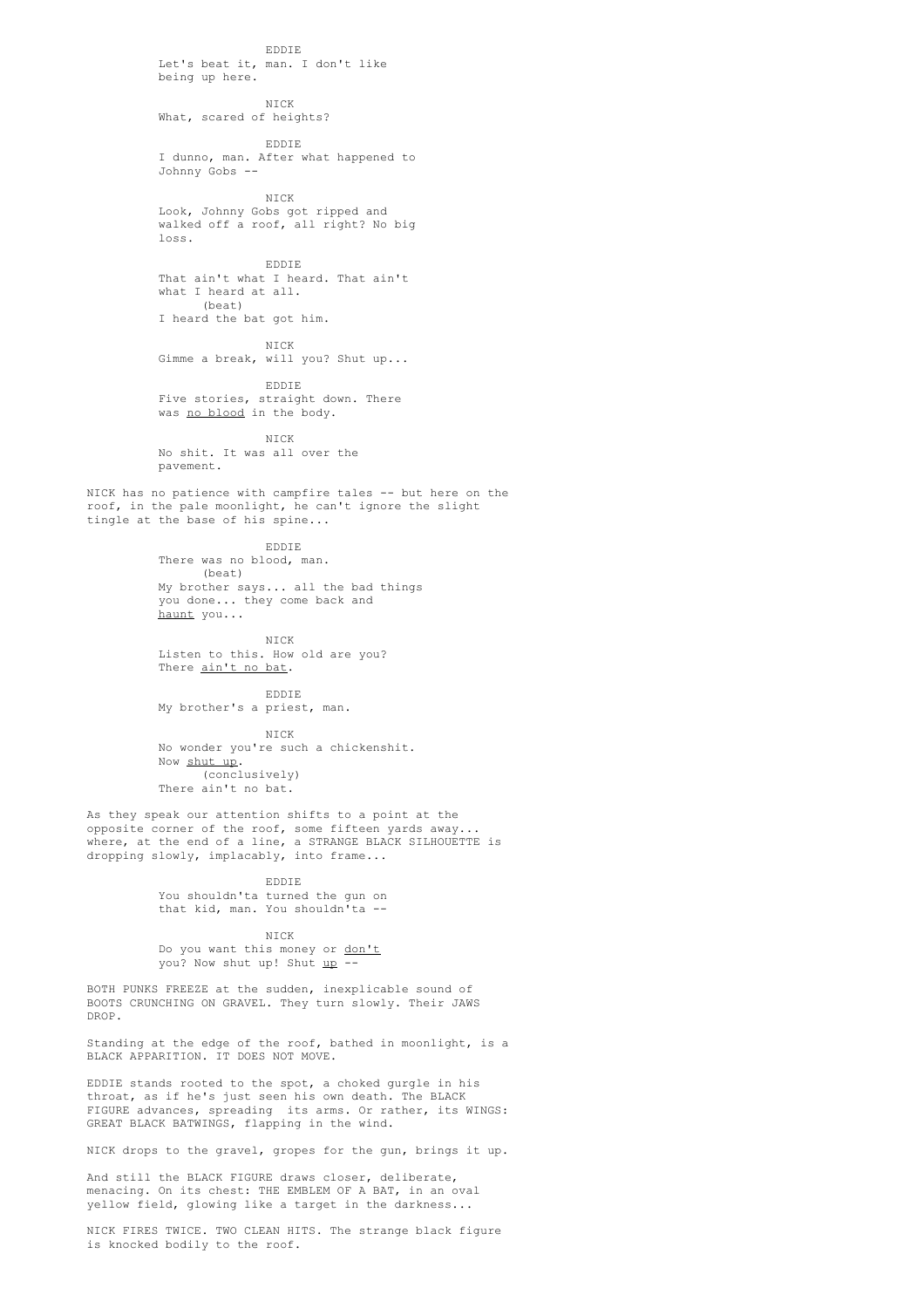EDDIE
Let's beat it, man. I don't like being up here.

NICK
What, scared of heights?

EDDIE
I dunno, man. After what happened to Johnny Gobs --

NICK
Look, Johnny Gobs got ripped and walked off a roof, all right? No big loss.

EDDIE
That ain't what I heard. That ain't what I heard at all.
(beat)
I heard the bat got him.

NICK
Gimme a break, will you? Shut up...

EDDIE
Five stories, straight down. There was _no blood_ in the body.

NICK
No shit. It was all over the pavement.

NICK has no patience with campfire tales -- but here on the roof, in the pale moonlight, he can't ignore the slight tingle at the base of his spine...

EDDIE
There was no blood, man.
(beat)
My brother says... all the bad things you done... they come back and _haunt_ you...

NICK
Listen to this. How old are you? There _ain't no bat_.

EDDIE
My brother's a priest, man.

NICK
No wonder you're such a chickenshit. Now _shut up_.
(conclusively)
There ain't no bat.

As they speak our attention shifts to a point at the opposite corner of the roof, some fifteen yards away... where, at the end of a line, a STRANGE BLACK SILHOUETTE is dropping slowly, implacably, into frame...

EDDIE
You shouldn'ta turned the gun on that kid, man. You shouldn'ta --

NICK
Do you want this money or _don't_ you? Now shut up! Shut _up_ --

BOTH PUNKS FREEZE at the sudden, inexplicable sound of BOOTS CRUNCHING ON GRAVEL. They turn slowly. Their JAWS DROP.

Standing at the edge of the roof, bathed in moonlight, is a BLACK APPARITION. IT DOES NOT MOVE.

EDDIE stands rooted to the spot, a choked gurgle in his throat, as if he's just seen his own death. The BLACK FIGURE advances, spreading its arms. Or rather, its WINGS: GREAT BLACK BATWINGS, flapping in the wind.

NICK drops to the gravel, gropes for the gun, brings it up.

And still the BLACK FIGURE draws closer, deliberate, menacing. On its chest: THE EMBLEM OF A BAT, in an oval yellow field, glowing like a target in the darkness...

NICK FIRES TWICE. TWO CLEAN HITS. The strange black figure is knocked bodily to the roof.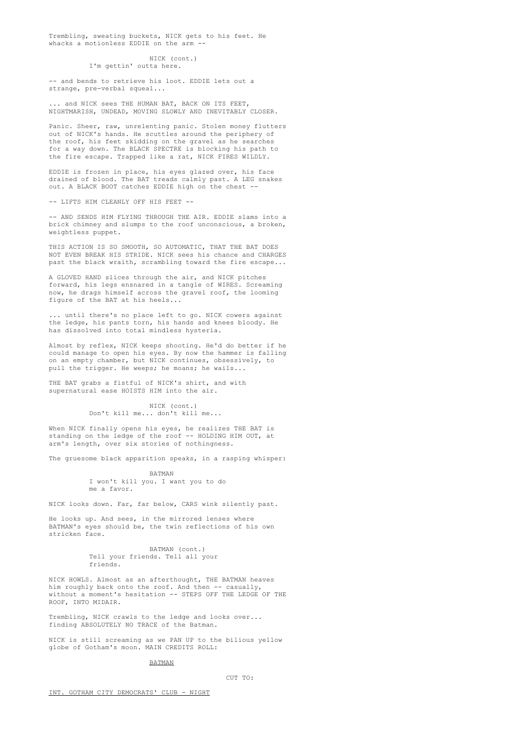Trembling, sweating buckets, NICK gets to his feet. He whacks a motionless EDDIE on the arm --

NICK (cont.)
I'm gettin' outta here.

-- and bends to retrieve his loot. EDDIE lets out a strange, pre-verbal squeal...

... and NICK sees THE HUMAN BAT, BACK ON ITS FEET, NIGHTMARISH, UNDEAD, MOVING SLOWLY AND INEVITABLY CLOSER.

Panic. Sheer, raw, unrelenting panic. Stolen money flutters out of NICK's hands. He scuttles around the periphery of the roof, his feet skidding on the gravel as he searches for a way down. The BLACK SPECTRE is blocking his path to the fire escape. Trapped like a rat, NICK FIRES WILDLY.

EDDIE is frozen in place, his eyes glazed over, his face drained of blood. The BAT treads calmly past. A LEG snakes out. A BLACK BOOT catches EDDIE high on the chest --

-- LIFTS HIM CLEANLY OFF HIS FEET --

-- AND SENDS HIM FLYING THROUGH THE AIR. EDDIE slams into a brick chimney and slumps to the roof unconscious, a broken, weightless puppet.

THIS ACTION IS SO SMOOTH, SO AUTOMATIC, THAT THE BAT DOES NOT EVEN BREAK HIS STRIDE. NICK sees his chance and CHARGES past the black wraith, scrambling toward the fire escape...

A GLOVED HAND slices through the air, and NICK pitches forward, his legs ensnared in a tangle of WIRES. Screaming now, he drags himself across the gravel roof, the looming figure of the BAT at his heels...

... until there's no place left to go. NICK cowers against the ledge, his pants torn, his hands and knees bloody. He has dissolved into total mindless hysteria.

Almost by reflex, NICK keeps shooting. He'd do better if he could manage to open his eyes. By now the hammer is falling on an empty chamber, but NICK continues, obsessively, to pull the trigger. He weeps; he moans; he wails...

THE BAT grabs a fistful of NICK's shirt, and with supernatural ease HOISTS HIM into the air.

NICK (cont.)
Don't kill me... don't kill me...

When NICK finally opens his eyes, he realizes THE BAT is standing on the ledge of the roof -- HOLDING HIM OUT, at arm's length, over six stories of nothingness.

The gruesome black apparition speaks, in a rasping whisper:

BATMAN
I won't kill you. I want you to do me a favor.

NICK looks down. Far, far below, CARS wink silently past.

He looks up. And sees, in the mirrored lenses where BATMAN's eyes should be, the twin reflections of his own stricken face.

BATMAN (cont.)
Tell your friends. Tell all your friends.

NICK HOWLS. Almost as an afterthought, THE BATMAN heaves him roughly back onto the roof. And then -- casually, without a moment's hesitation -- STEPS OFF THE LEDGE OF THE ROOF, INTO MIDAIR.

Trembling, NICK crawls to the ledge and looks over... finding ABSOLUTELY NO TRACE of the Batman.

NICK is still screaming as we PAN UP to the bilious yellow globe of Gotham's moon. MAIN CREDITS ROLL:

<u>BATMAN</u>

CUT TO:

<u>INT. GOTHAM CITY DEMOCRATS' CLUB - NIGHT</u>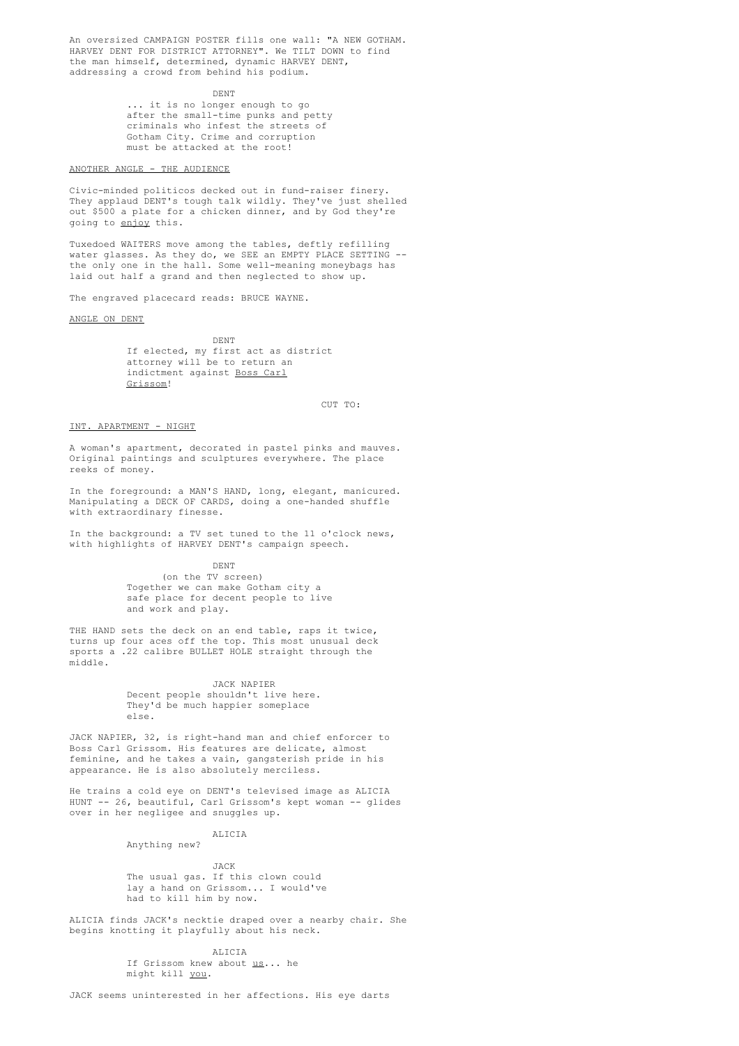An oversized CAMPAIGN POSTER fills one wall: "A NEW GOTHAM. HARVEY DENT FOR DISTRICT ATTORNEY". We TILT DOWN to find the man himself, determined, dynamic HARVEY DENT, addressing a crowd from behind his podium.

DENT
... it is no longer enough to go after the small-time punks and petty criminals who infest the streets of Gotham City. Crime and corruption must be attacked at the root!

ANOTHER ANGLE - THE AUDIENCE

Civic-minded politicos decked out in fund-raiser finery. They applaud DENT's tough talk wildly. They've just shelled out $500 a plate for a chicken dinner, and by God they're going to _enjoy_ this.

Tuxedoed WAITERS move among the tables, deftly refilling water glasses. As they do, we SEE an EMPTY PLACE SETTING -- the only one in the hall. Some well-meaning moneybags has laid out half a grand and then neglected to show up.

The engraved placecard reads: BRUCE WAYNE.

ANGLE ON DENT

DENT
If elected, my first act as district attorney will be to return an indictment against _Boss Carl Grissom_!

CUT TO:

INT. APARTMENT - NIGHT

A woman's apartment, decorated in pastel pinks and mauves. Original paintings and sculptures everywhere. The place reeks of money.

In the foreground: a MAN'S HAND, long, elegant, manicured. Manipulating a DECK OF CARDS, doing a one-handed shuffle with extraordinary finesse.

In the background: a TV set tuned to the 11 o'clock news, with highlights of HARVEY DENT's campaign speech.

DENT
(on the TV screen)
Together we can make Gotham city a safe place for decent people to live and work and play.

THE HAND sets the deck on an end table, raps it twice, turns up four aces off the top. This most unusual deck sports a .22 calibre BULLET HOLE straight through the middle.

JACK NAPIER
Decent people shouldn't live here. They'd be much happier someplace else.

JACK NAPIER, 32, is right-hand man and chief enforcer to Boss Carl Grissom. His features are delicate, almost feminine, and he takes a vain, gangsterish pride in his appearance. He is also absolutely merciless.

He trains a cold eye on DENT's televised image as ALICIA HUNT -- 26, beautiful, Carl Grissom's kept woman -- glides over in her negligee and snuggles up.

ALICIA
Anything new?

JACK
The usual gas. If this clown could lay a hand on Grissom... I would've had to kill him by now.

ALICIA finds JACK's necktie draped over a nearby chair. She begins knotting it playfully about his neck.

ALICIA
If Grissom knew about _us_... he might kill _you_.

JACK seems uninterested in her affections. His eye darts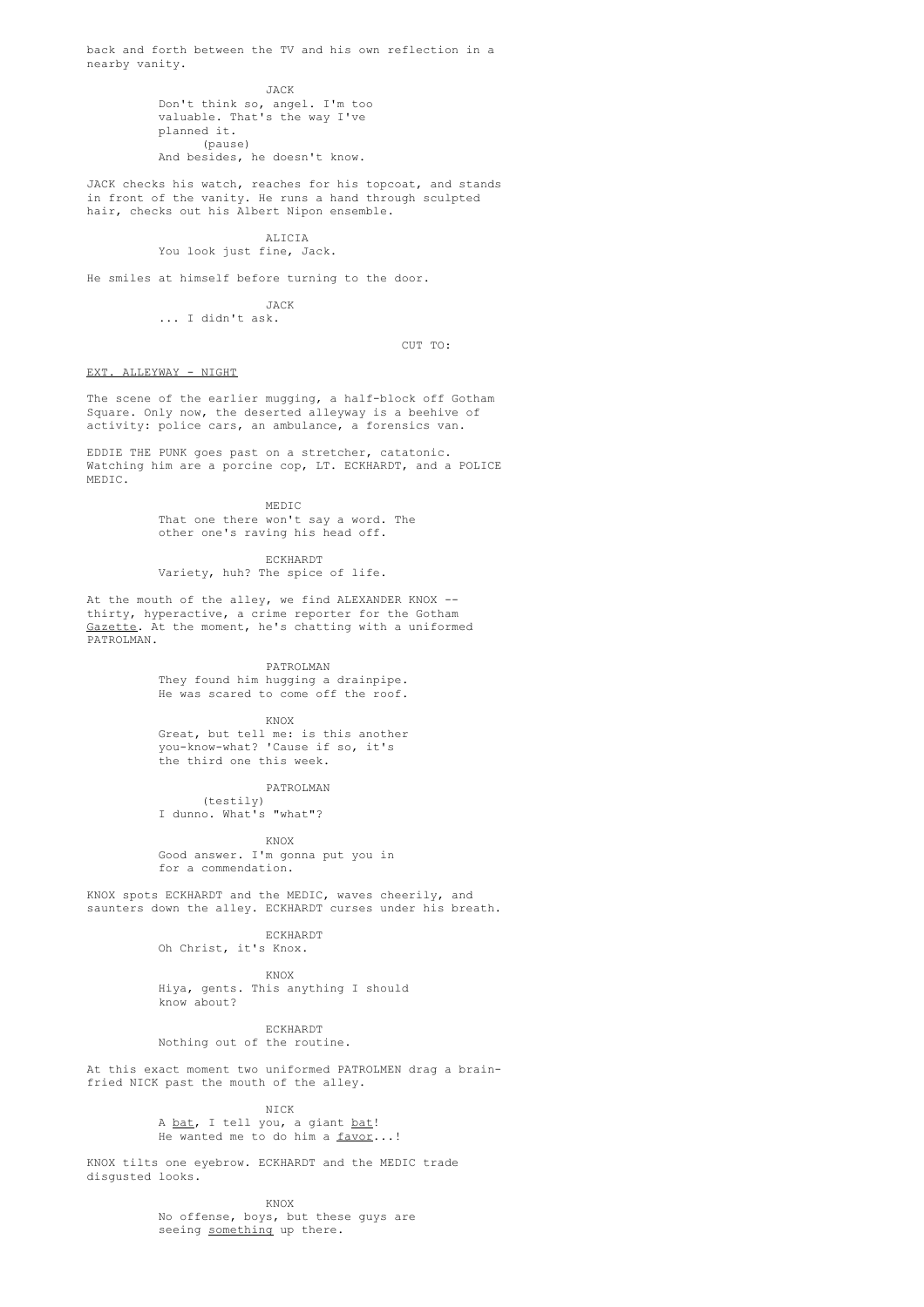back and forth between the TV and his own reflection in a nearby vanity.

JACK
Don't think so, angel. I'm too valuable. That's the way I've planned it.
(pause)
And besides, he doesn't know.

JACK checks his watch, reaches for his topcoat, and stands in front of the vanity. He runs a hand through sculpted hair, checks out his Albert Nipon ensemble.

ALICIA
You look just fine, Jack.

He smiles at himself before turning to the door.

JACK
... I didn't ask.

CUT TO:

EXT. ALLEYWAY - NIGHT

The scene of the earlier mugging, a half-block off Gotham Square. Only now, the deserted alleyway is a beehive of activity: police cars, an ambulance, a forensics van.

EDDIE THE PUNK goes past on a stretcher, catatonic. Watching him are a porcine cop, LT. ECKHARDT, and a POLICE MEDIC.

MEDIC
That one there won't say a word. The other one's raving his head off.

ECKHARDT
Variety, huh? The spice of life.

At the mouth of the alley, we find ALEXANDER KNOX -- thirty, hyperactive, a crime reporter for the Gotham Gazette. At the moment, he's chatting with a uniformed PATROLMAN.

PATROLMAN
They found him hugging a drainpipe. He was scared to come off the roof.

KNOX
Great, but tell me: is this another you-know-what? 'Cause if so, it's the third one this week.

PATROLMAN
(testily)
I dunno. What's "what"?

KNOX
Good answer. I'm gonna put you in for a commendation.

KNOX spots ECKHARDT and the MEDIC, waves cheerily, and saunters down the alley. ECKHARDT curses under his breath.

ECKHARDT
Oh Christ, it's Knox.

KNOX
Hiya, gents. This anything I should know about?

ECKHARDT
Nothing out of the routine.

At this exact moment two uniformed PATROLMEN drag a brain-fried NICK past the mouth of the alley.

NICK
A bat, I tell you, a giant bat! He wanted me to do him a favor...!

KNOX tilts one eyebrow. ECKHARDT and the MEDIC trade disgusted looks.

KNOX
No offense, boys, but these guys are seeing something up there.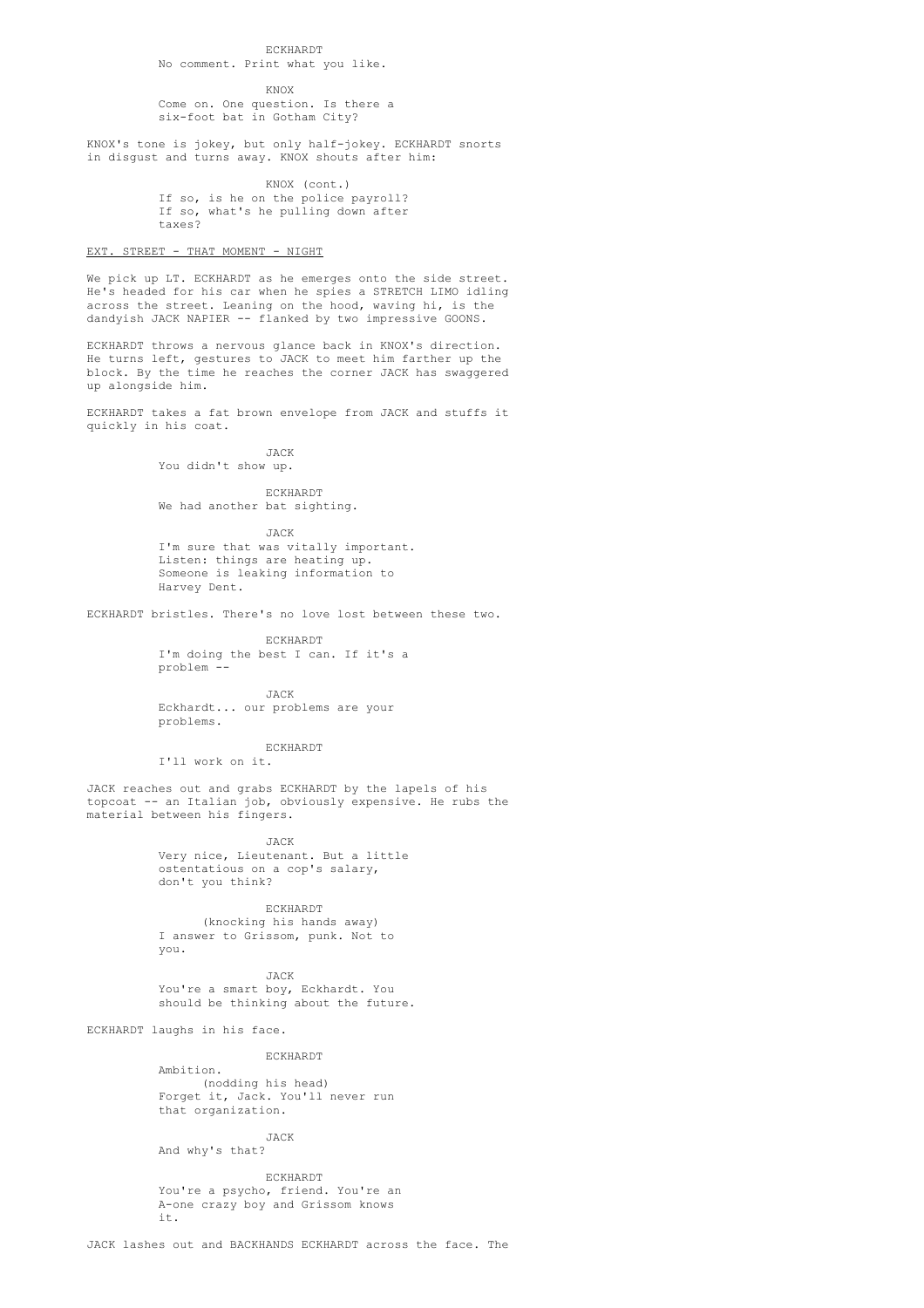ECKHARDT
No comment. Print what you like.

KNOX
Come on. One question. Is there a six-foot bat in Gotham City?

KNOX's tone is jokey, but only half-jokey. ECKHARDT snorts in disgust and turns away. KNOX shouts after him:

KNOX (cont.)
If so, is he on the police payroll? If so, what's he pulling down after taxes?

EXT. STREET - THAT MOMENT - NIGHT

We pick up LT. ECKHARDT as he emerges onto the side street. He's headed for his car when he spies a STRETCH LIMO idling across the street. Leaning on the hood, waving hi, is the dandyish JACK NAPIER -- flanked by two impressive GOONS.

ECKHARDT throws a nervous glance back in KNOX's direction. He turns left, gestures to JACK to meet him farther up the block. By the time he reaches the corner JACK has swaggered up alongside him.

ECKHARDT takes a fat brown envelope from JACK and stuffs it quickly in his coat.

JACK
You didn't show up.

ECKHARDT
We had another bat sighting.

JACK
I'm sure that was vitally important. Listen: things are heating up. Someone is leaking information to Harvey Dent.

ECKHARDT bristles. There's no love lost between these two.

ECKHARDT
I'm doing the best I can. If it's a problem --

JACK
Eckhardt... our problems are your problems.

ECKHARDT
I'll work on it.

JACK reaches out and grabs ECKHARDT by the lapels of his topcoat -- an Italian job, obviously expensive. He rubs the material between his fingers.

JACK
Very nice, Lieutenant. But a little ostentatious on a cop's salary, don't you think?

ECKHARDT
(knocking his hands away)
I answer to Grissom, punk. Not to you.

JACK
You're a smart boy, Eckhardt. You should be thinking about the future.

ECKHARDT laughs in his face.

ECKHARDT
Ambition.
(nodding his head)
Forget it, Jack. You'll never run that organization.

JACK
And why's that?

ECKHARDT
You're a psycho, friend. You're an A-one crazy boy and Grissom knows it.

JACK lashes out and BACKHANDS ECKHARDT across the face. The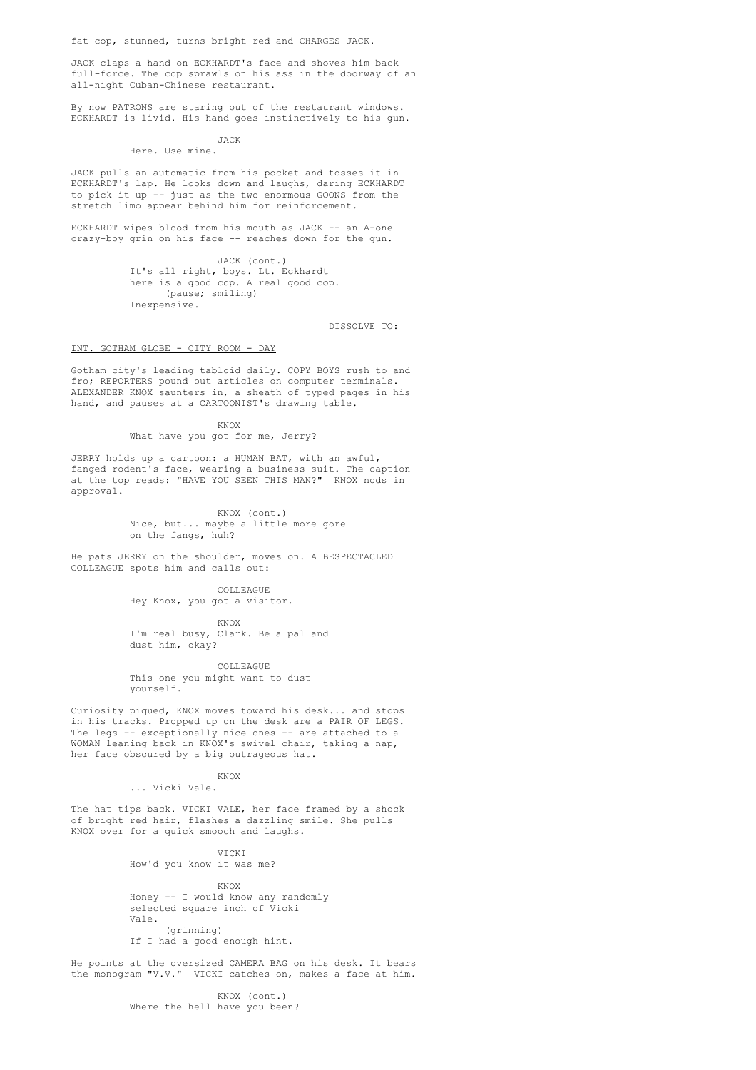fat cop, stunned, turns bright red and CHARGES JACK.

JACK claps a hand on ECKHARDT's face and shoves him back full-force. The cop sprawls on his ass in the doorway of an all-night Cuban-Chinese restaurant.

By now PATRONS are staring out of the restaurant windows. ECKHARDT is livid. His hand goes instinctively to his gun.

JACK
Here. Use mine.

JACK pulls an automatic from his pocket and tosses it in ECKHARDT's lap. He looks down and laughs, daring ECKHARDT to pick it up -- just as the two enormous GOONS from the stretch limo appear behind him for reinforcement.

ECKHARDT wipes blood from his mouth as JACK -- an A-one crazy-boy grin on his face -- reaches down for the gun.

JACK (cont.)
It's all right, boys. Lt. Eckhardt here is a good cop. A real good cop.
(pause; smiling)
Inexpensive.

DISSOLVE TO:

INT. GOTHAM GLOBE - CITY ROOM - DAY

Gotham city's leading tabloid daily. COPY BOYS rush to and fro; REPORTERS pound out articles on computer terminals. ALEXANDER KNOX saunters in, a sheath of typed pages in his hand, and pauses at a CARTOONIST's drawing table.

KNOX
What have you got for me, Jerry?

JERRY holds up a cartoon: a HUMAN BAT, with an awful, fanged rodent's face, wearing a business suit. The caption at the top reads: "HAVE YOU SEEN THIS MAN?" KNOX nods in approval.

KNOX (cont.)
Nice, but... maybe a little more gore on the fangs, huh?

He pats JERRY on the shoulder, moves on. A BESPECTACLED COLLEAGUE spots him and calls out:

COLLEAGUE
Hey Knox, you got a visitor.

KNOX
I'm real busy, Clark. Be a pal and dust him, okay?

COLLEAGUE
This one you might want to dust yourself.

Curiosity piqued, KNOX moves toward his desk... and stops in his tracks. Propped up on the desk are a PAIR OF LEGS. The legs -- exceptionally nice ones -- are attached to a WOMAN leaning back in KNOX's swivel chair, taking a nap, her face obscured by a big outrageous hat.

KNOX
... Vicki Vale.

The hat tips back. VICKI VALE, her face framed by a shock of bright red hair, flashes a dazzling smile. She pulls KNOX over for a quick smooch and laughs.

VICKI
How'd you know it was me?

KNOX
Honey -- I would know any randomly selected _square inch_ of Vicki Vale.
(grinning)
If I had a good enough hint.

He points at the oversized CAMERA BAG on his desk. It bears the monogram "V.V." VICKI catches on, makes a face at him.

KNOX (cont.)
Where the hell have you been?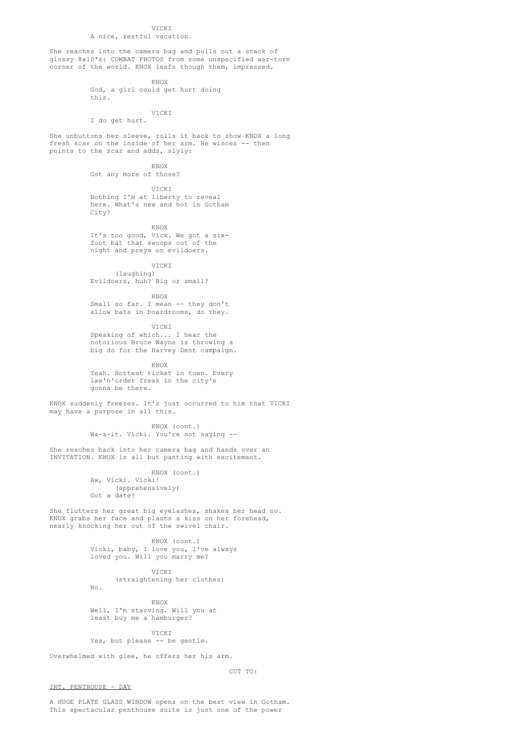VICKI
A nice, restful vacation.

She reaches into the camera bag and pulls out a stack of glossy 8x10's: COMBAT PHOTOS from some unspecified war-torn corner of the world. KNOX leafs though them, impressed.

KNOX
God, a girl could get hurt doing this.

VICKI
I do get hurt.

She unbuttons her sleeve, rolls it back to show KNOX a long fresh scar on the inside of her arm. He winces -- then points to the scar and adds, slyly:

KNOX
Got any more of those?

VICKI
Nothing I'm at liberty to reveal here. What's new and hot in Gotham City?

KNOX
It's too good, Vick. We got a six-foot bat that swoops out of the night and preys on evildoers.

VICKI
(laughing)
Evildoers, huh? Big or small?

KNOX
Small so far. I mean -- they don't allow bats in boardrooms, do they.

VICKI
Speaking of which... I hear the notorious Bruce Wayne is throwing a big do for the Harvey Dent campaign.

KNOX
Yeah. Hottest ticket in town. Every law'n'order freak in the city's gonna be there.

KNOX suddenly freezes. It's just occurred to him that VICKI may have a purpose in all this.

KNOX (cont.)
Wa-a-it. Vicki. You're not saying --

She reaches back into her camera bag and hands over an INVITATION. KNOX is all but panting with excitement.

KNOX (cont.)
Aw, Vicki. Vicki!
(apprehensively)
Got a date?

She flutters her great big eyelashes, shakes her head no. KNOX grabs her face and plants a kiss on her forehead, nearly knocking her out of the swivel chair.

KNOX (cont.)
Vicki, baby, I love you, I've always loved you. Will you marry me?

VICKI
(straightening her clothes)
No.

KNOX
Well, I'm starving. Will you at least buy me a hamburger?

VICKI
Yes, but please -- be gentle.

Overwhelmed with glee, he offers her his arm.

CUT TO:

INT. PENTHOUSE - DAY

A HUGE PLATE GLASS WINDOW opens on the best view in Gotham. This spectacular penthouse suite is just one of the power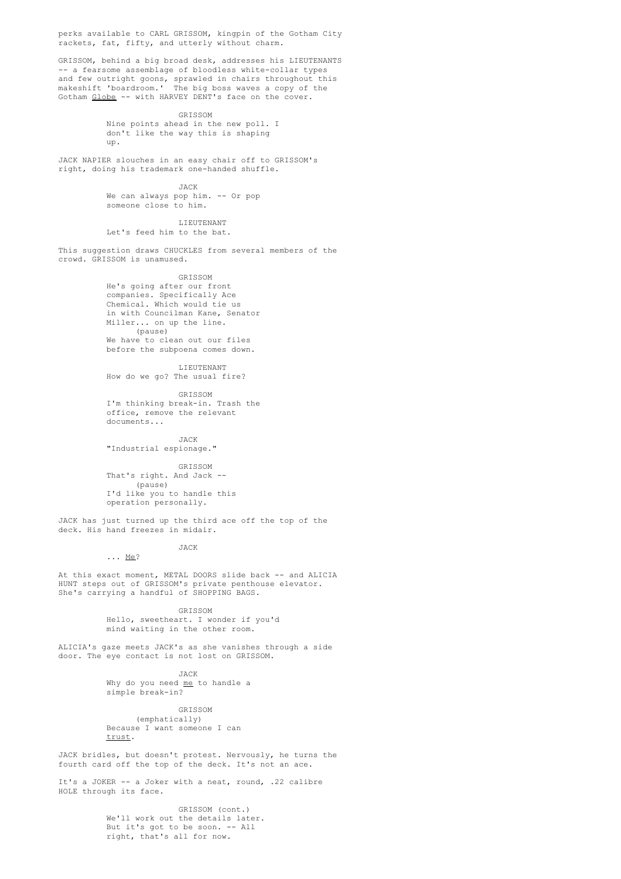perks available to CARL GRISSOM, kingpin of the Gotham City rackets, fat, fifty, and utterly without charm.

GRISSOM, behind a big broad desk, addresses his LIEUTENANTS -- a fearsome assemblage of bloodless white-collar types and few outright goons, sprawled in chairs throughout this makeshift 'boardroom.' The big boss waves a copy of the Gotham _Globe_ -- with HARVEY DENT's face on the cover.

GRISSOM
Nine points ahead in the new poll. I don't like the way this is shaping up.

JACK NAPIER slouches in an easy chair off to GRISSOM's right, doing his trademark one-handed shuffle.

JACK
We can always pop him. -- Or pop someone close to him.

LIEUTENANT
Let's feed him to the bat.

This suggestion draws CHUCKLES from several members of the crowd. GRISSOM is unamused.

GRISSOM
He's going after our front companies. Specifically Ace Chemical. Which would tie us in with Councilman Kane, Senator Miller... on up the line.
(pause)
We have to clean out our files before the subpoena comes down.

LIEUTENANT
How do we go? The usual fire?

GRISSOM
I'm thinking break-in. Trash the office, remove the relevant documents...

JACK
"Industrial espionage."

GRISSOM
That's right. And Jack --
(pause)
I'd like you to handle this operation personally.

JACK has just turned up the third ace off the top of the deck. His hand freezes in midair.

JACK
... _Me_?

At this exact moment, METAL DOORS slide back -- and ALICIA HUNT steps out of GRISSOM's private penthouse elevator. She's carrying a handful of SHOPPING BAGS.

GRISSOM
Hello, sweetheart. I wonder if you'd mind waiting in the other room.

ALICIA's gaze meets JACK's as she vanishes through a side door. The eye contact is not lost on GRISSOM.

JACK
Why do you need _me_ to handle a simple break-in?

GRISSOM
(emphatically)
Because I want someone I can _trust_.

JACK bridles, but doesn't protest. Nervously, he turns the fourth card off the top of the deck. It's not an ace.

It's a JOKER -- a Joker with a neat, round, .22 calibre HOLE through its face.

GRISSOM (cont.)
We'll work out the details later. But it's got to be soon. -- All right, that's all for now.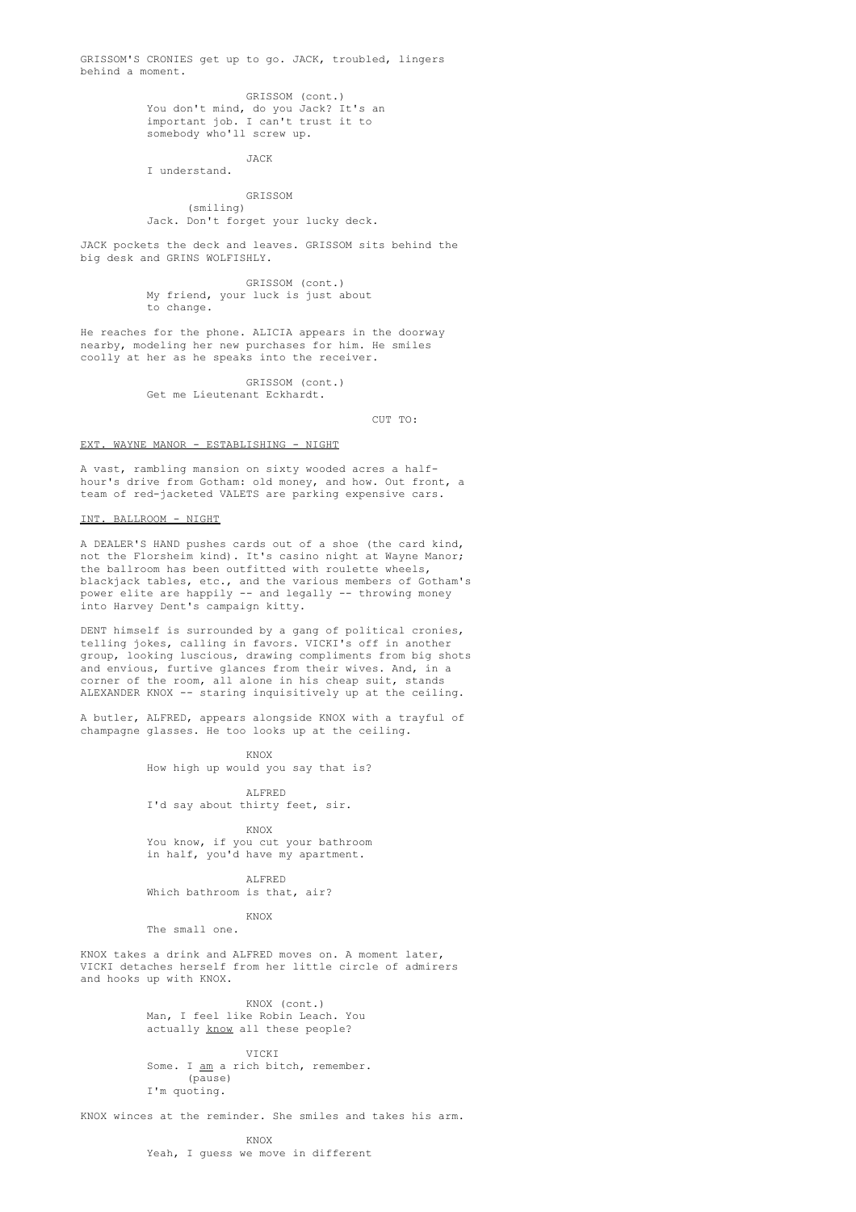GRISSOM'S CRONIES get up to go. JACK, troubled, lingers behind a moment.

GRISSOM (cont.)
You don't mind, do you Jack? It's an important job. I can't trust it to somebody who'll screw up.

JACK
I understand.

GRISSOM
(smiling)
Jack. Don't forget your lucky deck.

JACK pockets the deck and leaves. GRISSOM sits behind the big desk and GRINS WOLFISHLY.

GRISSOM (cont.)
My friend, your luck is just about to change.

He reaches for the phone. ALICIA appears in the doorway nearby, modeling her new purchases for him. He smiles coolly at her as he speaks into the receiver.

GRISSOM (cont.)
Get me Lieutenant Eckhardt.

CUT TO:

<u>EXT. WAYNE MANOR - ESTABLISHING - NIGHT</u>

A vast, rambling mansion on sixty wooded acres a half-hour's drive from Gotham: old money, and how. Out front, a team of red-jacketed VALETS are parking expensive cars.

<u>INT. BALLROOM - NIGHT</u>

A DEALER'S HAND pushes cards out of a shoe (the card kind, not the Florsheim kind). It's casino night at Wayne Manor; the ballroom has been outfitted with roulette wheels, blackjack tables, etc., and the various members of Gotham's power elite are happily -- and legally -- throwing money into Harvey Dent's campaign kitty.

DENT himself is surrounded by a gang of political cronies, telling jokes, calling in favors. VICKI's off in another group, looking luscious, drawing compliments from big shots and envious, furtive glances from their wives. And, in a corner of the room, all alone in his cheap suit, stands ALEXANDER KNOX -- staring inquisitively up at the ceiling.

A butler, ALFRED, appears alongside KNOX with a trayful of champagne glasses. He too looks up at the ceiling.

KNOX
How high up would you say that is?

ALFRED
I'd say about thirty feet, sir.

KNOX
You know, if you cut your bathroom in half, you'd have my apartment.

ALFRED
Which bathroom is that, air?

KNOX
The small one.

KNOX takes a drink and ALFRED moves on. A moment later, VICKI detaches herself from her little circle of admirers and hooks up with KNOX.

KNOX (cont.)
Man, I feel like Robin Leach. You actually <u>know</u> all these people?

VICKI
Some. I <u>am</u> a rich bitch, remember.
(pause)
I'm quoting.

KNOX winces at the reminder. She smiles and takes his arm.

KNOX
Yeah, I guess we move in different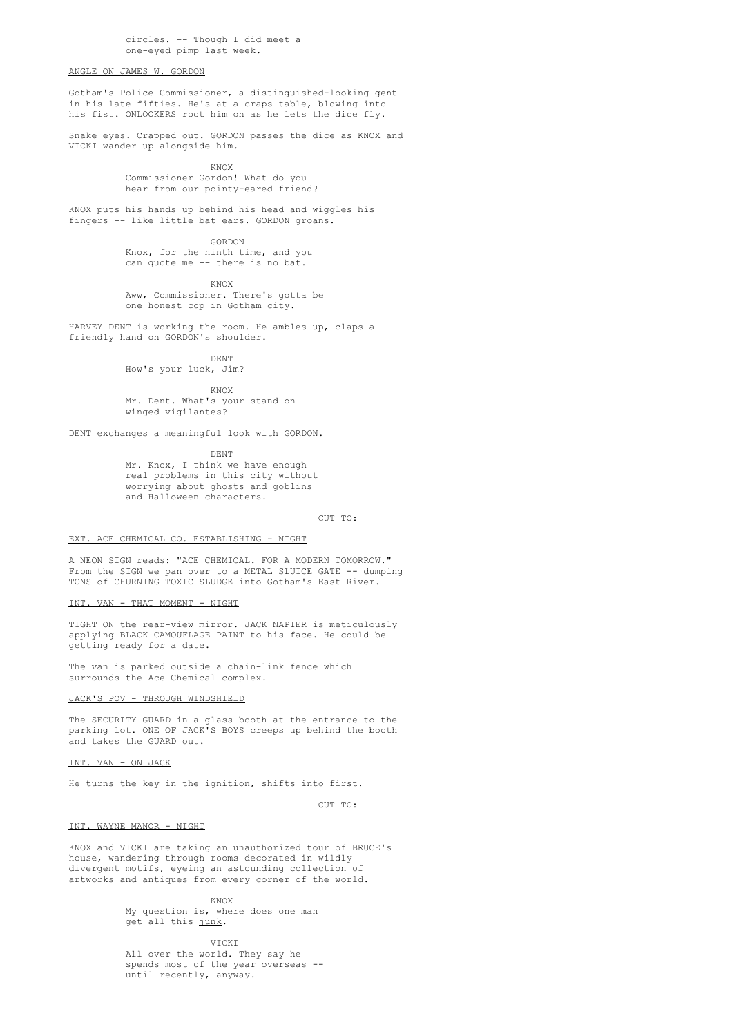circles. -- Though I _did_ meet a one-eyed pimp last week.

ANGLE ON JAMES W. GORDON

Gotham's Police Commissioner, a distinguished-looking gent in his late fifties. He's at a craps table, blowing into his fist. ONLOOKERS root him on as he lets the dice fly.

Snake eyes. Crapped out. GORDON passes the dice as KNOX and VICKI wander up alongside him.

KNOX
Commissioner Gordon! What do you hear from our pointy-eared friend?

KNOX puts his hands up behind his head and wiggles his fingers -- like little bat ears. GORDON groans.

GORDON
Knox, for the ninth time, and you can quote me -- _there is no bat_.

KNOX
Aww, Commissioner. There's gotta be _one_ honest cop in Gotham city.

HARVEY DENT is working the room. He ambles up, claps a friendly hand on GORDON's shoulder.

DENT
How's your luck, Jim?

KNOX
Mr. Dent. What's _your_ stand on winged vigilantes?

DENT exchanges a meaningful look with GORDON.

DENT
Mr. Knox, I think we have enough real problems in this city without worrying about ghosts and goblins and Halloween characters.

CUT TO:

EXT. ACE CHEMICAL CO. ESTABLISHING - NIGHT

A NEON SIGN reads: "ACE CHEMICAL. FOR A MODERN TOMORROW." From the SIGN we pan over to a METAL SLUICE GATE -- dumping TONS of CHURNING TOXIC SLUDGE into Gotham's East River.

INT. VAN - THAT MOMENT - NIGHT

TIGHT ON the rear-view mirror. JACK NAPIER is meticulously applying BLACK CAMOUFLAGE PAINT to his face. He could be getting ready for a date.

The van is parked outside a chain-link fence which surrounds the Ace Chemical complex.

JACK'S POV - THROUGH WINDSHIELD

The SECURITY GUARD in a glass booth at the entrance to the parking lot. ONE OF JACK'S BOYS creeps up behind the booth and takes the GUARD out.

INT. VAN - ON JACK

He turns the key in the ignition, shifts into first.

CUT TO:

INT. WAYNE MANOR - NIGHT

KNOX and VICKI are taking an unauthorized tour of BRUCE's house, wandering through rooms decorated in wildly divergent motifs, eyeing an astounding collection of artworks and antiques from every corner of the world.

KNOX
My question is, where does one man get all this _junk_.

VICKI
All over the world. They say he spends most of the year overseas -- until recently, anyway.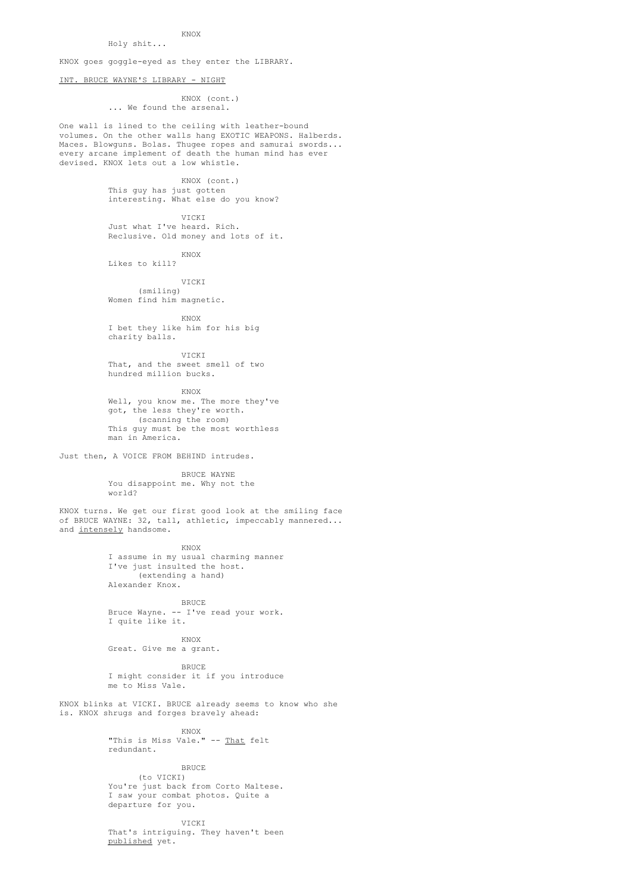KNOX

Holy shit...

KNOX goes goggle-eyed as they enter the LIBRARY.

<u>INT. BRUCE WAYNE'S LIBRARY - NIGHT</u>

KNOX (cont.)

... We found the arsenal.

One wall is lined to the ceiling with leather-bound volumes. On the other walls hang EXOTIC WEAPONS. Halberds. Maces. Blowguns. Bolas. Thugee ropes and samurai swords... every arcane implement of death the human mind has ever devised. KNOX lets out a low whistle.

KNOX (cont.)

This guy has just gotten interesting. What else do you know?

VICKI

Just what I've heard. Rich. Reclusive. Old money and lots of it.

KNOX

Likes to kill?

VICKI

(smiling)

Women find him magnetic.

KNOX

I bet they like him for his big charity balls.

VICKI

That, and the sweet smell of two hundred million bucks.

KNOX

Well, you know me. The more they've got, the less they're worth.

(scanning the room)

This guy must be the most worthless man in America.

Just then, A VOICE FROM BEHIND intrudes.

BRUCE WAYNE

You disappoint me. Why not the world?

KNOX turns. We get our first good look at the smiling face of BRUCE WAYNE: 32, tall, athletic, impeccably mannered... and <u>intensely</u> handsome.

KNOX

I assume in my usual charming manner I've just insulted the host.

(extending a hand)

Alexander Knox.

BRUCE

Bruce Wayne. -- I've read your work. I quite like it.

KNOX

Great. Give me a grant.

BRUCE

I might consider it if you introduce me to Miss Vale.

KNOX blinks at VICKI. BRUCE already seems to know who she is. KNOX shrugs and forges bravely ahead:

KNOX

"This is Miss Vale." -- <u>That</u> felt redundant.

BRUCE

(to VICKI)

You're just back from Corto Maltese. I saw your combat photos. Quite a departure for you.

VICKI

That's intriguing. They haven't been <u>published</u> yet.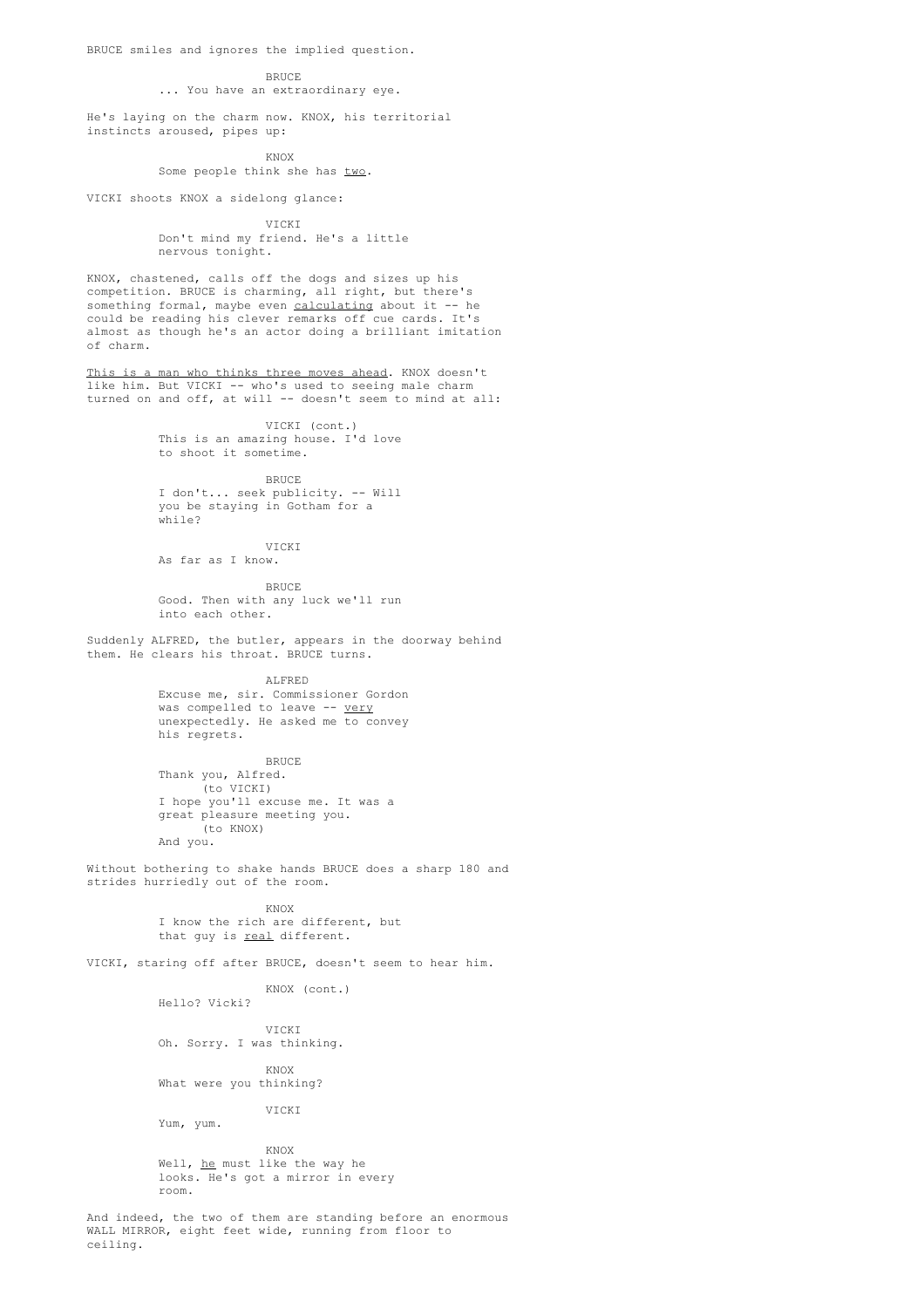BRUCE smiles and ignores the implied question.

BRUCE
... You have an extraordinary eye.

He's laying on the charm now. KNOX, his territorial instincts aroused, pipes up:

KNOX
Some people think she has <u>two</u>.

VICKI shoots KNOX a sidelong glance:

VICKI
Don't mind my friend. He's a little nervous tonight.

KNOX, chastened, calls off the dogs and sizes up his competition. BRUCE is charming, all right, but there's something formal, maybe even <u>calculating</u> about it -- he could be reading his clever remarks off cue cards. It's almost as though he's an actor doing a brilliant imitation of charm.

<u>This is a man who thinks three moves ahead</u>. KNOX doesn't like him. But VICKI -- who's used to seeing male charm turned on and off, at will -- doesn't seem to mind at all:

VICKI (cont.)
This is an amazing house. I'd love to shoot it sometime.

BRUCE
I don't... seek publicity. -- Will you be staying in Gotham for a while?

VICKI
As far as I know.

BRUCE
Good. Then with any luck we'll run into each other.

Suddenly ALFRED, the butler, appears in the doorway behind them. He clears his throat. BRUCE turns.

ALFRED
Excuse me, sir. Commissioner Gordon was compelled to leave -- <u>very</u> unexpectedly. He asked me to convey his regrets.

BRUCE
Thank you, Alfred.
(to VICKI)
I hope you'll excuse me. It was a great pleasure meeting you.
(to KNOX)
And you.

Without bothering to shake hands BRUCE does a sharp 180 and strides hurriedly out of the room.

KNOX
I know the rich are different, but that guy is <u>real</u> different.

VICKI, staring off after BRUCE, doesn't seem to hear him.

KNOX (cont.)
Hello? Vicki?

VICKI
Oh. Sorry. I was thinking.

KNOX
What were you thinking?

VICKI
Yum, yum.

KNOX
Well, <u>he</u> must like the way he looks. He's got a mirror in every room.

And indeed, the two of them are standing before an enormous WALL MIRROR, eight feet wide, running from floor to ceiling.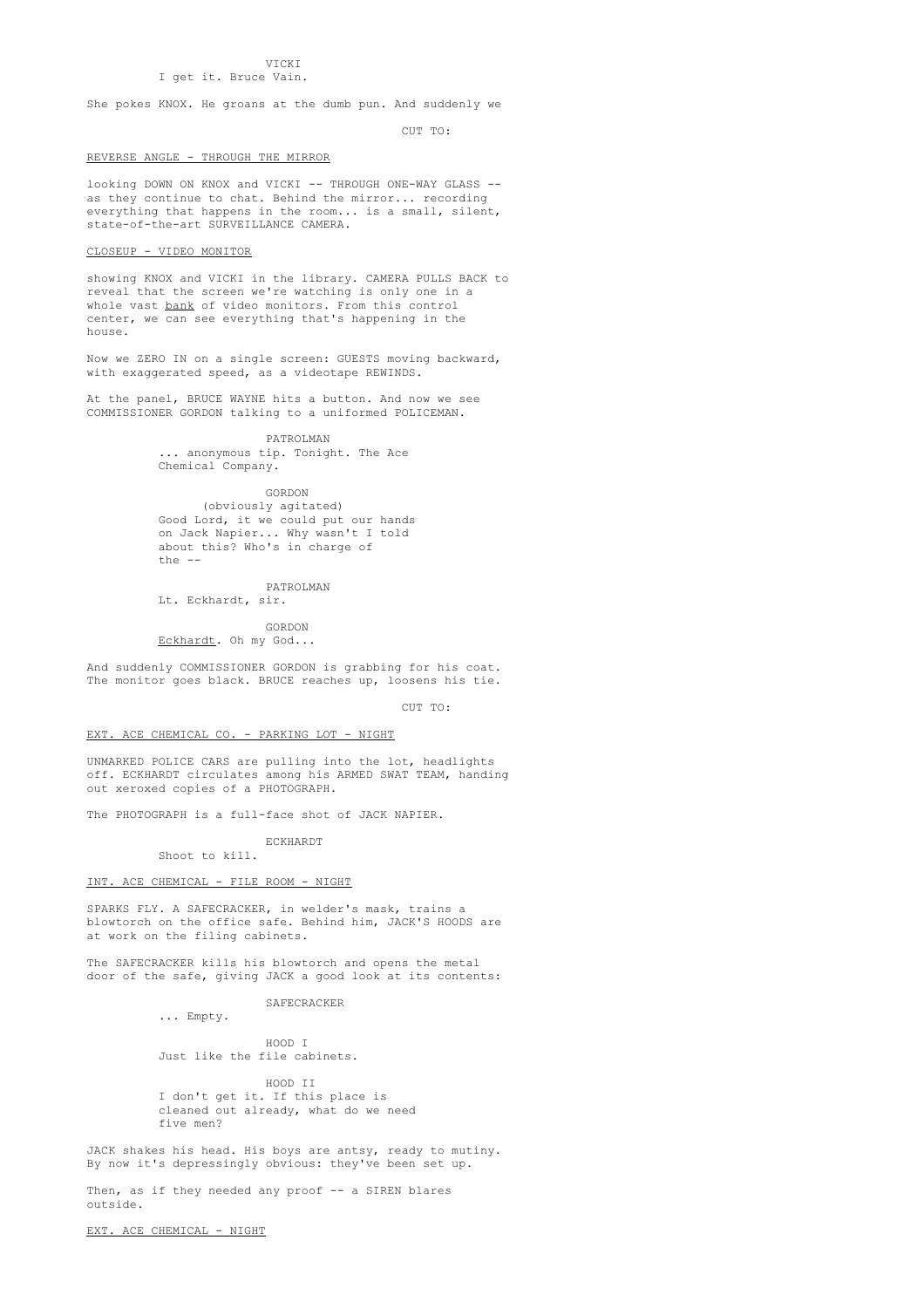VICKI

I get it. Bruce Vain.

She pokes KNOX. He groans at the dumb pun. And suddenly we

CUT TO:

REVERSE ANGLE - THROUGH THE MIRROR

looking DOWN ON KNOX and VICKI -- THROUGH ONE-WAY GLASS -- as they continue to chat. Behind the mirror... recording everything that happens in the room... is a small, silent, state-of-the-art SURVEILLANCE CAMERA.

CLOSEUP - VIDEO MONITOR

showing KNOX and VICKI in the library. CAMERA PULLS BACK to reveal that the screen we're watching is only one in a whole vast bank of video monitors. From this control center, we can see everything that's happening in the house.

Now we ZERO IN on a single screen: GUESTS moving backward, with exaggerated speed, as a videotape REWINDS.

At the panel, BRUCE WAYNE hits a button. And now we see COMMISSIONER GORDON talking to a uniformed POLICEMAN.

PATROLMAN

... anonymous tip. Tonight. The Ace Chemical Company.

GORDON

(obviously agitated)

Good Lord, it we could put our hands on Jack Napier... Why wasn't I told about this? Who's in charge of the --

PATROLMAN

Lt. Eckhardt, sir.

GORDON

Eckhardt. Oh my God...

And suddenly COMMISSIONER GORDON is grabbing for his coat. The monitor goes black. BRUCE reaches up, loosens his tie.

CUT TO:

EXT. ACE CHEMICAL CO. - PARKING LOT - NIGHT

UNMARKED POLICE CARS are pulling into the lot, headlights off. ECKHARDT circulates among his ARMED SWAT TEAM, handing out xeroxed copies of a PHOTOGRAPH.

The PHOTOGRAPH is a full-face shot of JACK NAPIER.

ECKHARDT

Shoot to kill.

INT. ACE CHEMICAL - FILE ROOM - NIGHT

SPARKS FLY. A SAFECRACKER, in welder's mask, trains a blowtorch on the office safe. Behind him, JACK'S HOODS are at work on the filing cabinets.

The SAFECRACKER kills his blowtorch and opens the metal door of the safe, giving JACK a good look at its contents:

SAFECRACKER

... Empty.

HOOD I

Just like the file cabinets.

HOOD II

I don't get it. If this place is cleaned out already, what do we need five men?

JACK shakes his head. His boys are antsy, ready to mutiny. By now it's depressingly obvious: they've been set up.

Then, as if they needed any proof -- a SIREN blares outside.

EXT. ACE CHEMICAL - NIGHT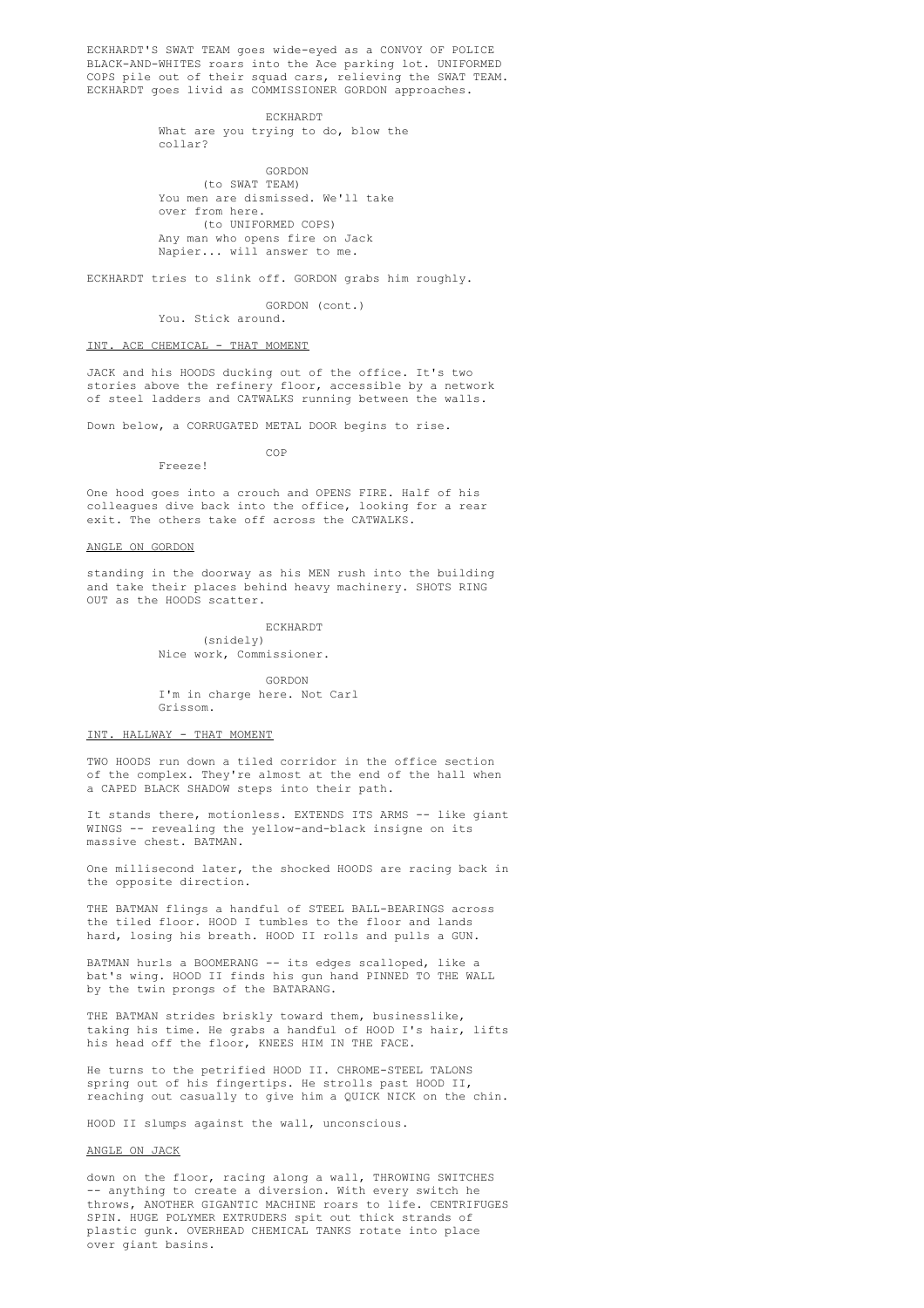ECKHARDT'S SWAT TEAM goes wide-eyed as a CONVOY OF POLICE BLACK-AND-WHITES roars into the Ace parking lot. UNIFORMED COPS pile out of their squad cars, relieving the SWAT TEAM. ECKHARDT goes livid as COMMISSIONER GORDON approaches.

ECKHARDT
What are you trying to do, blow the collar?

GORDON
(to SWAT TEAM)
You men are dismissed. We'll take over from here.
(to UNIFORMED COPS)
Any man who opens fire on Jack Napier... will answer to me.

ECKHARDT tries to slink off. GORDON grabs him roughly.

GORDON (cont.)
You. Stick around.

INT. ACE CHEMICAL - THAT MOMENT

JACK and his HOODS ducking out of the office. It's two stories above the refinery floor, accessible by a network of steel ladders and CATWALKS running between the walls.

Down below, a CORRUGATED METAL DOOR begins to rise.

COP
Freeze!

One hood goes into a crouch and OPENS FIRE. Half of his colleagues dive back into the office, looking for a rear exit. The others take off across the CATWALKS.

ANGLE ON GORDON

standing in the doorway as his MEN rush into the building and take their places behind heavy machinery. SHOTS RING OUT as the HOODS scatter.

ECKHARDT
(snidely)
Nice work, Commissioner.

GORDON
I'm in charge here. Not Carl Grissom.

INT. HALLWAY - THAT MOMENT

TWO HOODS run down a tiled corridor in the office section of the complex. They're almost at the end of the hall when a CAPED BLACK SHADOW steps into their path.

It stands there, motionless. EXTENDS ITS ARMS -- like giant WINGS -- revealing the yellow-and-black insigne on its massive chest. BATMAN.

One millisecond later, the shocked HOODS are racing back in the opposite direction.

THE BATMAN flings a handful of STEEL BALL-BEARINGS across the tiled floor. HOOD I tumbles to the floor and lands hard, losing his breath. HOOD II rolls and pulls a GUN.

BATMAN hurls a BOOMERANG -- its edges scalloped, like a bat's wing. HOOD II finds his gun hand PINNED TO THE WALL by the twin prongs of the BATARANG.

THE BATMAN strides briskly toward them, businesslike, taking his time. He grabs a handful of HOOD I's hair, lifts his head off the floor, KNEES HIM IN THE FACE.

He turns to the petrified HOOD II. CHROME-STEEL TALONS spring out of his fingertips. He strolls past HOOD II, reaching out casually to give him a QUICK NICK on the chin.

HOOD II slumps against the wall, unconscious.

ANGLE ON JACK

down on the floor, racing along a wall, THROWING SWITCHES -- anything to create a diversion. With every switch he throws, ANOTHER GIGANTIC MACHINE roars to life. CENTRIFUGES SPIN. HUGE POLYMER EXTRUDERS spit out thick strands of plastic gunk. OVERHEAD CHEMICAL TANKS rotate into place over giant basins.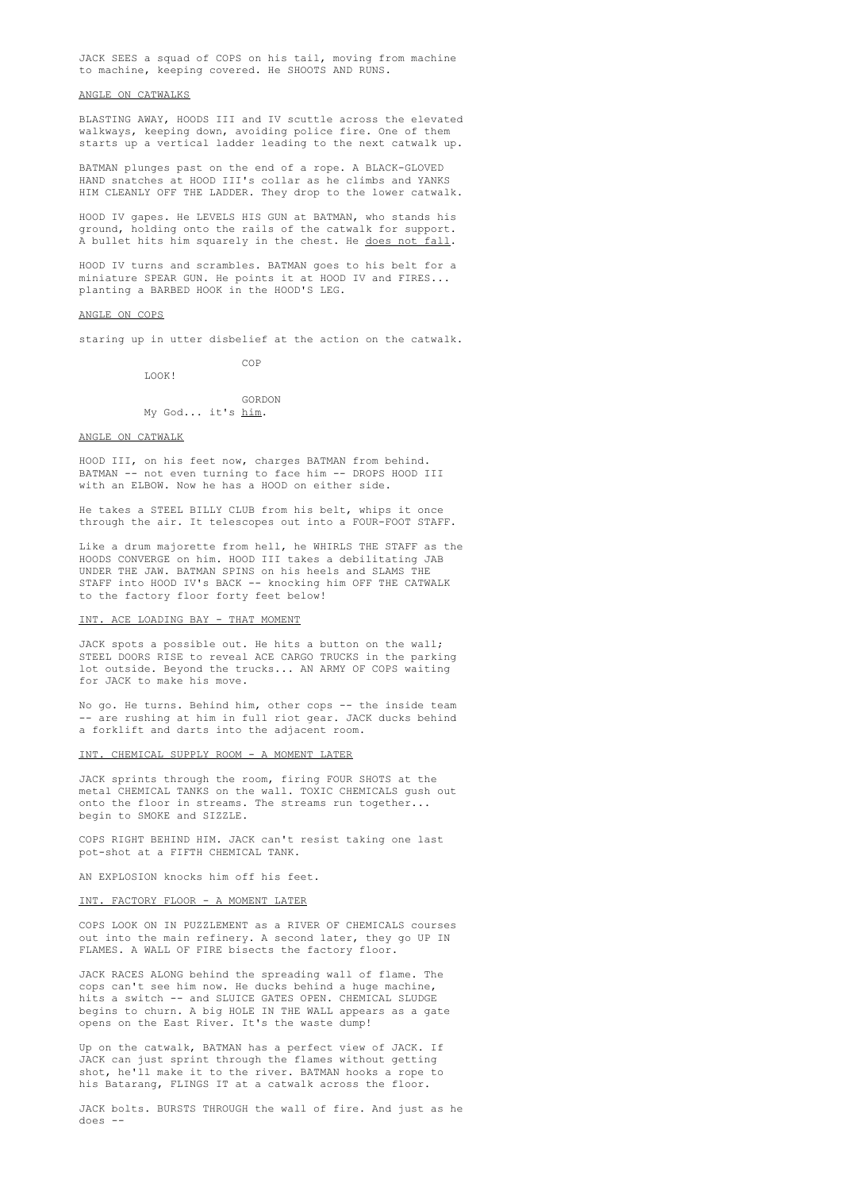JACK SEES a squad of COPS on his tail, moving from machine to machine, keeping covered. He SHOOTS AND RUNS.

ANGLE ON CATWALKS

BLASTING AWAY, HOODS III and IV scuttle across the elevated walkways, keeping down, avoiding police fire. One of them starts up a vertical ladder leading to the next catwalk up.

BATMAN plunges past on the end of a rope. A BLACK-GLOVED HAND snatches at HOOD III's collar as he climbs and YANKS HIM CLEANLY OFF THE LADDER. They drop to the lower catwalk.

HOOD IV gapes. He LEVELS HIS GUN at BATMAN, who stands his ground, holding onto the rails of the catwalk for support. A bullet hits him squarely in the chest. He does not fall.

HOOD IV turns and scrambles. BATMAN goes to his belt for a miniature SPEAR GUN. He points it at HOOD IV and FIRES... planting a BARBED HOOK in the HOOD'S LEG.

ANGLE ON COPS

staring up in utter disbelief at the action on the catwalk.

COP
LOOK!

GORDON
My God... it's him.

ANGLE ON CATWALK

HOOD III, on his feet now, charges BATMAN from behind. BATMAN -- not even turning to face him -- DROPS HOOD III with an ELBOW. Now he has a HOOD on either side.

He takes a STEEL BILLY CLUB from his belt, whips it once through the air. It telescopes out into a FOUR-FOOT STAFF.

Like a drum majorette from hell, he WHIRLS THE STAFF as the HOODS CONVERGE on him. HOOD III takes a debilitating JAB UNDER THE JAW. BATMAN SPINS on his heels and SLAMS THE STAFF into HOOD IV's BACK -- knocking him OFF THE CATWALK to the factory floor forty feet below!

INT. ACE LOADING BAY - THAT MOMENT

JACK spots a possible out. He hits a button on the wall; STEEL DOORS RISE to reveal ACE CARGO TRUCKS in the parking lot outside. Beyond the trucks... AN ARMY OF COPS waiting for JACK to make his move.

No go. He turns. Behind him, other cops -- the inside team -- are rushing at him in full riot gear. JACK ducks behind a forklift and darts into the adjacent room.

INT. CHEMICAL SUPPLY ROOM - A MOMENT LATER

JACK sprints through the room, firing FOUR SHOTS at the metal CHEMICAL TANKS on the wall. TOXIC CHEMICALS gush out onto the floor in streams. The streams run together... begin to SMOKE and SIZZLE.

COPS RIGHT BEHIND HIM. JACK can't resist taking one last pot-shot at a FIFTH CHEMICAL TANK.

AN EXPLOSION knocks him off his feet.

INT. FACTORY FLOOR - A MOMENT LATER

COPS LOOK ON IN PUZZLEMENT as a RIVER OF CHEMICALS courses out into the main refinery. A second later, they go UP IN FLAMES. A WALL OF FIRE bisects the factory floor.

JACK RACES ALONG behind the spreading wall of flame. The cops can't see him now. He ducks behind a huge machine, hits a switch -- and SLUICE GATES OPEN. CHEMICAL SLUDGE begins to churn. A big HOLE IN THE WALL appears as a gate opens on the East River. It's the waste dump!

Up on the catwalk, BATMAN has a perfect view of JACK. If JACK can just sprint through the flames without getting shot, he'll make it to the river. BATMAN hooks a rope to his Batarang, FLINGS IT at a catwalk across the floor.

JACK bolts. BURSTS THROUGH the wall of fire. And just as he does --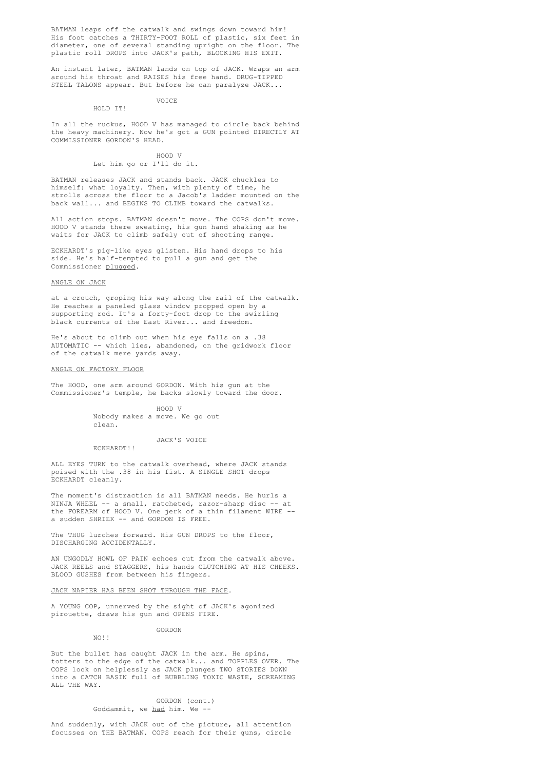BATMAN leaps off the catwalk and swings down toward him! His foot catches a THIRTY-FOOT ROLL of plastic, six feet in diameter, one of several standing upright on the floor. The plastic roll DROPS into JACK's path, BLOCKING HIS EXIT.

An instant later, BATMAN lands on top of JACK. Wraps an arm around his throat and RAISES his free hand. DRUG-TIPPED STEEL TALONS appear. But before he can paralyze JACK...

VOICE
HOLD IT!

In all the ruckus, HOOD V has managed to circle back behind the heavy machinery. Now he's got a GUN pointed DIRECTLY AT COMMISSIONER GORDON'S HEAD.

HOOD V
Let him go or I'll do it.

BATMAN releases JACK and stands back. JACK chuckles to himself: what loyalty. Then, with plenty of time, he strolls across the floor to a Jacob's ladder mounted on the back wall... and BEGINS TO CLIMB toward the catwalks.

All action stops. BATMAN doesn't move. The COPS don't move. HOOD V stands there sweating, his gun hand shaking as he waits for JACK to climb safely out of shooting range.

ECKHARDT's pig-like eyes glisten. His hand drops to his side. He's half-tempted to pull a gun and get the Commissioner _plugged_.

_ANGLE ON JACK_

at a crouch, groping his way along the rail of the catwalk. He reaches a paneled glass window propped open by a supporting rod. It's a forty-foot drop to the swirling black currents of the East River... and freedom.

He's about to climb out when his eye falls on a .38 AUTOMATIC -- which lies, abandoned, on the gridwork floor of the catwalk mere yards away.

_ANGLE ON FACTORY FLOOR_

The HOOD, one arm around GORDON. With his gun at the Commissioner's temple, he backs slowly toward the door.

HOOD V
Nobody makes a move. We go out clean.

JACK'S VOICE
ECKHARDT!!

ALL EYES TURN to the catwalk overhead, where JACK stands poised with the .38 in his fist. A SINGLE SHOT drops ECKHARDT cleanly.

The moment's distraction is all BATMAN needs. He hurls a NINJA WHEEL -- a small, ratcheted, razor-sharp disc -- at the FOREARM of HOOD V. One jerk of a thin filament WIRE -- a sudden SHRIEK -- and GORDON IS FREE.

The THUG lurches forward. His GUN DROPS to the floor, DISCHARGING ACCIDENTALLY.

AN UNGODLY HOWL OF PAIN echoes out from the catwalk above. JACK REELS and STAGGERS, his hands CLUTCHING AT HIS CHEEKS. BLOOD GUSHES from between his fingers.

_JACK NAPIER HAS BEEN SHOT THROUGH THE FACE_.

A YOUNG COP, unnerved by the sight of JACK's agonized pirouette, draws his gun and OPENS FIRE.

GORDON
NO!!

But the bullet has caught JACK in the arm. He spins, totters to the edge of the catwalk... and TOPPLES OVER. The COPS look on helplessly as JACK plunges TWO STORIES DOWN into a CATCH BASIN full of BUBBLING TOXIC WASTE, SCREAMING ALL THE WAY.

GORDON (cont.)
Goddammit, we _had_ him. We --

And suddenly, with JACK out of the picture, all attention focusses on THE BATMAN. COPS reach for their guns, circle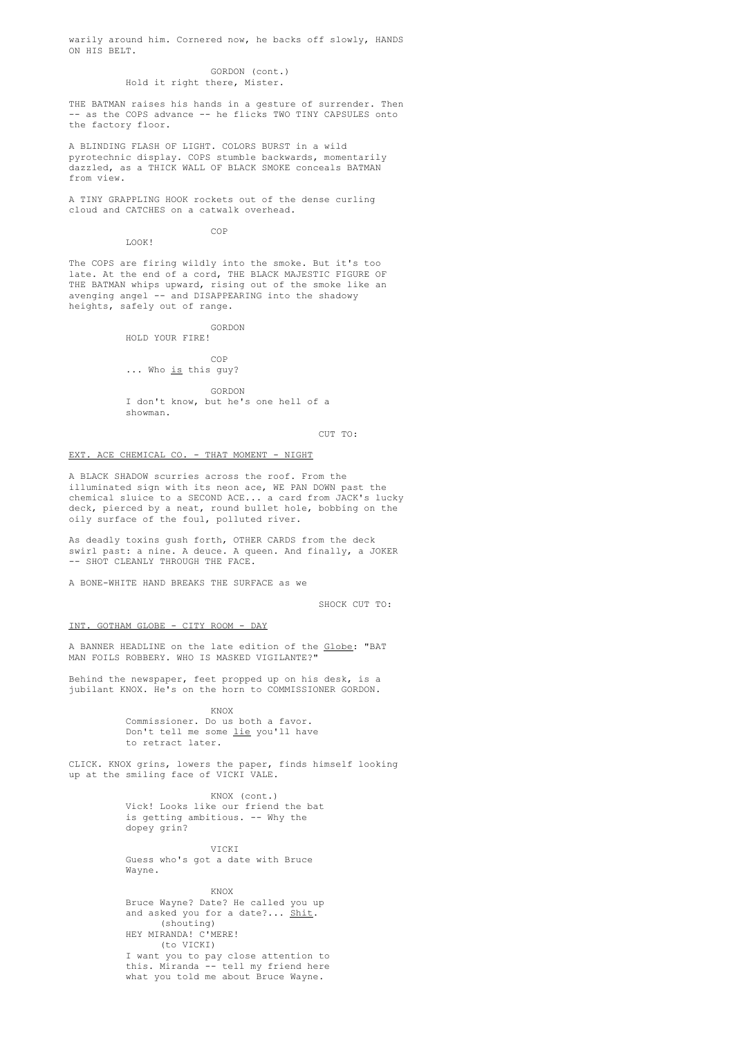warily around him. Cornered now, he backs off slowly, HANDS ON HIS BELT.

GORDON (cont.)
Hold it right there, Mister.

THE BATMAN raises his hands in a gesture of surrender. Then -- as the COPS advance -- he flicks TWO TINY CAPSULES onto the factory floor.

A BLINDING FLASH OF LIGHT. COLORS BURST in a wild pyrotechnic display. COPS stumble backwards, momentarily dazzled, as a THICK WALL OF BLACK SMOKE conceals BATMAN from view.

A TINY GRAPPLING HOOK rockets out of the dense curling cloud and CATCHES on a catwalk overhead.

COP
LOOK!

The COPS are firing wildly into the smoke. But it's too late. At the end of a cord, THE BLACK MAJESTIC FIGURE OF THE BATMAN whips upward, rising out of the smoke like an avenging angel -- and DISAPPEARING into the shadowy heights, safely out of range.

GORDON
HOLD YOUR FIRE!

COP
... Who _is_ this guy?

GORDON
I don't know, but he's one hell of a showman.

CUT TO:

EXT. ACE CHEMICAL CO. - THAT MOMENT - NIGHT

A BLACK SHADOW scurries across the roof. From the illuminated sign with its neon ace, WE PAN DOWN past the chemical sluice to a SECOND ACE... a card from JACK's lucky deck, pierced by a neat, round bullet hole, bobbing on the oily surface of the foul, polluted river.

As deadly toxins gush forth, OTHER CARDS from the deck swirl past: a nine. A deuce. A queen. And finally, a JOKER -- SHOT CLEANLY THROUGH THE FACE.

A BONE-WHITE HAND BREAKS THE SURFACE as we

SHOCK CUT TO:

INT. GOTHAM GLOBE - CITY ROOM - DAY

A BANNER HEADLINE on the late edition of the _Globe_: "BAT MAN FOILS ROBBERY. WHO IS MASKED VIGILANTE?"

Behind the newspaper, feet propped up on his desk, is a jubilant KNOX. He's on the horn to COMMISSIONER GORDON.

KNOX
Commissioner. Do us both a favor. Don't tell me some _lie_ you'll have to retract later.

CLICK. KNOX grins, lowers the paper, finds himself looking up at the smiling face of VICKI VALE.

KNOX (cont.)
Vick! Looks like our friend the bat is getting ambitious. -- Why the dopey grin?

VICKI
Guess who's got a date with Bruce Wayne.

KNOX
Bruce Wayne? Date? He called you up and asked you for a date?... _Shit_.
(shouting)
HEY MIRANDA! C'MERE!
(to VICKI)
I want you to pay close attention to this. Miranda -- tell my friend here what you told me about Bruce Wayne.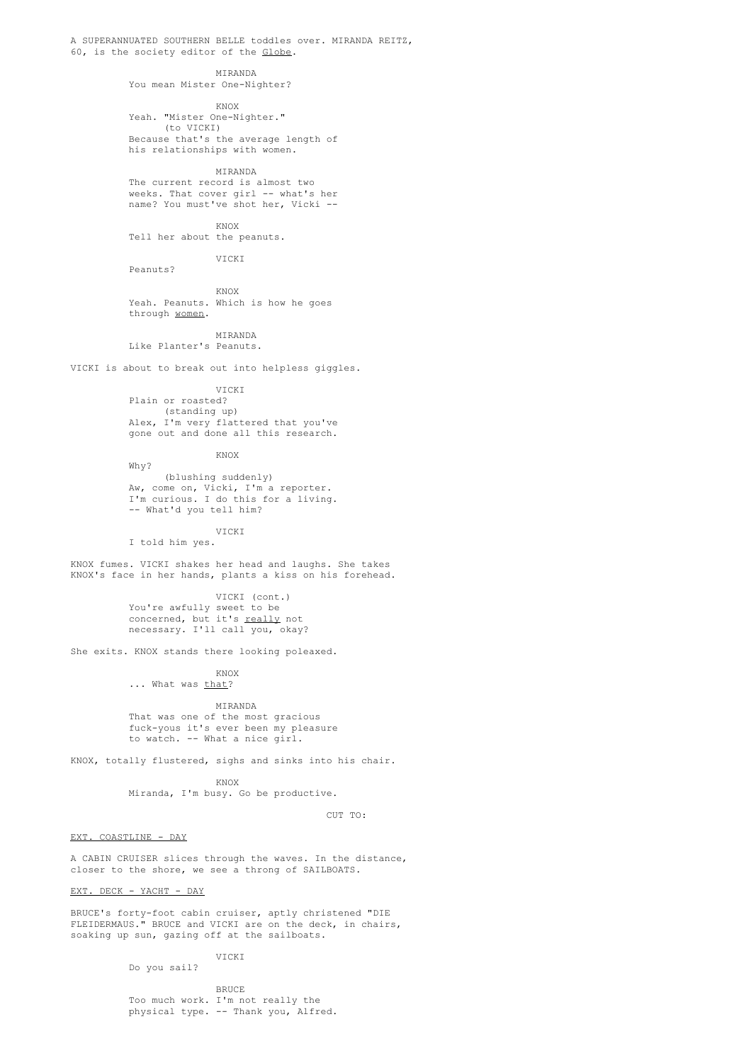A SUPERANNUATED SOUTHERN BELLE toddles over. MIRANDA REITZ, 60, is the society editor of the _Globe_.

MIRANDA
You mean Mister One-Nighter?

KNOX
Yeah. "Mister One-Nighter."
(to VICKI)
Because that's the average length of his relationships with women.

MIRANDA
The current record is almost two weeks. That cover girl -- what's her name? You must've shot her, Vicki --

KNOX
Tell her about the peanuts.

VICKI
Peanuts?

KNOX
Yeah. Peanuts. Which is how he goes through _women_.

MIRANDA
Like Planter's Peanuts.

VICKI is about to break out into helpless giggles.

VICKI
Plain or roasted?
(standing up)
Alex, I'm very flattered that you've gone out and done all this research.

KNOX
Why?
(blushing suddenly)
Aw, come on, Vicki, I'm a reporter. I'm curious. I do this for a living. -- What'd you tell him?

VICKI
I told him yes.

KNOX fumes. VICKI shakes her head and laughs. She takes KNOX's face in her hands, plants a kiss on his forehead.

VICKI (cont.)
You're awfully sweet to be concerned, but it's _really_ not necessary. I'll call you, okay?

She exits. KNOX stands there looking poleaxed.

KNOX
... What was _that_?

MIRANDA
That was one of the most gracious fuck-yous it's ever been my pleasure to watch. -- What a nice girl.

KNOX, totally flustered, sighs and sinks into his chair.

KNOX
Miranda, I'm busy. Go be productive.

CUT TO:

EXT. COASTLINE - DAY

A CABIN CRUISER slices through the waves. In the distance, closer to the shore, we see a throng of SAILBOATS.

EXT. DECK - YACHT - DAY

BRUCE's forty-foot cabin cruiser, aptly christened "DIE FLEIDERMAUS." BRUCE and VICKI are on the deck, in chairs, soaking up sun, gazing off at the sailboats.

VICKI
Do you sail?

BRUCE
Too much work. I'm not really the physical type. -- Thank you, Alfred.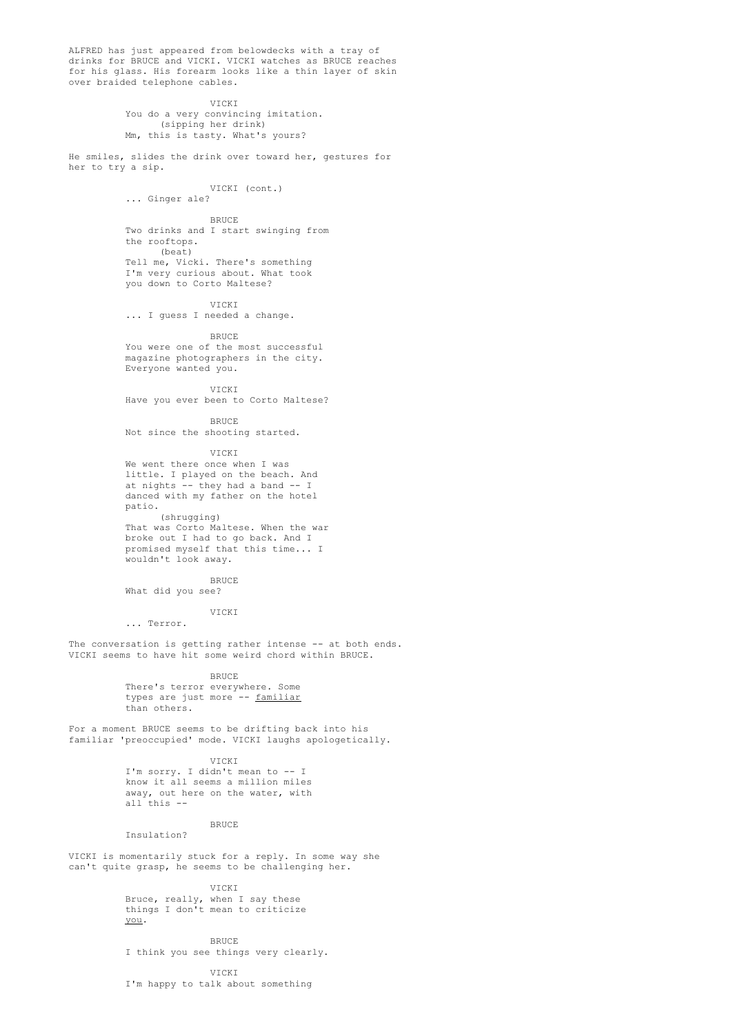ALFRED has just appeared from belowdecks with a tray of drinks for BRUCE and VICKI. VICKI watches as BRUCE reaches for his glass. His forearm looks like a thin layer of skin over braided telephone cables.

VICKI
You do a very convincing imitation.
(sipping her drink)
Mm, this is tasty. What's yours?

He smiles, slides the drink over toward her, gestures for her to try a sip.

VICKI (cont.)
... Ginger ale?

BRUCE
Two drinks and I start swinging from the rooftops.
(beat)
Tell me, Vicki. There's something I'm very curious about. What took you down to Corto Maltese?

VICKI
... I guess I needed a change.

BRUCE
You were one of the most successful magazine photographers in the city. Everyone wanted you.

VICKI
Have you ever been to Corto Maltese?

BRUCE
Not since the shooting started.

VICKI
We went there once when I was little. I played on the beach. And at nights -- they had a band -- I danced with my father on the hotel patio.
(shrugging)
That was Corto Maltese. When the war broke out I had to go back. And I promised myself that this time... I wouldn't look away.

BRUCE
What did you see?

VICKI
... Terror.

The conversation is getting rather intense -- at both ends. VICKI seems to have hit some weird chord within BRUCE.

BRUCE
There's terror everywhere. Some types are just more -- _familiar_ than others.

For a moment BRUCE seems to be drifting back into his familiar 'preoccupied' mode. VICKI laughs apologetically.

VICKI
I'm sorry. I didn't mean to -- I know it all seems a million miles away, out here on the water, with all this --

BRUCE
Insulation?

VICKI is momentarily stuck for a reply. In some way she can't quite grasp, he seems to be challenging her.

VICKI
Bruce, really, when I say these things I don't mean to criticize _you_.

BRUCE
I think you see things very clearly.

VICKI
I'm happy to talk about something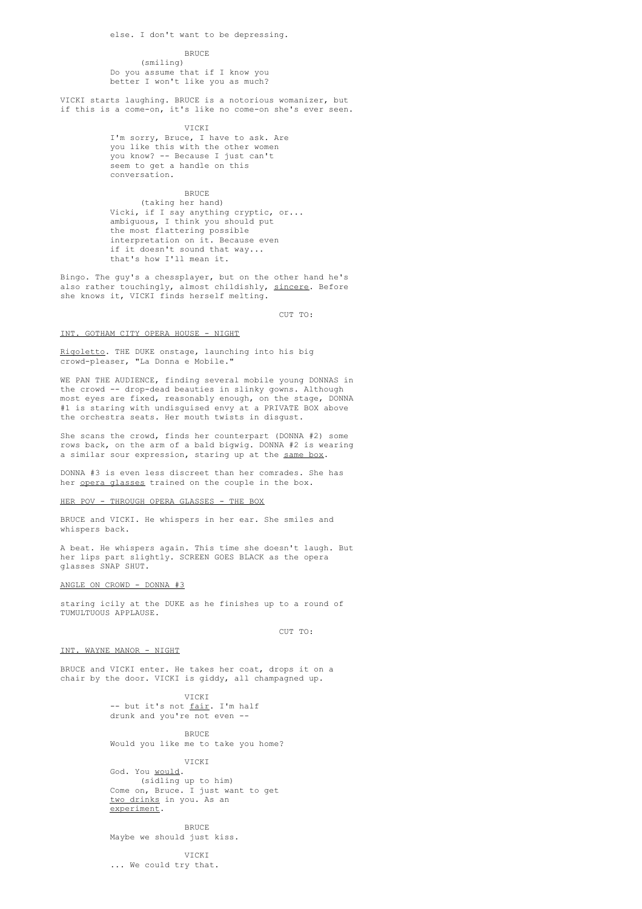else. I don't want to be depressing.

BRUCE
(smiling)
Do you assume that if I know you better I won't like you as much?

VICKI starts laughing. BRUCE is a notorious womanizer, but if this is a come-on, it's like no come-on she's ever seen.

VICKI
I'm sorry, Bruce, I have to ask. Are you like this with the other women you know? -- Because I just can't seem to get a handle on this conversation.

BRUCE
(taking her hand)
Vicki, if I say anything cryptic, or... ambiguous, I think you should put the most flattering possible interpretation on it. Because even if it doesn't sound that way... that's how I'll mean it.

Bingo. The guy's a chessplayer, but on the other hand he's also rather touchingly, almost childishly, sincere. Before she knows it, VICKI finds herself melting.

CUT TO:

INT. GOTHAM CITY OPERA HOUSE - NIGHT

Rigoletto. THE DUKE onstage, launching into his big crowd-pleaser, "La Donna e Mobile."

WE PAN THE AUDIENCE, finding several mobile young DONNAS in the crowd -- drop-dead beauties in slinky gowns. Although most eyes are fixed, reasonably enough, on the stage, DONNA #1 is staring with undisguised envy at a PRIVATE BOX above the orchestra seats. Her mouth twists in disgust.

She scans the crowd, finds her counterpart (DONNA #2) some rows back, on the arm of a bald bigwig. DONNA #2 is wearing a similar sour expression, staring up at the same box.

DONNA #3 is even less discreet than her comrades. She has her opera glasses trained on the couple in the box.

HER POV - THROUGH OPERA GLASSES - THE BOX

BRUCE and VICKI. He whispers in her ear. She smiles and whispers back.

A beat. He whispers again. This time she doesn't laugh. But her lips part slightly. SCREEN GOES BLACK as the opera glasses SNAP SHUT.

ANGLE ON CROWD - DONNA #3

staring icily at the DUKE as he finishes up to a round of TUMULTUOUS APPLAUSE.

CUT TO:

INT. WAYNE MANOR - NIGHT

BRUCE and VICKI enter. He takes her coat, drops it on a chair by the door. VICKI is giddy, all champagned up.

VICKI
-- but it's not fair. I'm half drunk and you're not even --

BRUCE
Would you like me to take you home?

VICKI
God. You would.
(sidling up to him)
Come on, Bruce. I just want to get two drinks in you. As an experiment.

BRUCE
Maybe we should just kiss.

VICKI
... We could try that.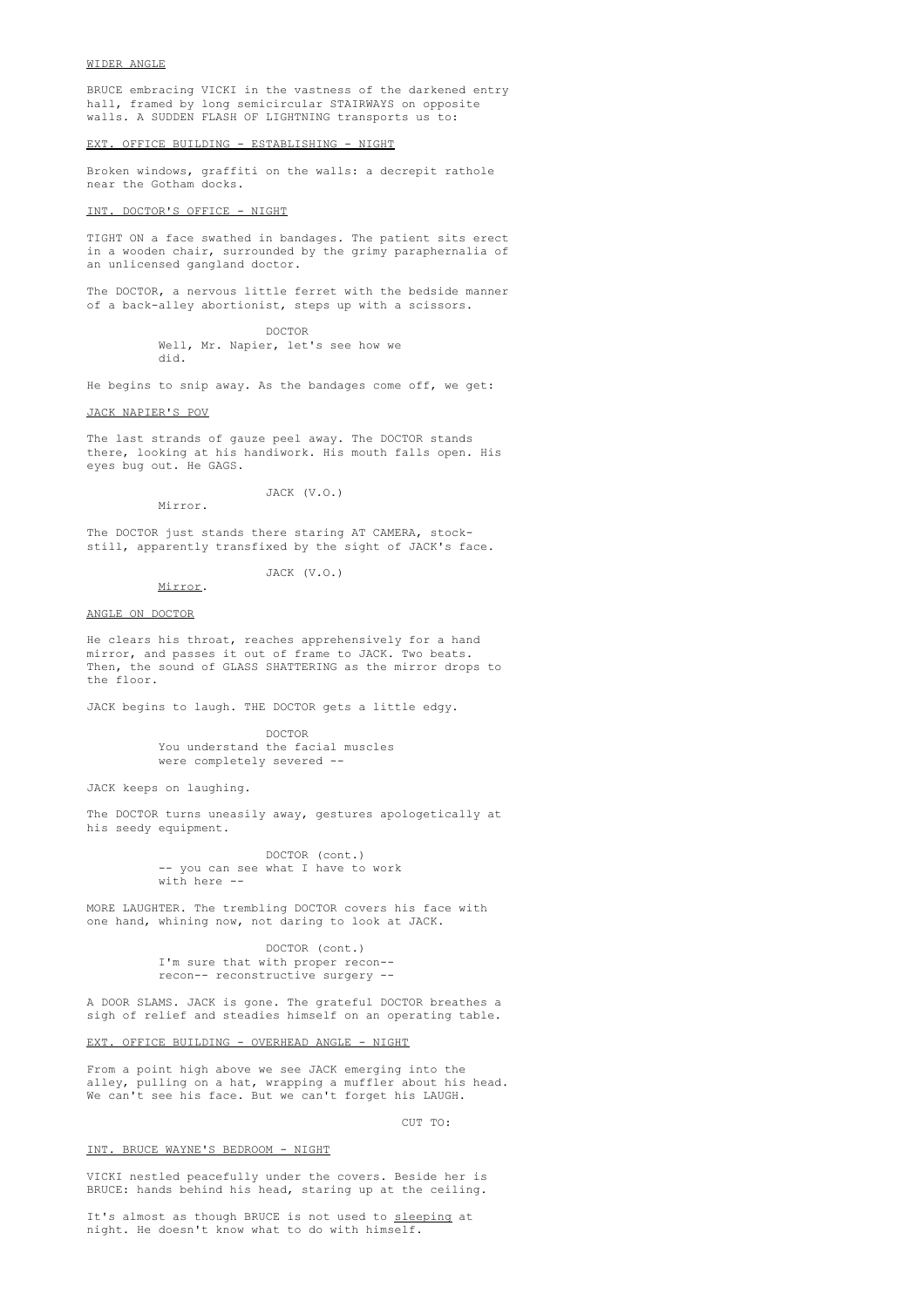WIDER ANGLE

BRUCE embracing VICKI in the vastness of the darkened entry hall, framed by long semicircular STAIRWAYS on opposite walls. A SUDDEN FLASH OF LIGHTNING transports us to:

EXT. OFFICE BUILDING - ESTABLISHING - NIGHT

Broken windows, graffiti on the walls: a decrepit rathole near the Gotham docks.

INT. DOCTOR'S OFFICE - NIGHT

TIGHT ON a face swathed in bandages. The patient sits erect in a wooden chair, surrounded by the grimy paraphernalia of an unlicensed gangland doctor.

The DOCTOR, a nervous little ferret with the bedside manner of a back-alley abortionist, steps up with a scissors.

DOCTOR
Well, Mr. Napier, let's see how we did.

He begins to snip away. As the bandages come off, we get:

JACK NAPIER'S POV

The last strands of gauze peel away. The DOCTOR stands there, looking at his handiwork. His mouth falls open. His eyes bug out. He GAGS.

JACK (V.O.)
Mirror.

The DOCTOR just stands there staring AT CAMERA, stock-still, apparently transfixed by the sight of JACK's face.

JACK (V.O.)
*Mirror*.

ANGLE ON DOCTOR

He clears his throat, reaches apprehensively for a hand mirror, and passes it out of frame to JACK. Two beats. Then, the sound of GLASS SHATTERING as the mirror drops to the floor.

JACK begins to laugh. THE DOCTOR gets a little edgy.

DOCTOR
You understand the facial muscles were completely severed --

JACK keeps on laughing.

The DOCTOR turns uneasily away, gestures apologetically at his seedy equipment.

DOCTOR (cont.)
-- you can see what I have to work with here --

MORE LAUGHTER. The trembling DOCTOR covers his face with one hand, whining now, not daring to look at JACK.

DOCTOR (cont.)
I'm sure that with proper recon-- recon-- reconstructive surgery --

A DOOR SLAMS. JACK is gone. The grateful DOCTOR breathes a sigh of relief and steadies himself on an operating table.

EXT. OFFICE BUILDING - OVERHEAD ANGLE - NIGHT

From a point high above we see JACK emerging into the alley, pulling on a hat, wrapping a muffler about his head. We can't see his face. But we can't forget his LAUGH.

CUT TO:

INT. BRUCE WAYNE'S BEDROOM - NIGHT

VICKI nestled peacefully under the covers. Beside her is BRUCE: hands behind his head, staring up at the ceiling.

It's almost as though BRUCE is not used to *sleeping* at night. He doesn't know what to do with himself.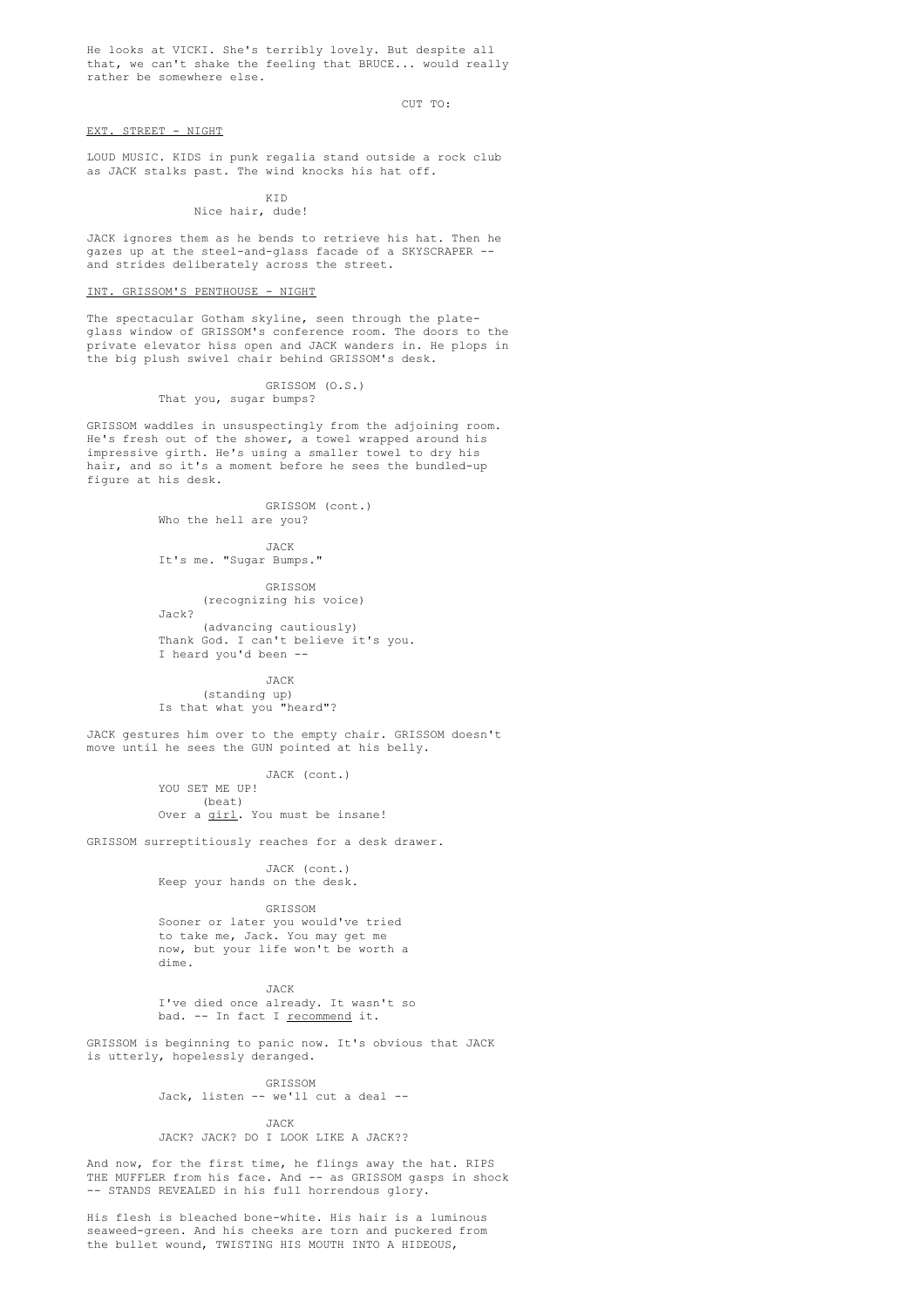He looks at VICKI. She's terribly lovely. But despite all that, we can't shake the feeling that BRUCE... would really rather be somewhere else.

CUT TO:

<u>EXT. STREET - NIGHT</u>

LOUD MUSIC. KIDS in punk regalia stand outside a rock club as JACK stalks past. The wind knocks his hat off.

KID
Nice hair, dude!

JACK ignores them as he bends to retrieve his hat. Then he gazes up at the steel-and-glass facade of a SKYSCRAPER -- and strides deliberately across the street.

<u>INT. GRISSOM'S PENTHOUSE - NIGHT</u>

The spectacular Gotham skyline, seen through the plate-glass window of GRISSOM's conference room. The doors to the private elevator hiss open and JACK wanders in. He plops in the big plush swivel chair behind GRISSOM's desk.

GRISSOM (O.S.)
That you, sugar bumps?

GRISSOM waddles in unsuspectingly from the adjoining room. He's fresh out of the shower, a towel wrapped around his impressive girth. He's using a smaller towel to dry his hair, and so it's a moment before he sees the bundled-up figure at his desk.

GRISSOM (cont.)
Who the hell are you?

JACK
It's me. "Sugar Bumps."

GRISSOM
(recognizing his voice)
Jack?
(advancing cautiously)
Thank God. I can't believe it's you. I heard you'd been --

JACK
(standing up)
Is that what you "heard"?

JACK gestures him over to the empty chair. GRISSOM doesn't move until he sees the GUN pointed at his belly.

JACK (cont.)
YOU SET ME UP!
(beat)
Over a <u>girl</u>. You must be insane!

GRISSOM surreptitiously reaches for a desk drawer.

JACK (cont.)
Keep your hands on the desk.

GRISSOM
Sooner or later you would've tried to take me, Jack. You may get me now, but your life won't be worth a dime.

JACK
I've died once already. It wasn't so bad. -- In fact I <u>recommend</u> it.

GRISSOM is beginning to panic now. It's obvious that JACK is utterly, hopelessly deranged.

GRISSOM
Jack, listen -- we'll cut a deal --

JACK
JACK? JACK? DO I LOOK LIKE A JACK??

And now, for the first time, he flings away the hat. RIPS THE MUFFLER from his face. And -- as GRISSOM gasps in shock -- STANDS REVEALED in his full horrendous glory.

His flesh is bleached bone-white. His hair is a luminous seaweed-green. And his cheeks are torn and puckered from the bullet wound, TWISTING HIS MOUTH INTO A HIDEOUS,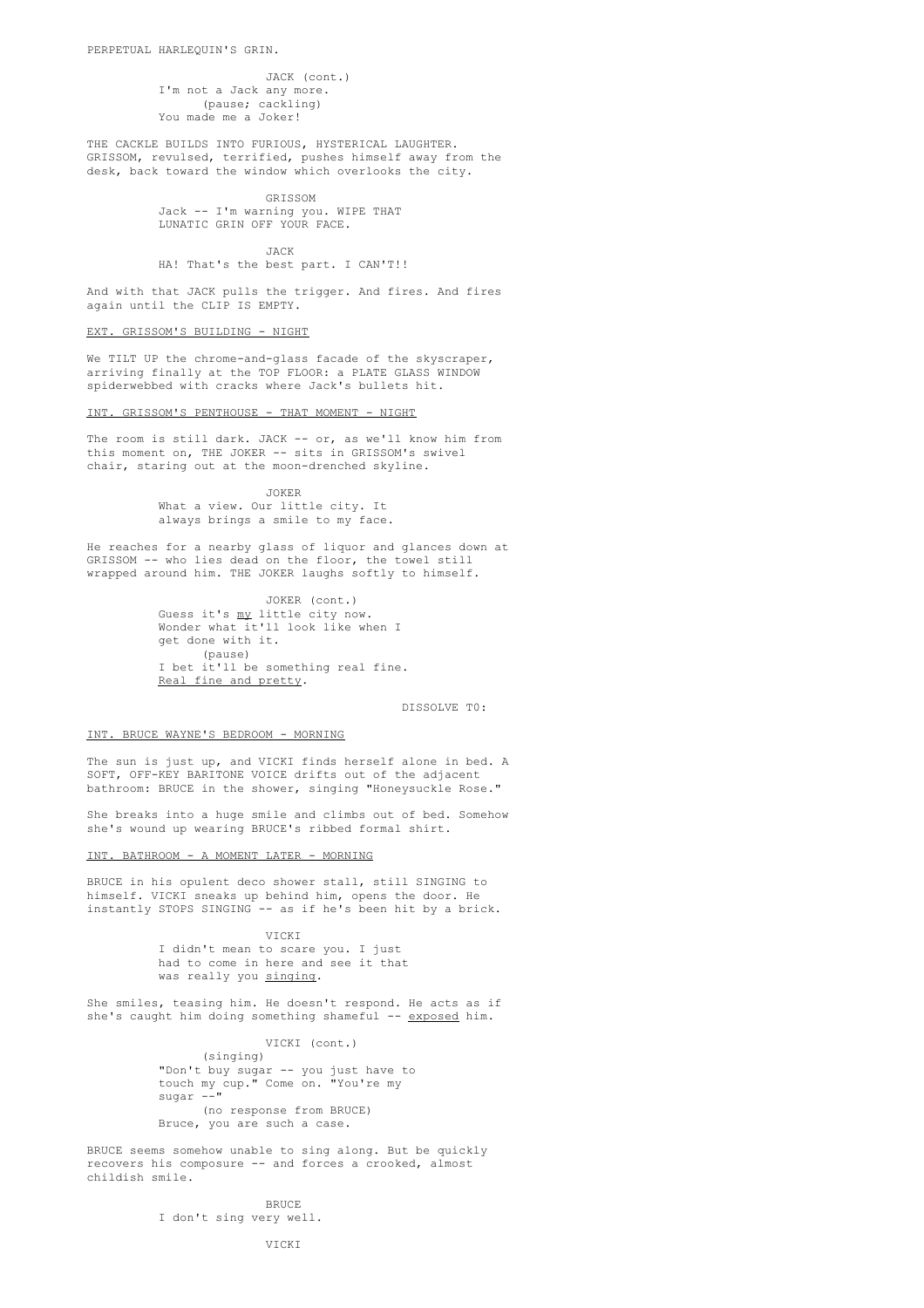PERPETUAL HARLEQUIN'S GRIN.

JACK (cont.)
I'm not a Jack any more.
(pause; cackling)
You made me a Joker!

THE CACKLE BUILDS INTO FURIOUS, HYSTERICAL LAUGHTER. GRISSOM, revulsed, terrified, pushes himself away from the desk, back toward the window which overlooks the city.

GRISSOM
Jack -- I'm warning you. WIPE THAT LUNATIC GRIN OFF YOUR FACE.

JACK
HA! That's the best part. I CAN'T!!

And with that JACK pulls the trigger. And fires. And fires again until the CLIP IS EMPTY.

EXT. GRISSOM'S BUILDING - NIGHT

We TILT UP the chrome-and-glass facade of the skyscraper, arriving finally at the TOP FLOOR: a PLATE GLASS WINDOW spiderwebbed with cracks where Jack's bullets hit.

INT. GRISSOM'S PENTHOUSE - THAT MOMENT - NIGHT

The room is still dark. JACK -- or, as we'll know him from this moment on, THE JOKER -- sits in GRISSOM's swivel chair, staring out at the moon-drenched skyline.

JOKER
What a view. Our little city. It always brings a smile to my face.

He reaches for a nearby glass of liquor and glances down at GRISSOM -- who lies dead on the floor, the towel still wrapped around him. THE JOKER laughs softly to himself.

JOKER (cont.)
Guess it's _my_ little city now. Wonder what it'll look like when I get done with it.
(pause)
I bet it'll be something real fine. _Real fine and pretty_.

DISSOLVE TO:

INT. BRUCE WAYNE'S BEDROOM - MORNING

The sun is just up, and VICKI finds herself alone in bed. A SOFT, OFF-KEY BARITONE VOICE drifts out of the adjacent bathroom: BRUCE in the shower, singing "Honeysuckle Rose."

She breaks into a huge smile and climbs out of bed. Somehow she's wound up wearing BRUCE's ribbed formal shirt.

INT. BATHROOM - A MOMENT LATER - MORNING

BRUCE in his opulent deco shower stall, still SINGING to himself. VICKI sneaks up behind him, opens the door. He instantly STOPS SINGING -- as if he's been hit by a brick.

VICKI
I didn't mean to scare you. I just had to come in here and see it that was really you _singing_.

She smiles, teasing him. He doesn't respond. He acts as if she's caught him doing something shameful -- _exposed_ him.

VICKI (cont.)
(singing)
"Don't buy sugar -- you just have to touch my cup." Come on. "You're my sugar --"
(no response from BRUCE)
Bruce, you are such a case.

BRUCE seems somehow unable to sing along. But be quickly recovers his composure -- and forces a crooked, almost childish smile.

BRUCE
I don't sing very well.

VICKI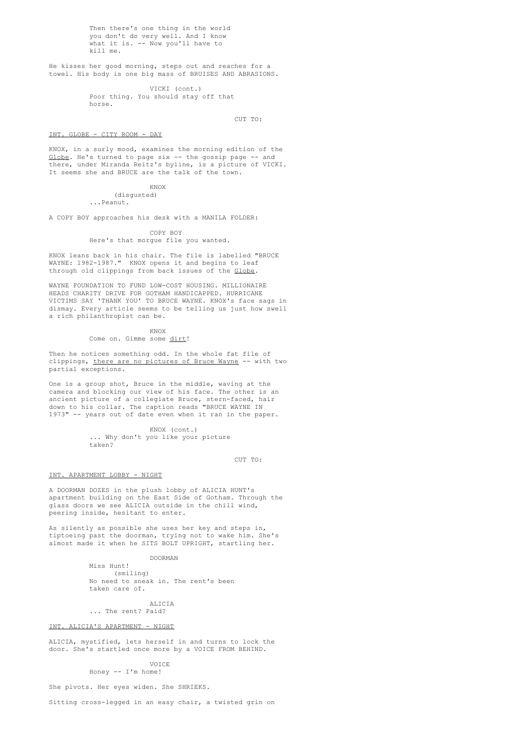Then there's one thing in the world you don't do very well. And I know what it is. -- Now you'll have to kill me.

He kisses her good morning, steps out and reaches for a towel. His body is one big mass of BRUISES AND ABRASIONS.

VICKI (cont.)
Poor thing. You should stay off that horse.

CUT TO:

INT. GLOBE - CITY ROOM - DAY

KNOX, in a surly mood, examines the morning edition of the Globe. He's turned to page six -- the gossip page -- and there, under Miranda Reitz's byline, is a picture of VICKI. It seems she and BRUCE are the talk of the town.

KNOX
(disgusted)
...Peanut.

A COPY BOY approaches his desk with a MANILA FOLDER:

COPY BOY
Here's that morgue file you wanted.

KNOX leans back in his chair. The file is labelled "BRUCE WAYNE: 1982-1987." KNOX opens it and begins to leaf through old clippings from back issues of the Globe.

WAYNE FOUNDATION TO FUND LOW-COST HOUSING. MILLIONAIRE HEADS CHARITY DRIVE FOR GOTHAM HANDICAPPED. HURRICANE VICTIMS SAY 'THANK YOU' TO BRUCE WAYNE. KNOX's face sags in dismay. Every article seems to be telling us just how swell a rich philanthropist can be.

KNOX
Come on. Gimme some dirt!

Then he notices something odd. In the whole fat file of clippings, there are no pictures of Bruce Wayne -- with two partial exceptions.

One is a group shot, Bruce in the middle, waving at the camera and blocking our view of his face. The other is an ancient picture of a collegiate Bruce, stern-faced, hair down to his collar. The caption reads "BRUCE WAYNE IN 1973" -- years out of date even when it ran in the paper.

KNOX (cont.)
... Why don't you like your picture taken?

CUT TO:

INT. APARTMENT LOBBY - NIGHT

A DOORMAN DOZES in the plush lobby of ALICIA HUNT's apartment building on the East Side of Gotham. Through the glass doors we see ALICIA outside in the chill wind, peering inside, hesitant to enter.

As silently as possible she uses her key and steps in, tiptoeing past the doorman, trying not to wake him. She's almost made it when he SITS BOLT UPRIGHT, startling her.

DOORMAN
Miss Hunt!
(smiling)
No need to sneak in. The rent's been taken care of.

ALICIA
... The rent? Paid?

INT. ALICIA'S APARTMENT - NIGHT

ALICIA, mystified, lets herself in and turns to lock the door. She's startled once more by a VOICE FROM BEHIND.

VOICE
Honey -- I'm home!

She pivots. Her eyes widen. She SHRIEKS.

Sitting cross-legged in an easy chair, a twisted grin on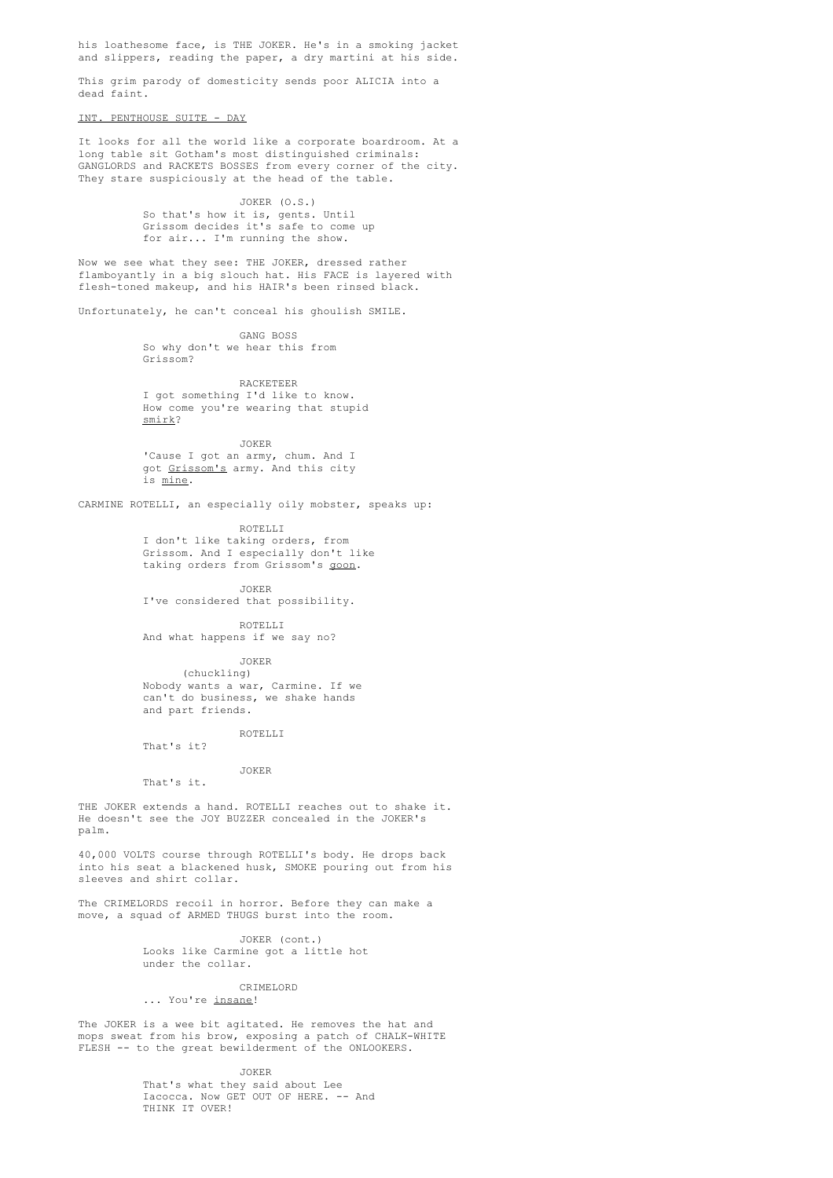his loathesome face, is THE JOKER. He's in a smoking jacket and slippers, reading the paper, a dry martini at his side.

This grim parody of domesticity sends poor ALICIA into a dead faint.

INT. PENTHOUSE SUITE - DAY

It looks for all the world like a corporate boardroom. At a long table sit Gotham's most distinguished criminals: GANGLORDS and RACKETS BOSSES from every corner of the city. They stare suspiciously at the head of the table.

JOKER (O.S.)
So that's how it is, gents. Until Grissom decides it's safe to come up for air... I'm running the show.

Now we see what they see: THE JOKER, dressed rather flamboyantly in a big slouch hat. His FACE is layered with flesh-toned makeup, and his HAIR's been rinsed black.

Unfortunately, he can't conceal his ghoulish SMILE.

GANG BOSS
So why don't we hear this from Grissom?

RACKETEER
I got something I'd like to know. How come you're wearing that stupid smirk?

JOKER
'Cause I got an army, chum. And I got Grissom's army. And this city is mine.

CARMINE ROTELLI, an especially oily mobster, speaks up:

ROTELLI
I don't like taking orders, from Grissom. And I especially don't like taking orders from Grissom's goon.

JOKER
I've considered that possibility.

ROTELLI
And what happens if we say no?

JOKER
(chuckling)
Nobody wants a war, Carmine. If we can't do business, we shake hands and part friends.

ROTELLI
That's it?

JOKER
That's it.

THE JOKER extends a hand. ROTELLI reaches out to shake it. He doesn't see the JOY BUZZER concealed in the JOKER's palm.

40,000 VOLTS course through ROTELLI's body. He drops back into his seat a blackened husk, SMOKE pouring out from his sleeves and shirt collar.

The CRIMELORDS recoil in horror. Before they can make a move, a squad of ARMED THUGS burst into the room.

JOKER (cont.)
Looks like Carmine got a little hot under the collar.

CRIMELORD
... You're insane!

The JOKER is a wee bit agitated. He removes the hat and mops sweat from his brow, exposing a patch of CHALK-WHITE FLESH -- to the great bewilderment of the ONLOOKERS.

JOKER
That's what they said about Lee Iacocca. Now GET OUT OF HERE. -- And THINK IT OVER!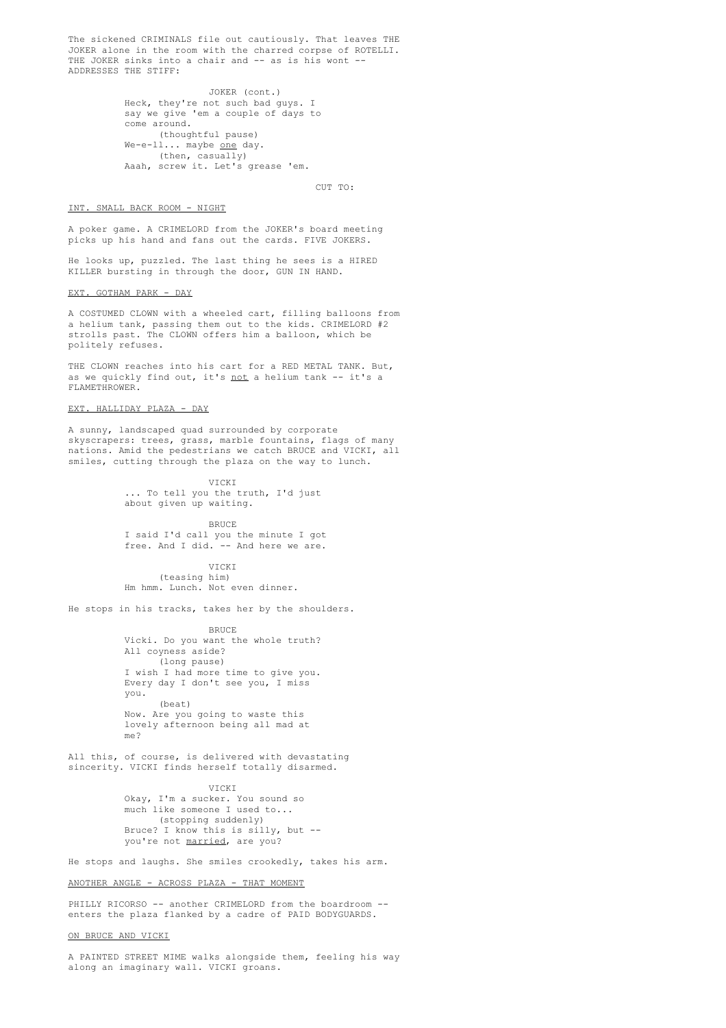The sickened CRIMINALS file out cautiously. That leaves THE JOKER alone in the room with the charred corpse of ROTELLI. THE JOKER sinks into a chair and -- as is his wont -- ADDRESSES THE STIFF:

JOKER (cont.)
Heck, they're not such bad guys. I say we give 'em a couple of days to come around.
(thoughtful pause)
We-e-ll... maybe one day.
(then, casually)
Aaah, screw it. Let's grease 'em.

CUT TO:

INT. SMALL BACK ROOM - NIGHT

A poker game. A CRIMELORD from the JOKER's board meeting picks up his hand and fans out the cards. FIVE JOKERS.

He looks up, puzzled. The last thing he sees is a HIRED KILLER bursting in through the door, GUN IN HAND.

EXT. GOTHAM PARK - DAY

A COSTUMED CLOWN with a wheeled cart, filling balloons from a helium tank, passing them out to the kids. CRIMELORD #2 strolls past. The CLOWN offers him a balloon, which be politely refuses.

THE CLOWN reaches into his cart for a RED METAL TANK. But, as we quickly find out, it's not a helium tank -- it's a FLAMETHROWER.

EXT. HALLIDAY PLAZA - DAY

A sunny, landscaped quad surrounded by corporate skyscrapers: trees, grass, marble fountains, flags of many nations. Amid the pedestrians we catch BRUCE and VICKI, all smiles, cutting through the plaza on the way to lunch.

VICKI
... To tell you the truth, I'd just about given up waiting.

BRUCE
I said I'd call you the minute I got free. And I did. -- And here we are.

VICKI
(teasing him)
Hm hmm. Lunch. Not even dinner.

He stops in his tracks, takes her by the shoulders.

BRUCE
Vicki. Do you want the whole truth? All coyness aside?
(long pause)
I wish I had more time to give you. Every day I don't see you, I miss you.
(beat)
Now. Are you going to waste this lovely afternoon being all mad at me?

All this, of course, is delivered with devastating sincerity. VICKI finds herself totally disarmed.

VICKI
Okay, I'm a sucker. You sound so much like someone I used to...
(stopping suddenly)
Bruce? I know this is silly, but -- you're not married, are you?

He stops and laughs. She smiles crookedly, takes his arm.

ANOTHER ANGLE - ACROSS PLAZA - THAT MOMENT

PHILLY RICORSO -- another CRIMELORD from the boardroom -- enters the plaza flanked by a cadre of PAID BODYGUARDS.

ON BRUCE AND VICKI

A PAINTED STREET MIME walks alongside them, feeling his way along an imaginary wall. VICKI groans.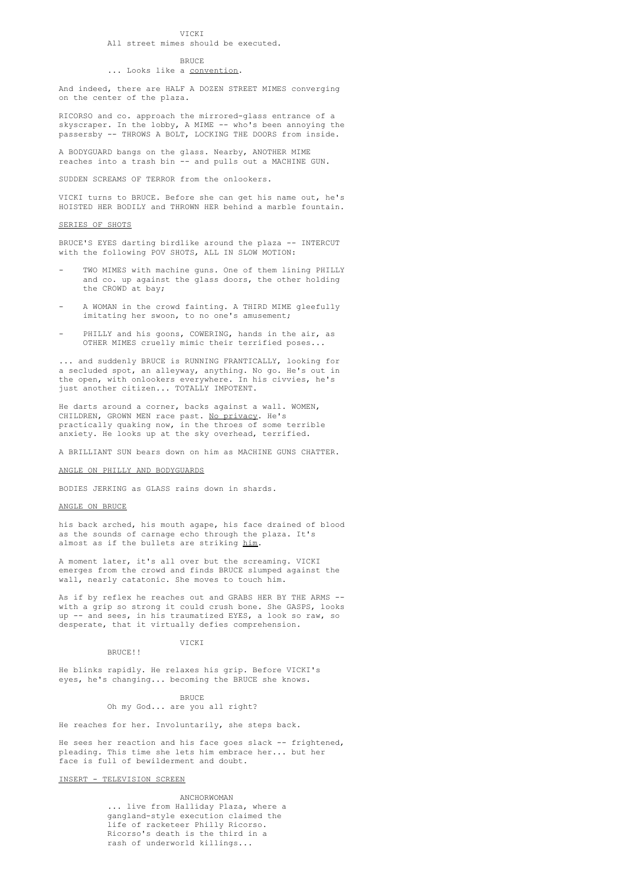VICKI
All street mimes should be executed.

BRUCE
... Looks like a <u>convention</u>.

And indeed, there are HALF A DOZEN STREET MIMES converging on the center of the plaza.

RICORSO and co. approach the mirrored-glass entrance of a skyscraper. In the lobby, A MIME -- who's been annoying the passersby -- THROWS A BOLT, LOCKING THE DOORS from inside.

A BODYGUARD bangs on the glass. Nearby, ANOTHER MIME reaches into a trash bin -- and pulls out a MACHINE GUN.

SUDDEN SCREAMS OF TERROR from the onlookers.

VICKI turns to BRUCE. Before she can get his name out, he's HOISTED HER BODILY and THROWN HER behind a marble fountain.

<u>SERIES OF SHOTS</u>

BRUCE'S EYES darting birdlike around the plaza -- INTERCUT with the following POV SHOTS, ALL IN SLOW MOTION:

- TWO MIMES with machine guns. One of them lining PHILLY and co. up against the glass doors, the other holding the CROWD at bay;
- A WOMAN in the crowd fainting. A THIRD MIME gleefully imitating her swoon, to no one's amusement;
- PHILLY and his goons, COWERING, hands in the air, as OTHER MIMES cruelly mimic their terrified poses...

... and suddenly BRUCE is RUNNING FRANTICALLY, looking for a secluded spot, an alleyway, anything. No go. He's out in the open, with onlookers everywhere. In his civvies, he's just another citizen... TOTALLY IMPOTENT.

He darts around a corner, backs against a wall. WOMEN, CHILDREN, GROWN MEN race past. <u>No privacy</u>. He's practically quaking now, in the throes of some terrible anxiety. He looks up at the sky overhead, terrified.

A BRILLIANT SUN bears down on him as MACHINE GUNS CHATTER.

<u>ANGLE ON PHILLY AND BODYGUARDS</u>

BODIES JERKING as GLASS rains down in shards.

<u>ANGLE ON BRUCE</u>

his back arched, his mouth agape, his face drained of blood as the sounds of carnage echo through the plaza. It's almost as if the bullets are striking <u>him</u>.

A moment later, it's all over but the screaming. VICKI emerges from the crowd and finds BRUCE slumped against the wall, nearly catatonic. She moves to touch him.

As if by reflex he reaches out and GRABS HER BY THE ARMS -- with a grip so strong it could crush bone. She GASPS, looks up -- and sees, in his traumatized EYES, a look so raw, so desperate, that it virtually defies comprehension.

VICKI
BRUCE!!

He blinks rapidly. He relaxes his grip. Before VICKI's eyes, he's changing... becoming the BRUCE she knows.

BRUCE
Oh my God... are you all right?

He reaches for her. Involuntarily, she steps back.

He sees her reaction and his face goes slack -- frightened, pleading. This time she lets him embrace her... but her face is full of bewilderment and doubt.

<u>INSERT - TELEVISION SCREEN</u>

ANCHORWOMAN
... live from Halliday Plaza, where a gangland-style execution claimed the life of racketeer Philly Ricorso. Ricorso's death is the third in a rash of underworld killings...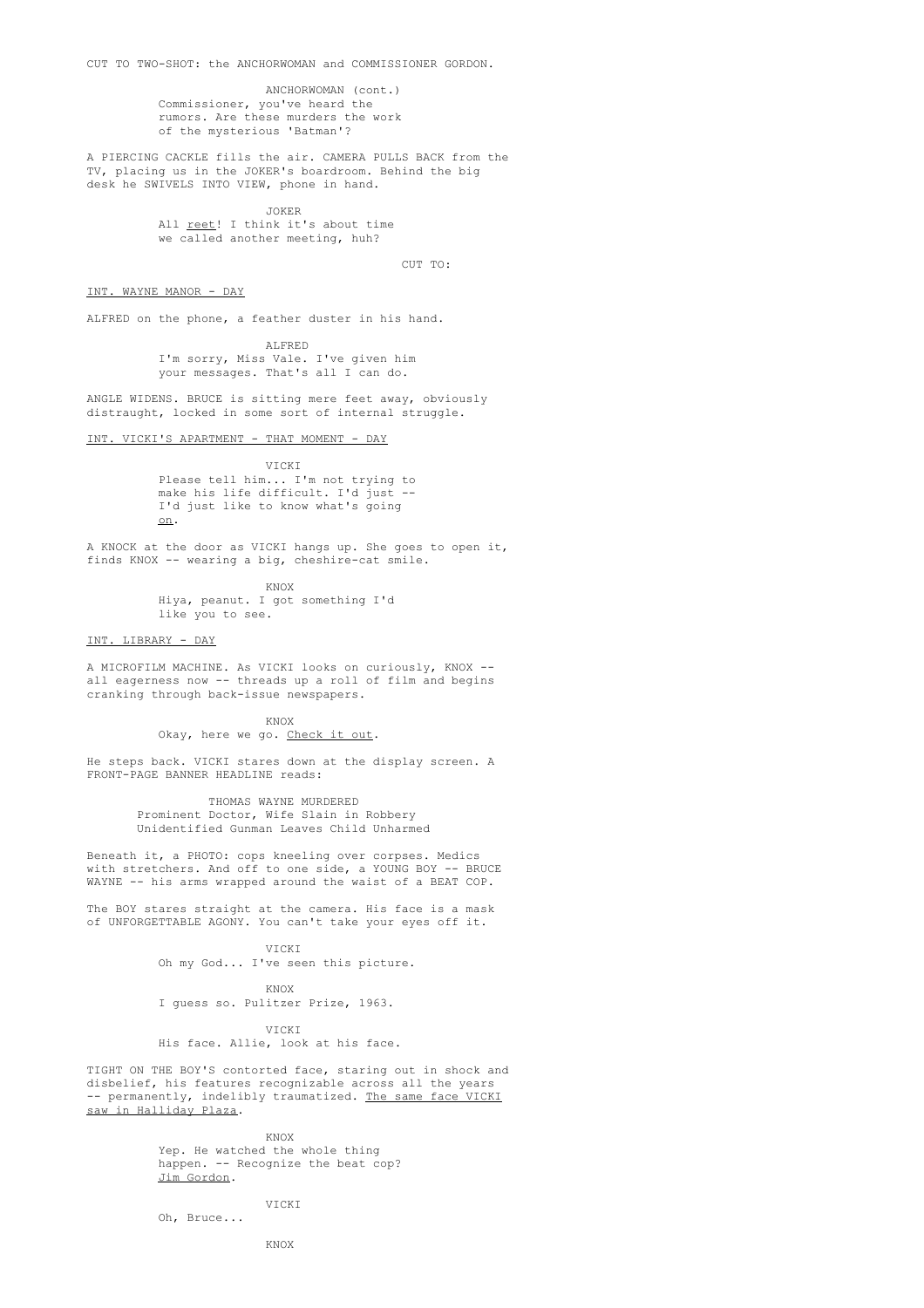CUT TO TWO-SHOT: the ANCHORWOMAN and COMMISSIONER GORDON.

ANCHORWOMAN (cont.)
Commissioner, you've heard the rumors. Are these murders the work of the mysterious 'Batman'?

A PIERCING CACKLE fills the air. CAMERA PULLS BACK from the TV, placing us in the JOKER's boardroom. Behind the big desk he SWIVELS INTO VIEW, phone in hand.

JOKER
All _reet_! I think it's about time we called another meeting, huh?

CUT TO:

INT. WAYNE MANOR - DAY

ALFRED on the phone, a feather duster in his hand.

ALFRED
I'm sorry, Miss Vale. I've given him your messages. That's all I can do.

ANGLE WIDENS. BRUCE is sitting mere feet away, obviously distraught, locked in some sort of internal struggle.

INT. VICKI'S APARTMENT - THAT MOMENT - DAY

VICKI
Please tell him... I'm not trying to make his life difficult. I'd just -- I'd just like to know what's going _on_.

A KNOCK at the door as VICKI hangs up. She goes to open it, finds KNOX -- wearing a big, cheshire-cat smile.

KNOX
Hiya, peanut. I got something I'd like you to see.

INT. LIBRARY - DAY

A MICROFILM MACHINE. As VICKI looks on curiously, KNOX -- all eagerness now -- threads up a roll of film and begins cranking through back-issue newspapers.

KNOX
Okay, here we go. _Check it out_.

He steps back. VICKI stares down at the display screen. A FRONT-PAGE BANNER HEADLINE reads:

THOMAS WAYNE MURDERED
Prominent Doctor, Wife Slain in Robbery
Unidentified Gunman Leaves Child Unharmed

Beneath it, a PHOTO: cops kneeling over corpses. Medics with stretchers. And off to one side, a YOUNG BOY -- BRUCE WAYNE -- his arms wrapped around the waist of a BEAT COP.

The BOY stares straight at the camera. His face is a mask of UNFORGETTABLE AGONY. You can't take your eyes off it.

VICKI
Oh my God... I've seen this picture.

KNOX
I guess so. Pulitzer Prize, 1963.

VICKI
His face. Allie, look at his face.

TIGHT ON THE BOY'S contorted face, staring out in shock and disbelief, his features recognizable across all the years -- permanently, indelibly traumatized. _The same face VICKI saw in Halliday Plaza_.

KNOX
Yep. He watched the whole thing happen. -- Recognize the beat cop? _Jim Gordon_.

VICKI
Oh, Bruce...

KNOX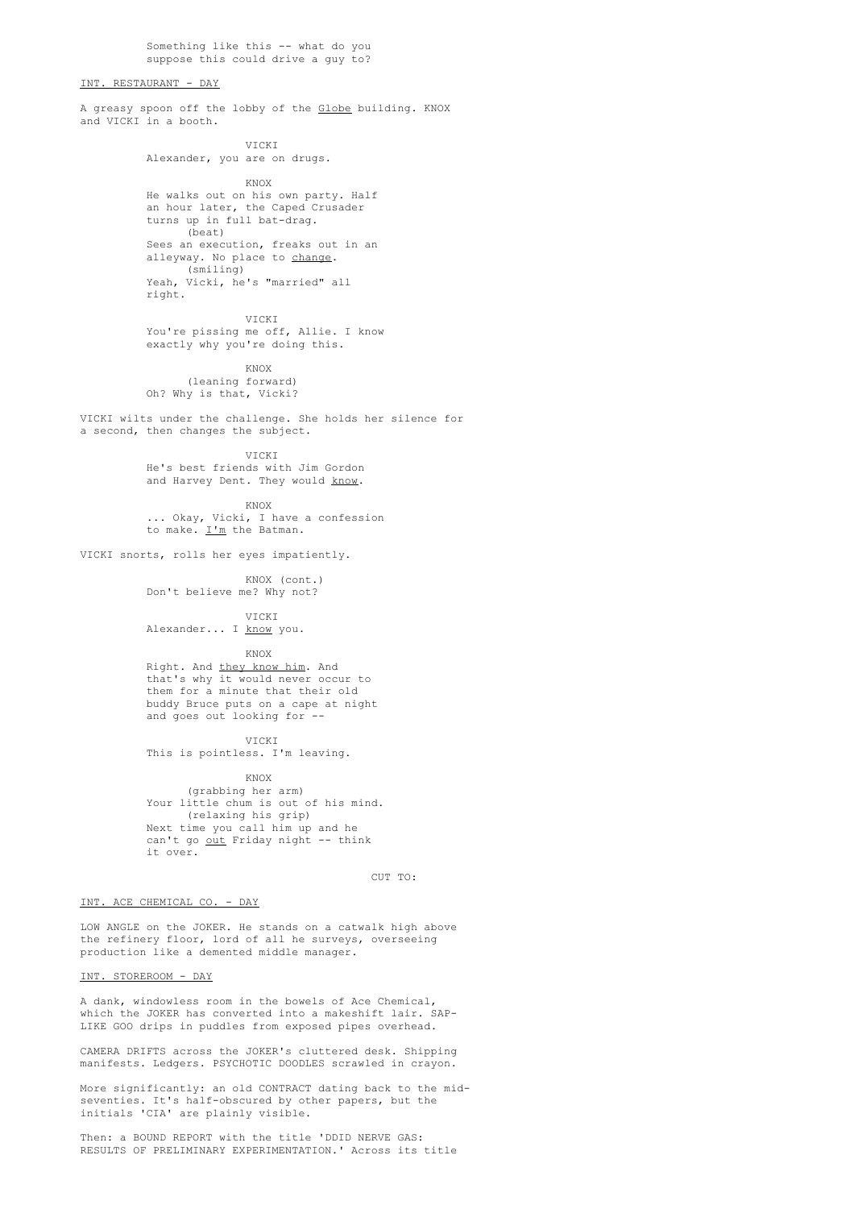Something like this -- what do you suppose this could drive a guy to?

INT. RESTAURANT - DAY

A greasy spoon off the lobby of the Globe building. KNOX and VICKI in a booth.

VICKI
Alexander, you are on drugs.

KNOX
He walks out on his own party. Half an hour later, the Caped Crusader turns up in full bat-drag.
(beat)
Sees an execution, freaks out in an alleyway. No place to change.
(smiling)
Yeah, Vicki, he's "married" all right.

VICKI
You're pissing me off, Allie. I know exactly why you're doing this.

KNOX
(leaning forward)
Oh? Why is that, Vicki?

VICKI wilts under the challenge. She holds her silence for a second, then changes the subject.

VICKI
He's best friends with Jim Gordon and Harvey Dent. They would know.

KNOX
... Okay, Vicki, I have a confession to make. I'm the Batman.

VICKI snorts, rolls her eyes impatiently.

KNOX (cont.)
Don't believe me? Why not?

VICKI
Alexander... I know you.

KNOX
Right. And they know him. And that's why it would never occur to them for a minute that their old buddy Bruce puts on a cape at night and goes out looking for --

VICKI
This is pointless. I'm leaving.

KNOX
(grabbing her arm)
Your little chum is out of his mind.
(relaxing his grip)
Next time you call him up and he can't go out Friday night -- think it over.

CUT TO:

INT. ACE CHEMICAL CO. - DAY

LOW ANGLE on the JOKER. He stands on a catwalk high above the refinery floor, lord of all he surveys, overseeing production like a demented middle manager.

INT. STOREROOM - DAY

A dank, windowless room in the bowels of Ace Chemical, which the JOKER has converted into a makeshift lair. SAP-LIKE GOO drips in puddles from exposed pipes overhead.

CAMERA DRIFTS across the JOKER's cluttered desk. Shipping manifests. Ledgers. PSYCHOTIC DOODLES scrawled in crayon.

More significantly: an old CONTRACT dating back to the mid-seventies. It's half-obscured by other papers, but the initials 'CIA' are plainly visible.

Then: a BOUND REPORT with the title 'DDID NERVE GAS: RESULTS OF PRELIMINARY EXPERIMENTATION.' Across its title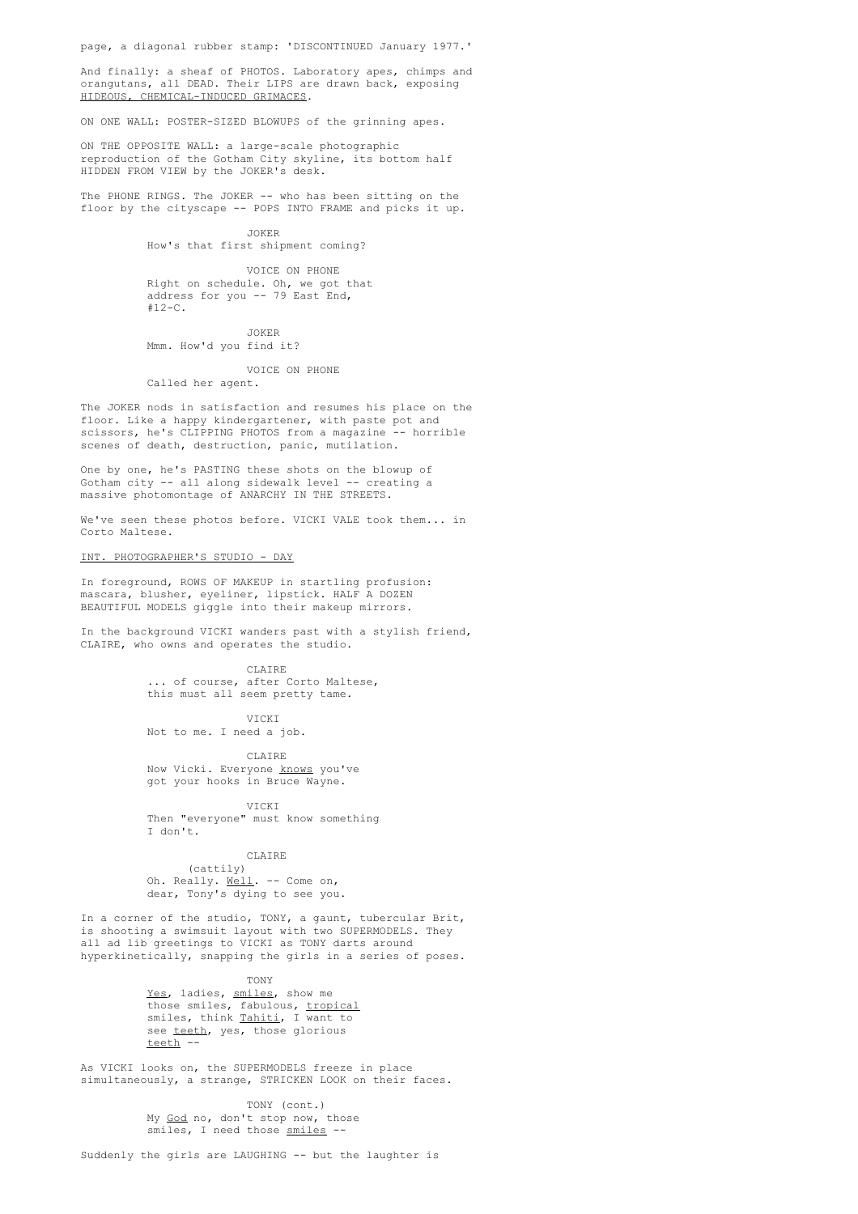page, a diagonal rubber stamp: 'DISCONTINUED January 1977.'

And finally: a sheaf of PHOTOS. Laboratory apes, chimps and orangutans, all DEAD. Their LIPS are drawn back, exposing HIDEOUS, CHEMICAL-INDUCED GRIMACES.

ON ONE WALL: POSTER-SIZED BLOWUPS of the grinning apes.

ON THE OPPOSITE WALL: a large-scale photographic reproduction of the Gotham City skyline, its bottom half HIDDEN FROM VIEW by the JOKER's desk.

The PHONE RINGS. The JOKER -- who has been sitting on the floor by the cityscape -- POPS INTO FRAME and picks it up.

JOKER
How's that first shipment coming?

VOICE ON PHONE
Right on schedule. Oh, we got that address for you -- 79 East End, #12-C.

JOKER
Mmm. How'd you find it?

VOICE ON PHONE
Called her agent.

The JOKER nods in satisfaction and resumes his place on the floor. Like a happy kindergartener, with paste pot and scissors, he's CLIPPING PHOTOS from a magazine -- horrible scenes of death, destruction, panic, mutilation.

One by one, he's PASTING these shots on the blowup of Gotham city -- all along sidewalk level -- creating a massive photomontage of ANARCHY IN THE STREETS.

We've seen these photos before. VICKI VALE took them... in Corto Maltese.

INT. PHOTOGRAPHER'S STUDIO - DAY

In foreground, ROWS OF MAKEUP in startling profusion: mascara, blusher, eyeliner, lipstick. HALF A DOZEN BEAUTIFUL MODELS giggle into their makeup mirrors.

In the background VICKI wanders past with a stylish friend, CLAIRE, who owns and operates the studio.

CLAIRE
... of course, after Corto Maltese, this must all seem pretty tame.

VICKI
Not to me. I need a job.

CLAIRE
Now Vicki. Everyone *knows* you've got your hooks in Bruce Wayne.

VICKI
Then "everyone" must know something I don't.

CLAIRE
(cattily)
Oh. Really. *Well*. -- Come on, dear, Tony's dying to see you.

In a corner of the studio, TONY, a gaunt, tubercular Brit, is shooting a swimsuit layout with two SUPERMODELS. They all ad lib greetings to VICKI as TONY darts around hyperkinetically, snapping the girls in a series of poses.

TONY
*Yes*, ladies, *smiles*, show me those smiles, fabulous, *tropical* smiles, think *Tahiti*, I want to see *teeth*, yes, those glorious *teeth* --

As VICKI looks on, the SUPERMODELS freeze in place simultaneously, a strange, STRICKEN LOOK on their faces.

TONY (cont.)
My *God* no, don't stop now, those smiles, I need those *smiles* --

Suddenly the girls are LAUGHING -- but the laughter is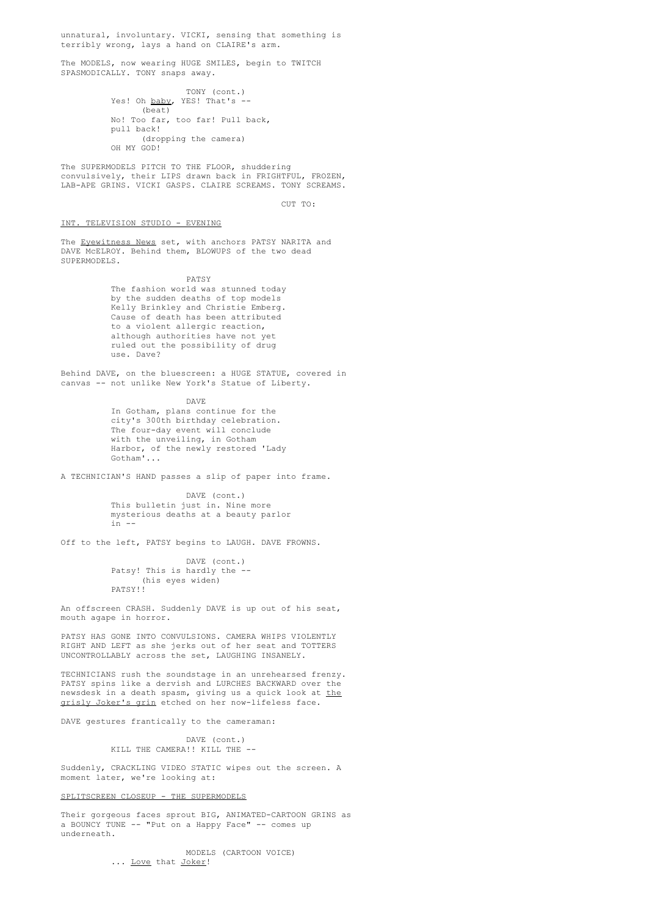unnatural, involuntary. VICKI, sensing that something is terribly wrong, lays a hand on CLAIRE's arm.

The MODELS, now wearing HUGE SMILES, begin to TWITCH SPASMODICALLY. TONY snaps away.

TONY (cont.)
Yes! Oh _baby_, YES! That's --
(beat)
No! Too far, too far! Pull back, pull back!
(dropping the camera)
OH MY GOD!

The SUPERMODELS PITCH TO THE FLOOR, shuddering convulsively, their LIPS drawn back in FRIGHTFUL, FROZEN, LAB-APE GRINS. VICKI GASPS. CLAIRE SCREAMS. TONY SCREAMS.

CUT TO:

INT. TELEVISION STUDIO - EVENING

The _Eyewitness News_ set, with anchors PATSY NARITA and DAVE McELROY. Behind them, BLOWUPS of the two dead SUPERMODELS.

PATSY
The fashion world was stunned today by the sudden deaths of top models Kelly Brinkley and Christie Emberg. Cause of death has been attributed to a violent allergic reaction, although authorities have not yet ruled out the possibility of drug use. Dave?

Behind DAVE, on the bluescreen: a HUGE STATUE, covered in canvas -- not unlike New York's Statue of Liberty.

DAVE
In Gotham, plans continue for the city's 300th birthday celebration. The four-day event will conclude with the unveiling, in Gotham Harbor, of the newly restored 'Lady Gotham'...

A TECHNICIAN'S HAND passes a slip of paper into frame.

DAVE (cont.)
This bulletin just in. Nine more mysterious deaths at a beauty parlor in --

Off to the left, PATSY begins to LAUGH. DAVE FROWNS.

DAVE (cont.)
Patsy! This is hardly the --
(his eyes widen)
PATSY!!

An offscreen CRASH. Suddenly DAVE is up out of his seat, mouth agape in horror.

PATSY HAS GONE INTO CONVULSIONS. CAMERA WHIPS VIOLENTLY RIGHT AND LEFT as she jerks out of her seat and TOTTERS UNCONTROLLABLY across the set, LAUGHING INSANELY.

TECHNICIANS rush the soundstage in an unrehearsed frenzy. PATSY spins like a dervish and LURCHES BACKWARD over the newsdesk in a death spasm, giving us a quick look at _the grisly Joker's grin_ etched on her now-lifeless face.

DAVE gestures frantically to the cameraman:

DAVE (cont.)
KILL THE CAMERA!! KILL THE --

Suddenly, CRACKLING VIDEO STATIC wipes out the screen. A moment later, we're looking at:

SPLITSCREEN CLOSEUP - THE SUPERMODELS

Their gorgeous faces sprout BIG, ANIMATED-CARTOON GRINS as a BOUNCY TUNE -- "Put on a Happy Face" -- comes up underneath.

MODELS (CARTOON VOICE)
... _Love_ that _Joker_!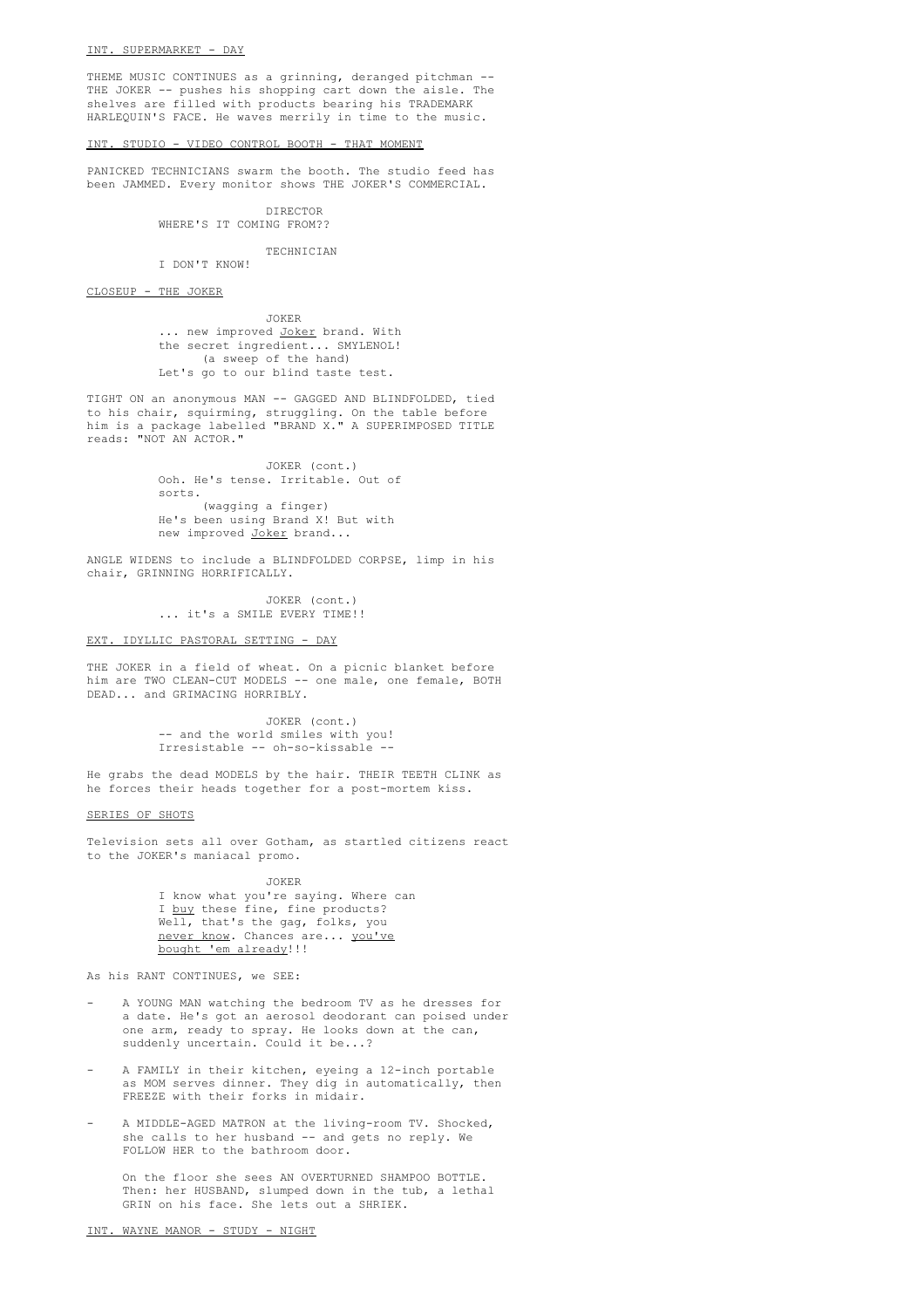INT. SUPERMARKET - DAY

THEME MUSIC CONTINUES as a grinning, deranged pitchman -- THE JOKER -- pushes his shopping cart down the aisle. The shelves are filled with products bearing his TRADEMARK HARLEQUIN'S FACE. He waves merrily in time to the music.

INT. STUDIO - VIDEO CONTROL BOOTH - THAT MOMENT

PANICKED TECHNICIANS swarm the booth. The studio feed has been JAMMED. Every monitor shows THE JOKER'S COMMERCIAL.

DIRECTOR
WHERE'S IT COMING FROM??

TECHNICIAN
I DON'T KNOW!

CLOSEUP - THE JOKER

JOKER
... new improved Joker brand. With the secret ingredient... SMYLENOL!
(a sweep of the hand)
Let's go to our blind taste test.

TIGHT ON an anonymous MAN -- GAGGED AND BLINDFOLDED, tied to his chair, squirming, struggling. On the table before him is a package labelled "BRAND X." A SUPERIMPOSED TITLE reads: "NOT AN ACTOR."

JOKER (cont.)
Ooh. He's tense. Irritable. Out of sorts.
(wagging a finger)
He's been using Brand X! But with new improved Joker brand...

ANGLE WIDENS to include a BLINDFOLDED CORPSE, limp in his chair, GRINNING HORRIFICALLY.

JOKER (cont.)
... it's a SMILE EVERY TIME!!

EXT. IDYLLIC PASTORAL SETTING - DAY

THE JOKER in a field of wheat. On a picnic blanket before him are TWO CLEAN-CUT MODELS -- one male, one female, BOTH DEAD... and GRIMACING HORRIBLY.

JOKER (cont.)
-- and the world smiles with you! Irresistable -- oh-so-kissable --

He grabs the dead MODELS by the hair. THEIR TEETH CLINK as he forces their heads together for a post-mortem kiss.

SERIES OF SHOTS

Television sets all over Gotham, as startled citizens react to the JOKER's maniacal promo.

JOKER
I know what you're saying. Where can I buy these fine, fine products? Well, that's the gag, folks, you never know. Chances are... you've bought 'em already!!!

As his RANT CONTINUES, we SEE:

- A YOUNG MAN watching the bedroom TV as he dresses for a date. He's got an aerosol deodorant can poised under one arm, ready to spray. He looks down at the can, suddenly uncertain. Could it be...?

- A FAMILY in their kitchen, eyeing a 12-inch portable as MOM serves dinner. They dig in automatically, then FREEZE with their forks in midair.

- A MIDDLE-AGED MATRON at the living-room TV. Shocked, she calls to her husband -- and gets no reply. We FOLLOW HER to the bathroom door.

  On the floor she sees AN OVERTURNED SHAMPOO BOTTLE. Then: her HUSBAND, slumped down in the tub, a lethal GRIN on his face. She lets out a SHRIEK.

INT. WAYNE MANOR - STUDY - NIGHT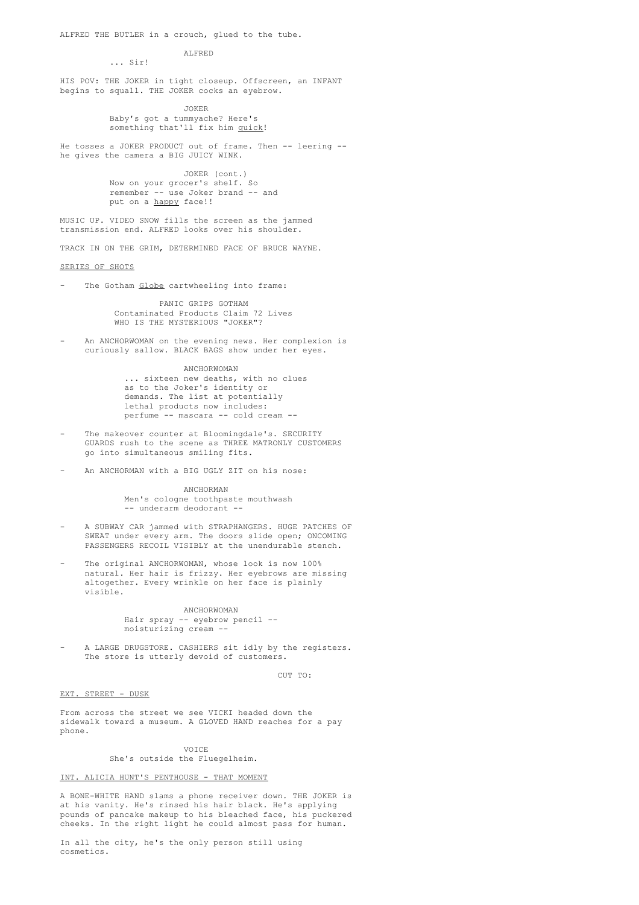ALFRED THE BUTLER in a crouch, glued to the tube.

ALFRED
... Sir!

HIS POV: THE JOKER in tight closeup. Offscreen, an INFANT begins to squall. THE JOKER cocks an eyebrow.

JOKER
Baby's got a tummyache? Here's something that'll fix him _quick_!

He tosses a JOKER PRODUCT out of frame. Then -- leering -- he gives the camera a BIG JUICY WINK.

JOKER (cont.)
Now on your grocer's shelf. So remember -- use Joker brand -- and put on a _happy_ face!!

MUSIC UP. VIDEO SNOW fills the screen as the jammed transmission end. ALFRED looks over his shoulder.

TRACK IN ON THE GRIM, DETERMINED FACE OF BRUCE WAYNE.

SERIES OF SHOTS

- The Gotham _Globe_ cartwheeling into frame:

  PANIC GRIPS GOTHAM
  Contaminated Products Claim 72 Lives
  WHO IS THE MYSTERIOUS "JOKER"?

- An ANCHORWOMAN on the evening news. Her complexion is curiously sallow. BLACK BAGS show under her eyes.

  ANCHORWOMAN
  ... sixteen new deaths, with no clues as to the Joker's identity or demands. The list at potentially lethal products now includes: perfume -- mascara -- cold cream --

- The makeover counter at Bloomingdale's. SECURITY GUARDS rush to the scene as THREE MATRONLY CUSTOMERS go into simultaneous smiling fits.

- An ANCHORMAN with a BIG UGLY ZIT on his nose:

  ANCHORMAN
  Men's cologne toothpaste mouthwash -- underarm deodorant --

- A SUBWAY CAR jammed with STRAPHANGERS. HUGE PATCHES OF SWEAT under every arm. The doors slide open; ONCOMING PASSENGERS RECOIL VISIBLY at the unendurable stench.

- The original ANCHORWOMAN, whose look is now 100% natural. Her hair is frizzy. Her eyebrows are missing altogether. Every wrinkle on her face is plainly visible.

  ANCHORWOMAN
  Hair spray -- eyebrow pencil -- moisturizing cream --

- A LARGE DRUGSTORE. CASHIERS sit idly by the registers. The store is utterly devoid of customers.

CUT TO:

EXT. STREET - DUSK

From across the street we see VICKI headed down the sidewalk toward a museum. A GLOVED HAND reaches for a pay phone.

VOICE
She's outside the Fluegelheim.

INT. ALICIA HUNT'S PENTHOUSE - THAT MOMENT

A BONE-WHITE HAND slams a phone receiver down. THE JOKER is at his vanity. He's rinsed his hair black. He's applying pounds of pancake makeup to his bleached face, his puckered cheeks. In the right light he could almost pass for human.

In all the city, he's the only person still using cosmetics.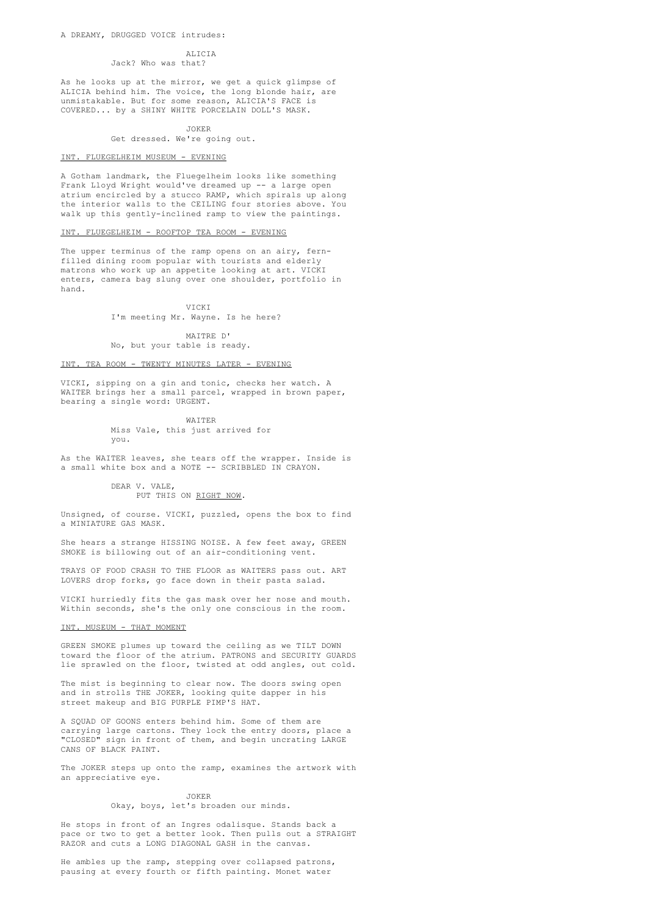A DREAMY, DRUGGED VOICE intrudes:

ALICIA
Jack? Who was that?

As he looks up at the mirror, we get a quick glimpse of ALICIA behind him. The voice, the long blonde hair, are unmistakable. But for some reason, ALICIA'S FACE is COVERED... by a SHINY WHITE PORCELAIN DOLL'S MASK.

JOKER
Get dressed. We're going out.

INT. FLUEGELHEIM MUSEUM - EVENING

A Gotham landmark, the Fluegelheim looks like something Frank Lloyd Wright would've dreamed up -- a large open atrium encircled by a stucco RAMP, which spirals up along the interior walls to the CEILING four stories above. You walk up this gently-inclined ramp to view the paintings.

INT. FLUEGELHEIM - ROOFTOP TEA ROOM - EVENING

The upper terminus of the ramp opens on an airy, fern-filled dining room popular with tourists and elderly matrons who work up an appetite looking at art. VICKI enters, camera bag slung over one shoulder, portfolio in hand.

VICKI
I'm meeting Mr. Wayne. Is he here?

MAITRE D'
No, but your table is ready.

INT. TEA ROOM - TWENTY MINUTES LATER - EVENING

VICKI, sipping on a gin and tonic, checks her watch. A WAITER brings her a small parcel, wrapped in brown paper, bearing a single word: URGENT.

WAITER
Miss Vale, this just arrived for you.

As the WAITER leaves, she tears off the wrapper. Inside is a small white box and a NOTE -- SCRIBBLED IN CRAYON.

DEAR V. VALE,
PUT THIS ON RIGHT NOW.

Unsigned, of course. VICKI, puzzled, opens the box to find a MINIATURE GAS MASK.

She hears a strange HISSING NOISE. A few feet away, GREEN SMOKE is billowing out of an air-conditioning vent.

TRAYS OF FOOD CRASH TO THE FLOOR as WAITERS pass out. ART LOVERS drop forks, go face down in their pasta salad.

VICKI hurriedly fits the gas mask over her nose and mouth. Within seconds, she's the only one conscious in the room.

INT. MUSEUM - THAT MOMENT

GREEN SMOKE plumes up toward the ceiling as we TILT DOWN toward the floor of the atrium. PATRONS and SECURITY GUARDS lie sprawled on the floor, twisted at odd angles, out cold.

The mist is beginning to clear now. The doors swing open and in strolls THE JOKER, looking quite dapper in his street makeup and BIG PURPLE PIMP'S HAT.

A SQUAD OF GOONS enters behind him. Some of them are carrying large cartons. They lock the entry doors, place a "CLOSED" sign in front of them, and begin uncrating LARGE CANS OF BLACK PAINT.

The JOKER steps up onto the ramp, examines the artwork with an appreciative eye.

JOKER
Okay, boys, let's broaden our minds.

He stops in front of an Ingres odalisque. Stands back a pace or two to get a better look. Then pulls out a STRAIGHT RAZOR and cuts a LONG DIAGONAL GASH in the canvas.

He ambles up the ramp, stepping over collapsed patrons, pausing at every fourth or fifth painting. Monet water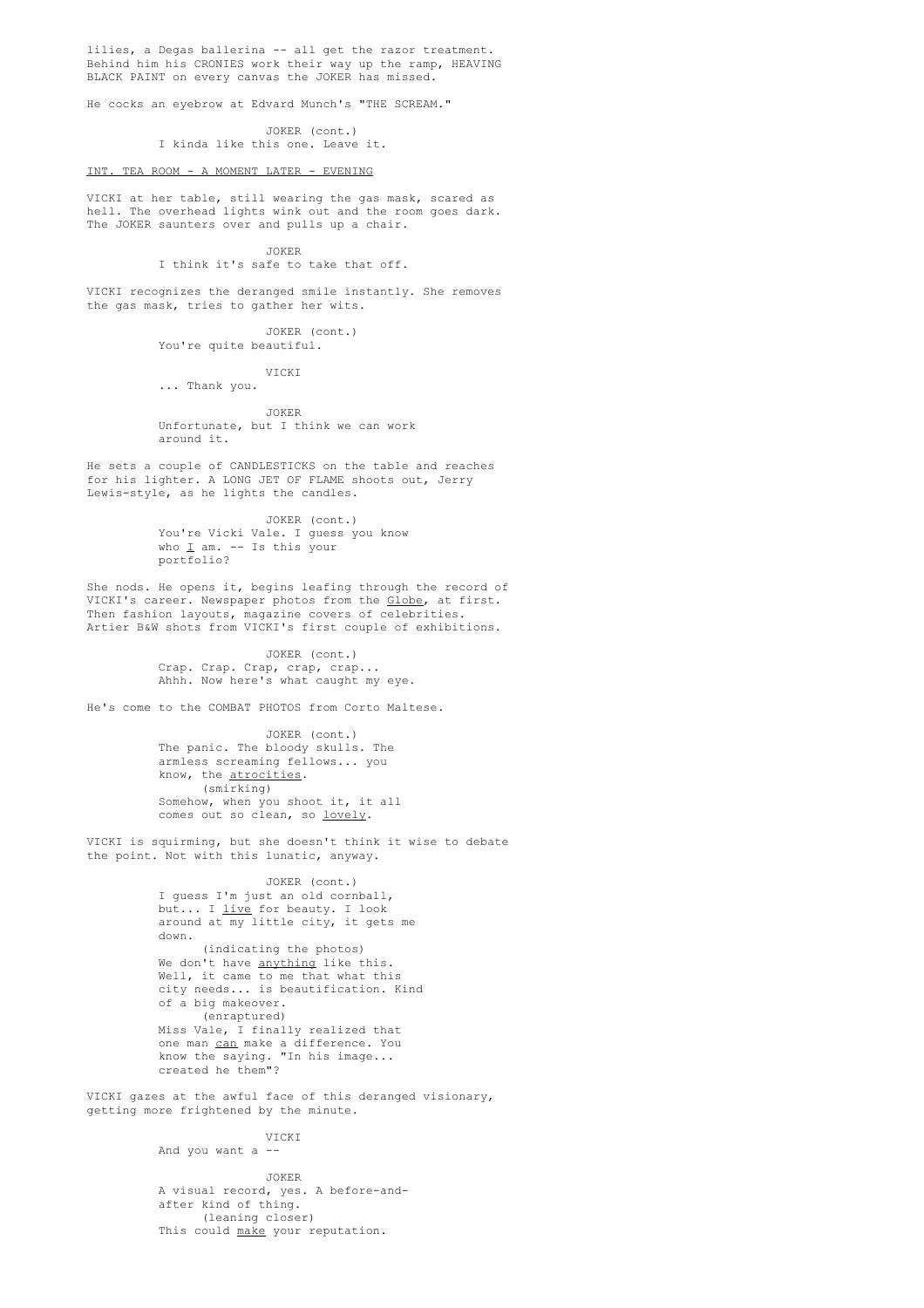lilies, a Degas ballerina -- all get the razor treatment. Behind him his CRONIES work their way up the ramp, HEAVING BLACK PAINT on every canvas the JOKER has missed.

He cocks an eyebrow at Edvard Munch's "THE SCREAM."

JOKER (cont.)
I kinda like this one. Leave it.

INT. TEA ROOM - A MOMENT LATER - EVENING

VICKI at her table, still wearing the gas mask, scared as hell. The overhead lights wink out and the room goes dark. The JOKER saunters over and pulls up a chair.

JOKER
I think it's safe to take that off.

VICKI recognizes the deranged smile instantly. She removes the gas mask, tries to gather her wits.

JOKER (cont.)
You're quite beautiful.

VICKI
... Thank you.

JOKER
Unfortunate, but I think we can work around it.

He sets a couple of CANDLESTICKS on the table and reaches for his lighter. A LONG JET OF FLAME shoots out, Jerry Lewis-style, as he lights the candles.

JOKER (cont.)
You're Vicki Vale. I guess you know who _I_ am. -- Is this your portfolio?

She nods. He opens it, begins leafing through the record of VICKI's career. Newspaper photos from the _Globe_, at first. Then fashion layouts, magazine covers of celebrities. Artier B&W shots from VICKI's first couple of exhibitions.

JOKER (cont.)
Crap. Crap. Crap, crap, crap... Ahhh. Now here's what caught my eye.

He's come to the COMBAT PHOTOS from Corto Maltese.

JOKER (cont.)
The panic. The bloody skulls. The armless screaming fellows... you know, the _atrocities_.
(smirking)
Somehow, when you shoot it, it all comes out so clean, so _lovely_.

VICKI is squirming, but she doesn't think it wise to debate the point. Not with this lunatic, anyway.

JOKER (cont.)
I guess I'm just an old cornball, but... I _live_ for beauty. I look around at my little city, it gets me down.
(indicating the photos)
We don't have _anything_ like this. Well, it came to me that what this city needs... is beautification. Kind of a big makeover.
(enraptured)
Miss Vale, I finally realized that one man _can_ make a difference. You know the saying. "In his image... created he them"?

VICKI gazes at the awful face of this deranged visionary, getting more frightened by the minute.

VICKI
And you want a --

JOKER
A visual record, yes. A before-and-after kind of thing.
(leaning closer)
This could _make_ your reputation.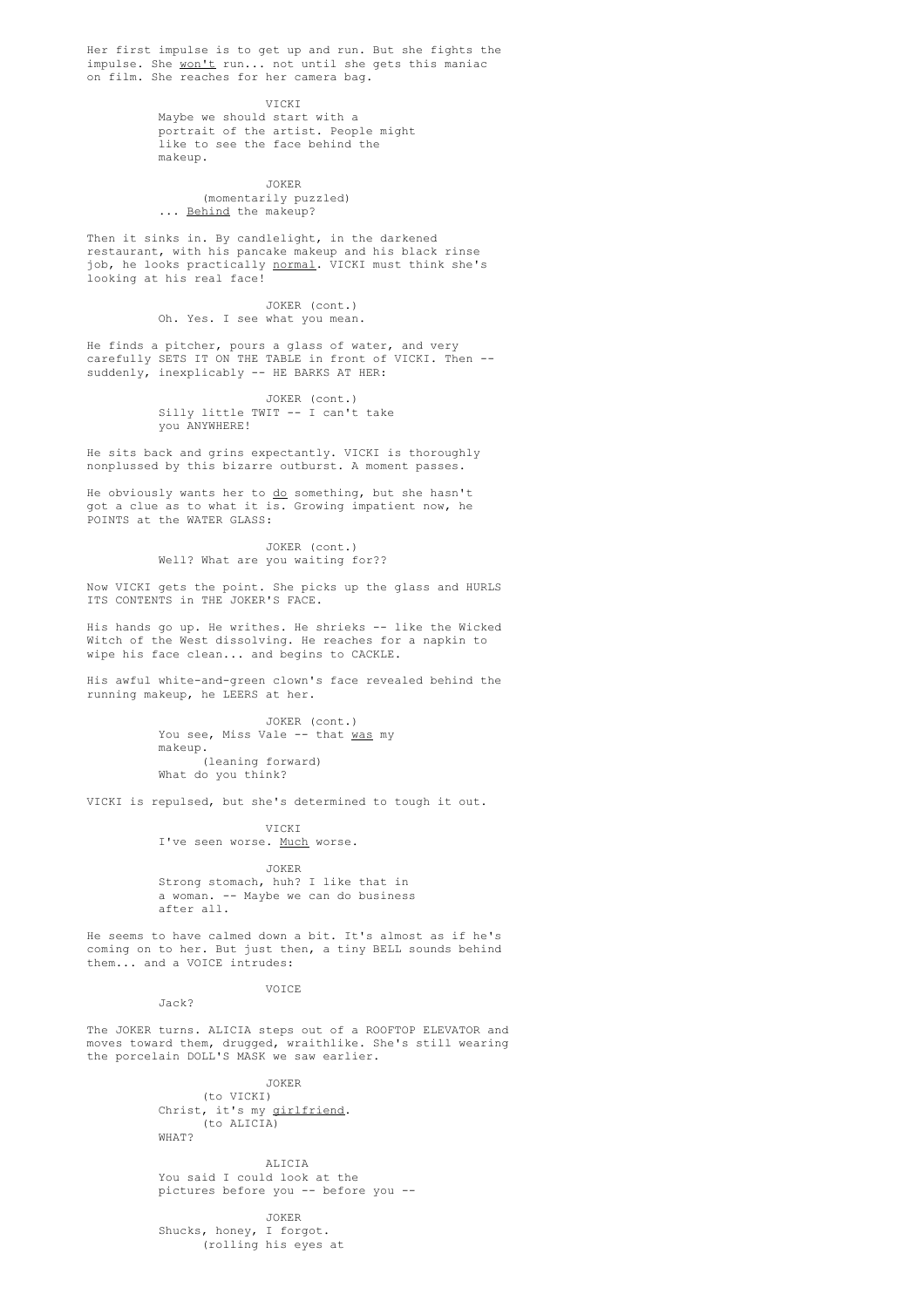Her first impulse is to get up and run. But she fights the impulse. She _won't_ run... not until she gets this maniac on film. She reaches for her camera bag.

VICKI
Maybe we should start with a portrait of the artist. People might like to see the face behind the makeup.

JOKER
(momentarily puzzled)
... _Behind_ the makeup?

Then it sinks in. By candlelight, in the darkened restaurant, with his pancake makeup and his black rinse job, he looks practically _normal_. VICKI must think she's looking at his real face!

JOKER (cont.)
Oh. Yes. I see what you mean.

He finds a pitcher, pours a glass of water, and very carefully SETS IT ON THE TABLE in front of VICKI. Then -- suddenly, inexplicably -- HE BARKS AT HER:

JOKER (cont.)
Silly little TWIT -- I can't take you ANYWHERE!

He sits back and grins expectantly. VICKI is thoroughly nonplussed by this bizarre outburst. A moment passes.

He obviously wants her to _do_ something, but she hasn't got a clue as to what it is. Growing impatient now, he POINTS at the WATER GLASS:

JOKER (cont.)
Well? What are you waiting for??

Now VICKI gets the point. She picks up the glass and HURLS ITS CONTENTS in THE JOKER'S FACE.

His hands go up. He writhes. He shrieks -- like the Wicked Witch of the West dissolving. He reaches for a napkin to wipe his face clean... and begins to CACKLE.

His awful white-and-green clown's face revealed behind the running makeup, he LEERS at her.

JOKER (cont.)
You see, Miss Vale -- that _was_ my makeup.
(leaning forward)
What do you think?

VICKI is repulsed, but she's determined to tough it out.

VICKI
I've seen worse. _Much_ worse.

JOKER
Strong stomach, huh? I like that in a woman. -- Maybe we can do business after all.

He seems to have calmed down a bit. It's almost as if he's coming on to her. But just then, a tiny BELL sounds behind them... and a VOICE intrudes:

VOICE
Jack?

The JOKER turns. ALICIA steps out of a ROOFTOP ELEVATOR and moves toward them, drugged, wraithlike. She's still wearing the porcelain DOLL'S MASK we saw earlier.

JOKER
(to VICKI)
Christ, it's my _girlfriend_.
(to ALICIA)
WHAT?

ALICIA
You said I could look at the pictures before you -- before you --

JOKER
Shucks, honey, I forgot.
(rolling his eyes at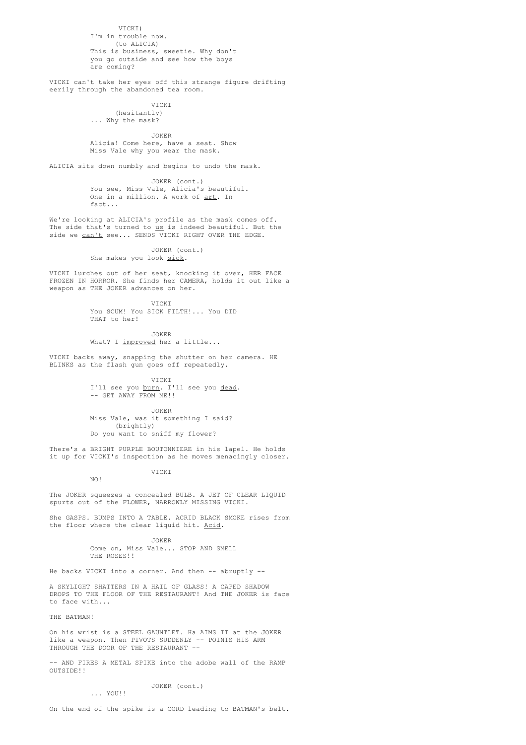VICKI)

I'm in trouble _now_.

(to ALICIA)

This is business, sweetie. Why don't you go outside and see how the boys are coming?

VICKI can't take her eyes off this strange figure drifting eerily through the abandoned tea room.

VICKI

(hesitantly)

... Why the mask?

JOKER

Alicia! Come here, have a seat. Show Miss Vale why you wear the mask.

ALICIA sits down numbly and begins to undo the mask.

JOKER (cont.)

You see, Miss Vale, Alicia's beautiful. One in a million. A work of _art_. In fact...

We're looking at ALICIA's profile as the mask comes off. The side that's turned to _us_ is indeed beautiful. But the side we _can't_ see... SENDS VICKI RIGHT OVER THE EDGE.

JOKER (cont.)

She makes you look _sick_.

VICKI lurches out of her seat, knocking it over, HER FACE FROZEN IN HORROR. She finds her CAMERA, holds it out like a weapon as THE JOKER advances on her.

VICKI

You SCUM! You SICK FILTH!... You DID THAT to her!

JOKER

What? I _improved_ her a little...

VICKI backs away, snapping the shutter on her camera. HE BLINKS as the flash gun goes off repeatedly.

VICKI

I'll see you _burn_. I'll see you _dead_. -- GET AWAY FROM ME!!

JOKER

Miss Vale, was it something I said?

(brightly)

Do you want to sniff my flower?

There's a BRIGHT PURPLE BOUTONNIERE in his lapel. He holds it up for VICKI's inspection as he moves menacingly closer.

VICKI

NO!

The JOKER squeezes a concealed BULB. A JET OF CLEAR LIQUID spurts out of the FLOWER, NARROWLY MISSING VICKI.

She GASPS. BUMPS INTO A TABLE. ACRID BLACK SMOKE rises from the floor where the clear liquid hit. _Acid_.

JOKER

Come on, Miss Vale... STOP AND SMELL THE ROSES!!

He backs VICKI into a corner. And then -- abruptly --

A SKYLIGHT SHATTERS IN A HAIL OF GLASS! A CAPED SHADOW DROPS TO THE FLOOR OF THE RESTAURANT! And THE JOKER is face to face with...

THE BATMAN!

On his wrist is a STEEL GAUNTLET. Ha AIMS IT at the JOKER like a weapon. Then PIVOTS SUDDENLY -- POINTS HIS ARM THROUGH THE DOOR OF THE RESTAURANT --

-- AND FIRES A METAL SPIKE into the adobe wall of the RAMP OUTSIDE!!

JOKER (cont.)

... YOU!!

On the end of the spike is a CORD leading to BATMAN's belt.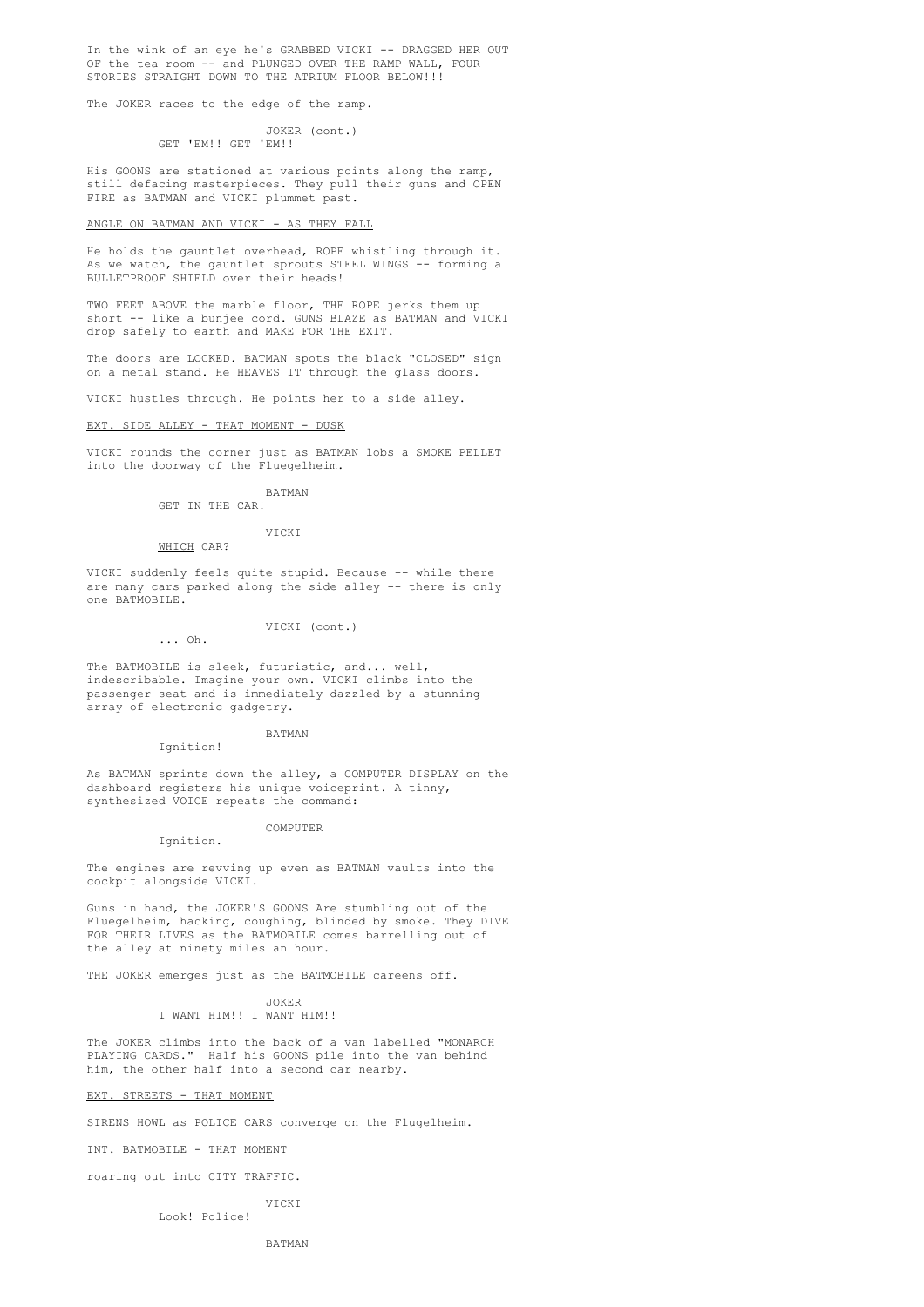In the wink of an eye he's GRABBED VICKI -- DRAGGED HER OUT OF the tea room -- and PLUNGED OVER THE RAMP WALL, FOUR STORIES STRAIGHT DOWN TO THE ATRIUM FLOOR BELOW!!!

The JOKER races to the edge of the ramp.

JOKER (cont.)
GET 'EM!! GET 'EM!!

His GOONS are stationed at various points along the ramp, still defacing masterpieces. They pull their guns and OPEN FIRE as BATMAN and VICKI plummet past.

ANGLE ON BATMAN AND VICKI - AS THEY FALL

He holds the gauntlet overhead, ROPE whistling through it. As we watch, the gauntlet sprouts STEEL WINGS -- forming a BULLETPROOF SHIELD over their heads!

TWO FEET ABOVE the marble floor, THE ROPE jerks them up short -- like a bunjee cord. GUNS BLAZE as BATMAN and VICKI drop safely to earth and MAKE FOR THE EXIT.

The doors are LOCKED. BATMAN spots the black "CLOSED" sign on a metal stand. He HEAVES IT through the glass doors.

VICKI hustles through. He points her to a side alley.

EXT. SIDE ALLEY - THAT MOMENT - DUSK

VICKI rounds the corner just as BATMAN lobs a SMOKE PELLET into the doorway of the Fluegelheim.

BATMAN
GET IN THE CAR!

VICKI
WHICH CAR?

VICKI suddenly feels quite stupid. Because -- while there are many cars parked along the side alley -- there is only one BATMOBILE.

VICKI (cont.)
... Oh.

The BATMOBILE is sleek, futuristic, and... well, indescribable. Imagine your own. VICKI climbs into the passenger seat and is immediately dazzled by a stunning array of electronic gadgetry.

BATMAN
Ignition!

As BATMAN sprints down the alley, a COMPUTER DISPLAY on the dashboard registers his unique voiceprint. A tinny, synthesized VOICE repeats the command:

COMPUTER
Ignition.

The engines are revving up even as BATMAN vaults into the cockpit alongside VICKI.

Guns in hand, the JOKER'S GOONS Are stumbling out of the Fluegelheim, hacking, coughing, blinded by smoke. They DIVE FOR THEIR LIVES as the BATMOBILE comes barrelling out of the alley at ninety miles an hour.

THE JOKER emerges just as the BATMOBILE careens off.

JOKER
I WANT HIM!! I WANT HIM!!

The JOKER climbs into the back of a van labelled "MONARCH PLAYING CARDS." Half his GOONS pile into the van behind him, the other half into a second car nearby.

EXT. STREETS - THAT MOMENT

SIRENS HOWL as POLICE CARS converge on the Flugelheim.

INT. BATMOBILE - THAT MOMENT

roaring out into CITY TRAFFIC.

VICKI
Look! Police!

BATMAN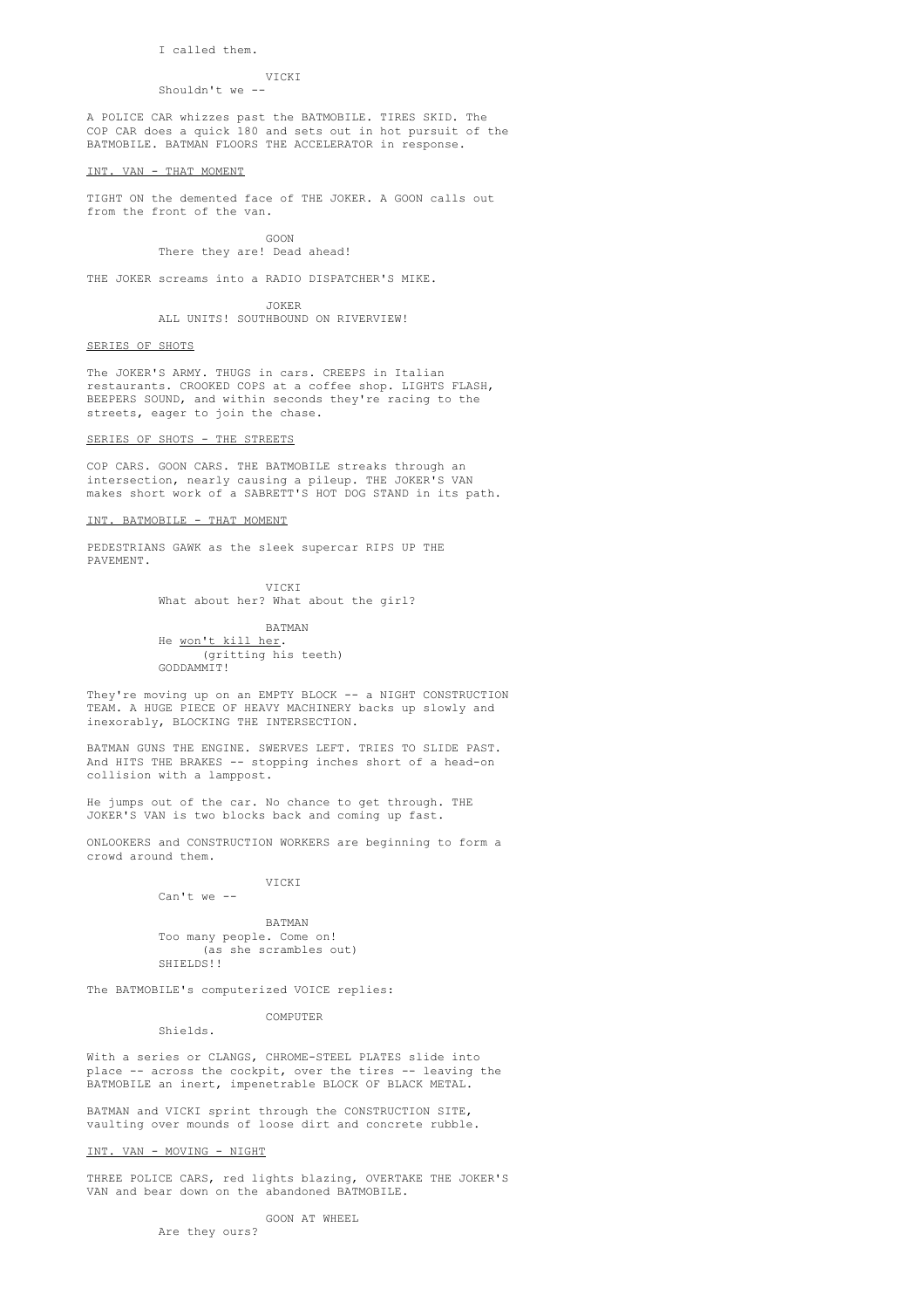I called them.

VICKI

Shouldn't we --

A POLICE CAR whizzes past the BATMOBILE. TIRES SKID. The COP CAR does a quick 180 and sets out in hot pursuit of the BATMOBILE. BATMAN FLOORS THE ACCELERATOR in response.

INT. VAN - THAT MOMENT

TIGHT ON the demented face of THE JOKER. A GOON calls out from the front of the van.

GOON

There they are! Dead ahead!

THE JOKER screams into a RADIO DISPATCHER'S MIKE.

JOKER

ALL UNITS! SOUTHBOUND ON RIVERVIEW!

SERIES OF SHOTS

The JOKER'S ARMY. THUGS in cars. CREEPS in Italian restaurants. CROOKED COPS at a coffee shop. LIGHTS FLASH, BEEPERS SOUND, and within seconds they're racing to the streets, eager to join the chase.

SERIES OF SHOTS - THE STREETS

COP CARS. GOON CARS. THE BATMOBILE streaks through an intersection, nearly causing a pileup. THE JOKER'S VAN makes short work of a SABRETT'S HOT DOG STAND in its path.

INT. BATMOBILE - THAT MOMENT

PEDESTRIANS GAWK as the sleek supercar RIPS UP THE PAVEMENT.

VICKI

What about her? What about the girl?

BATMAN

He won't kill her.

(gritting his teeth)

GODDAMMIT!

They're moving up on an EMPTY BLOCK -- a NIGHT CONSTRUCTION TEAM. A HUGE PIECE OF HEAVY MACHINERY backs up slowly and inexorably, BLOCKING THE INTERSECTION.

BATMAN GUNS THE ENGINE. SWERVES LEFT. TRIES TO SLIDE PAST. And HITS THE BRAKES -- stopping inches short of a head-on collision with a lamppost.

He jumps out of the car. No chance to get through. THE JOKER'S VAN is two blocks back and coming up fast.

ONLOOKERS and CONSTRUCTION WORKERS are beginning to form a crowd around them.

VICKI

Can't we --

BATMAN

Too many people. Come on!

(as she scrambles out)

SHIELDS!!

The BATMOBILE's computerized VOICE replies:

COMPUTER

Shields.

With a series or CLANGS, CHROME-STEEL PLATES slide into place -- across the cockpit, over the tires -- leaving the BATMOBILE an inert, impenetrable BLOCK OF BLACK METAL.

BATMAN and VICKI sprint through the CONSTRUCTION SITE, vaulting over mounds of loose dirt and concrete rubble.

INT. VAN - MOVING - NIGHT

THREE POLICE CARS, red lights blazing, OVERTAKE THE JOKER'S VAN and bear down on the abandoned BATMOBILE.

GOON AT WHEEL

Are they ours?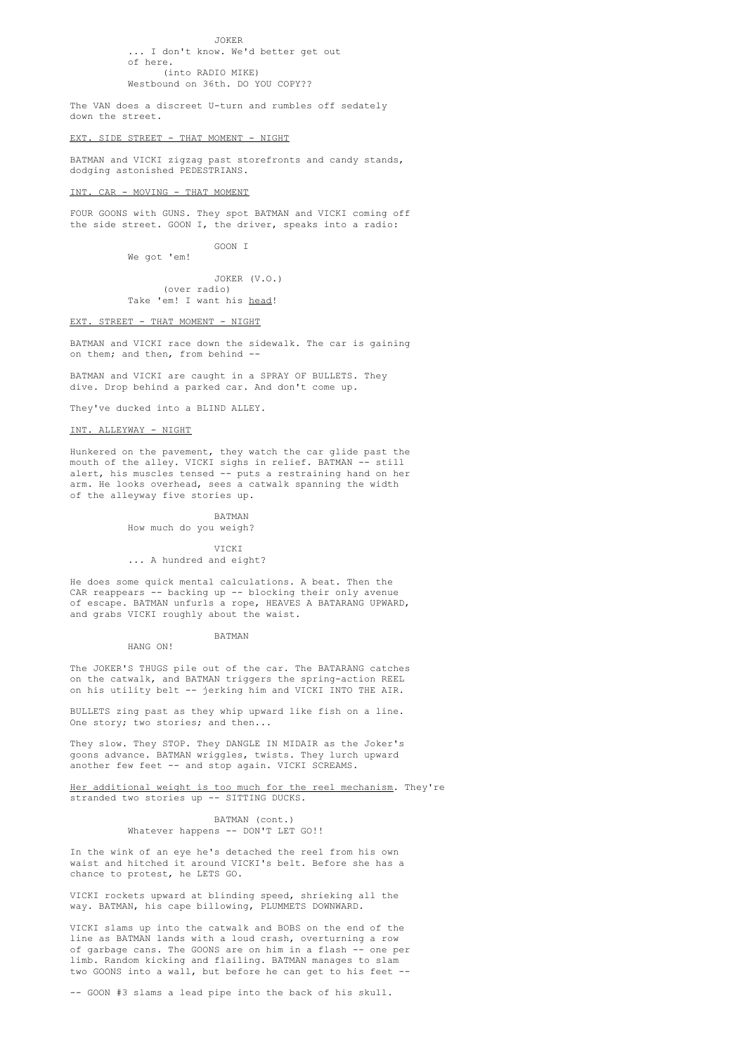JOKER
... I don't know. We'd better get out of here.
(into RADIO MIKE)
Westbound on 36th. DO YOU COPY??

The VAN does a discreet U-turn and rumbles off sedately down the street.

EXT. SIDE STREET - THAT MOMENT - NIGHT

BATMAN and VICKI zigzag past storefronts and candy stands, dodging astonished PEDESTRIANS.

INT. CAR - MOVING - THAT MOMENT

FOUR GOONS with GUNS. They spot BATMAN and VICKI coming off the side street. GOON I, the driver, speaks into a radio:

GOON I
We got 'em!

JOKER (V.O.)
(over radio)
Take 'em! I want his head!

EXT. STREET - THAT MOMENT - NIGHT

BATMAN and VICKI race down the sidewalk. The car is gaining on them; and then, from behind --

BATMAN and VICKI are caught in a SPRAY OF BULLETS. They dive. Drop behind a parked car. And don't come up.

They've ducked into a BLIND ALLEY.

INT. ALLEYWAY - NIGHT

Hunkered on the pavement, they watch the car glide past the mouth of the alley. VICKI sighs in relief. BATMAN -- still alert, his muscles tensed -- puts a restraining hand on her arm. He looks overhead, sees a catwalk spanning the width of the alleyway five stories up.

BATMAN
How much do you weigh?

VICKI
... A hundred and eight?

He does some quick mental calculations. A beat. Then the CAR reappears -- backing up -- blocking their only avenue of escape. BATMAN unfurls a rope, HEAVES A BATARANG UPWARD, and grabs VICKI roughly about the waist.

BATMAN
HANG ON!

The JOKER'S THUGS pile out of the car. The BATARANG catches on the catwalk, and BATMAN triggers the spring-action REEL on his utility belt -- jerking him and VICKI INTO THE AIR.

BULLETS zing past as they whip upward like fish on a line. One story; two stories; and then...

They slow. They STOP. They DANGLE IN MIDAIR as the Joker's goons advance. BATMAN wriggles, twists. They lurch upward another few feet -- and stop again. VICKI SCREAMS.

Her additional weight is too much for the reel mechanism. They're stranded two stories up -- SITTING DUCKS.

BATMAN (cont.)
Whatever happens -- DON'T LET GO!!

In the wink of an eye he's detached the reel from his own waist and hitched it around VICKI's belt. Before she has a chance to protest, he LETS GO.

VICKI rockets upward at blinding speed, shrieking all the way. BATMAN, his cape billowing, PLUMMETS DOWNWARD.

VICKI slams up into the catwalk and BOBS on the end of the line as BATMAN lands with a loud crash, overturning a row of garbage cans. The GOONS are on him in a flash -- one per limb. Random kicking and flailing. BATMAN manages to slam two GOONS into a wall, but before he can get to his feet --

-- GOON #3 slams a lead pipe into the back of his skull.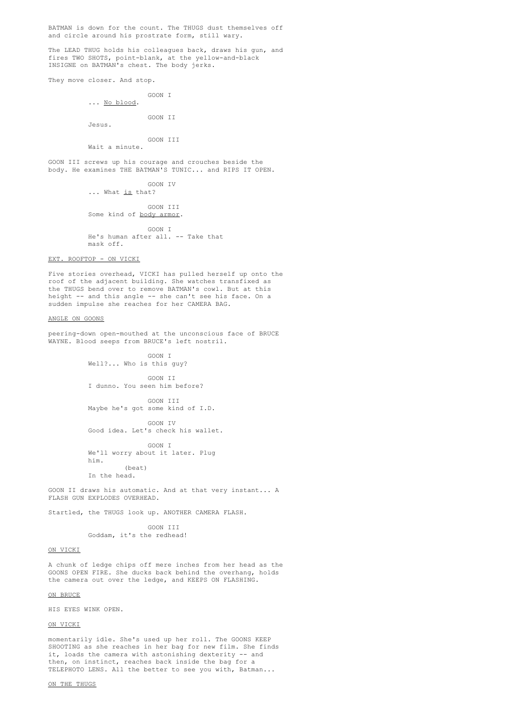BATMAN is down for the count. The THUGS dust themselves off and circle around his prostrate form, still wary.

The LEAD THUG holds his colleagues back, draws his gun, and fires TWO SHOTS, point-blank, at the yellow-and-black INSIGNE on BATMAN's chest. The body jerks.

They move closer. And stop.

GOON I
... <u>No blood</u>.

GOON II
Jesus.

GOON III
Wait a minute.

GOON III screws up his courage and crouches beside the body. He examines THE BATMAN'S TUNIC... and RIPS IT OPEN.

GOON IV
... What <u>is</u> that?

GOON III
Some kind of <u>body armor</u>.

GOON I
He's human after all. -- Take that mask off.

<u>EXT. ROOFTOP - ON VICKI</u>

Five stories overhead, VICKI has pulled herself up onto the roof of the adjacent building. She watches transfixed as the THUGS bend over to remove BATMAN's cowl. But at this height -- and this angle -- she can't see his face. On a sudden impulse she reaches for her CAMERA BAG.

<u>ANGLE ON GOONS</u>

peering-down open-mouthed at the unconscious face of BRUCE WAYNE. Blood seeps from BRUCE's left nostril.

GOON I
Well?... Who is this guy?

GOON II
I dunno. You seen him before?

GOON III
Maybe he's got some kind of I.D.

GOON IV
Good idea. Let's check his wallet.

GOON I
We'll worry about it later. Plug him.
(beat)
In the head.

GOON II draws his automatic. And at that very instant... A FLASH GUN EXPLODES OVERHEAD.

Startled, the THUGS look up. ANOTHER CAMERA FLASH.

GOON III
Goddam, it's the redhead!

<u>ON VICKI</u>

A chunk of ledge chips off mere inches from her head as the GOONS OPEN FIRE. She ducks back behind the overhang, holds the camera out over the ledge, and KEEPS ON FLASHING.

<u>ON BRUCE</u>

HIS EYES WINK OPEN.

<u>ON VICKI</u>

momentarily idle. She's used up her roll. The GOONS KEEP SHOOTING as she reaches in her bag for new film. She finds it, loads the camera with astonishing dexterity -- and then, on instinct, reaches back inside the bag for a TELEPHOTO LENS. All the better to see you with, Batman...

<u>ON THE THUGS</u>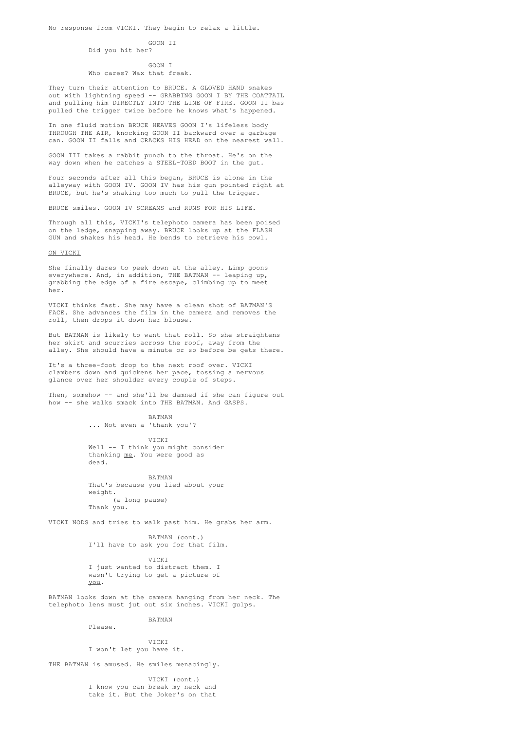No response from VICKI. They begin to relax a little.

GOON II
Did you hit her?

GOON I
Who cares? Wax that freak.

They turn their attention to BRUCE. A GLOVED HAND snakes out with lightning speed -- GRABBING GOON I BY THE COATTAIL and pulling him DIRECTLY INTO THE LINE OF FIRE. GOON II bas pulled the trigger twice before he knows what's happened.

In one fluid motion BRUCE HEAVES GOON I's lifeless body THROUGH THE AIR, knocking GOON II backward over a garbage can. GOON II falls and CRACKS HIS HEAD on the nearest wall.

GOON III takes a rabbit punch to the throat. He's on the way down when he catches a STEEL-TOED BOOT in the gut.

Four seconds after all this began, BRUCE is alone in the alleyway with GOON IV. GOON IV has his gun pointed right at BRUCE, but he's shaking too much to pull the trigger.

BRUCE smiles. GOON IV SCREAMS and RUNS FOR HIS LIFE.

Through all this, VICKI's telephoto camera has been poised on the ledge, snapping away. BRUCE looks up at the FLASH GUN and shakes his head. He bends to retrieve his cowl.

<u>ON VICKI</u>

She finally dares to peek down at the alley. Limp goons everywhere. And, in addition, THE BATMAN -- leaping up, grabbing the edge of a fire escape, climbing up to meet her.

VICKI thinks fast. She may have a clean shot of BATMAN'S FACE. She advances the film in the camera and removes the roll, then drops it down her blouse.

But BATMAN is likely to <u>want that roll</u>. So she straightens her skirt and scurries across the roof, away from the alley. She should have a minute or so before be gets there.

It's a three-foot drop to the next roof over. VICKI clambers down and quickens her pace, tossing a nervous glance over her shoulder every couple of steps.

Then, somehow -- and she'll be damned if she can figure out how -- she walks smack into THE BATMAN. And GASPS.

BATMAN
... Not even a 'thank you'?

VICKI
Well -- I think you might consider thanking <u>me</u>. You were good as dead.

BATMAN
That's because you lied about your weight.
(a long pause)
Thank you.

VICKI NODS and tries to walk past him. He grabs her arm.

BATMAN (cont.)
I'll have to ask you for that film.

VICKI
I just wanted to distract them. I wasn't trying to get a picture of <u>you</u>.

BATMAN looks down at the camera hanging from her neck. The telephoto lens must jut out six inches. VICKI gulps.

BATMAN
Please.

VICKI
I won't let you have it.

THE BATMAN is amused. He smiles menacingly.

VICKI (cont.)
I know you can break my neck and take it. But the Joker's on that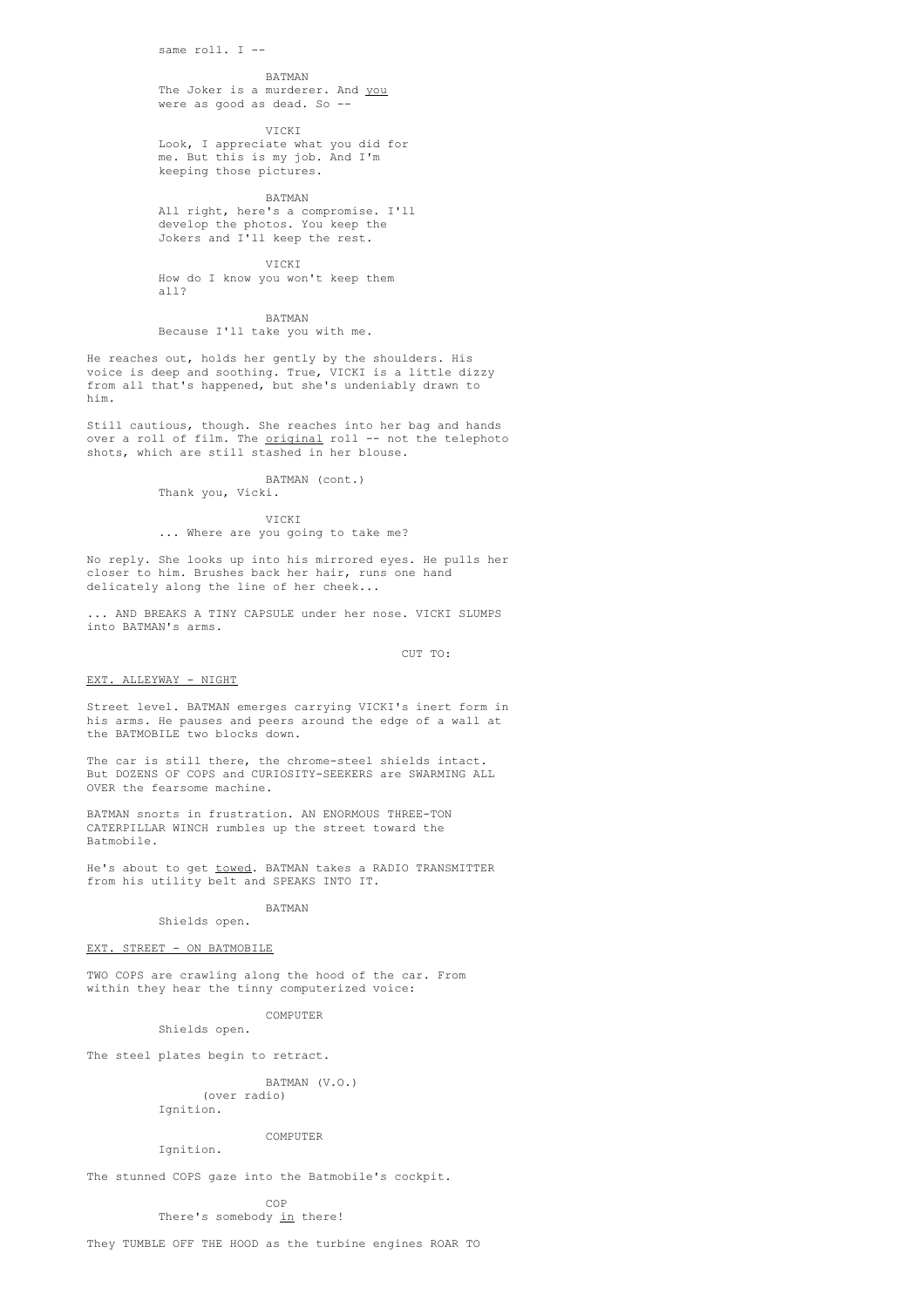same roll. I --

BATMAN
The Joker is a murderer. And _you_ were as good as dead. So --

VICKI
Look, I appreciate what you did for me. But this is my job. And I'm keeping those pictures.

BATMAN
All right, here's a compromise. I'll develop the photos. You keep the Jokers and I'll keep the rest.

VICKI
How do I know you won't keep them all?

BATMAN
Because I'll take you with me.

He reaches out, holds her gently by the shoulders. His voice is deep and soothing. True, VICKI is a little dizzy from all that's happened, but she's undeniably drawn to him.

Still cautious, though. She reaches into her bag and hands over a roll of film. The _original_ roll -- not the telephoto shots, which are still stashed in her blouse.

BATMAN (cont.)
Thank you, Vicki.

VICKI
... Where are you going to take me?

No reply. She looks up into his mirrored eyes. He pulls her closer to him. Brushes back her hair, runs one hand delicately along the line of her cheek...

... AND BREAKS A TINY CAPSULE under her nose. VICKI SLUMPS into BATMAN's arms.

CUT TO:

EXT. ALLEYWAY - NIGHT

Street level. BATMAN emerges carrying VICKI's inert form in his arms. He pauses and peers around the edge of a wall at the BATMOBILE two blocks down.

The car is still there, the chrome-steel shields intact. But DOZENS OF COPS and CURIOSITY-SEEKERS are SWARMING ALL OVER the fearsome machine.

BATMAN snorts in frustration. AN ENORMOUS THREE-TON CATERPILLAR WINCH rumbles up the street toward the Batmobile.

He's about to get _towed_. BATMAN takes a RADIO TRANSMITTER from his utility belt and SPEAKS INTO IT.

BATMAN
Shields open.

EXT. STREET - ON BATMOBILE

TWO COPS are crawling along the hood of the car. From within they hear the tinny computerized voice:

COMPUTER
Shields open.

The steel plates begin to retract.

BATMAN (V.O.)
(over radio)
Ignition.

COMPUTER
Ignition.

The stunned COPS gaze into the Batmobile's cockpit.

COP
There's somebody _in_ there!

They TUMBLE OFF THE HOOD as the turbine engines ROAR TO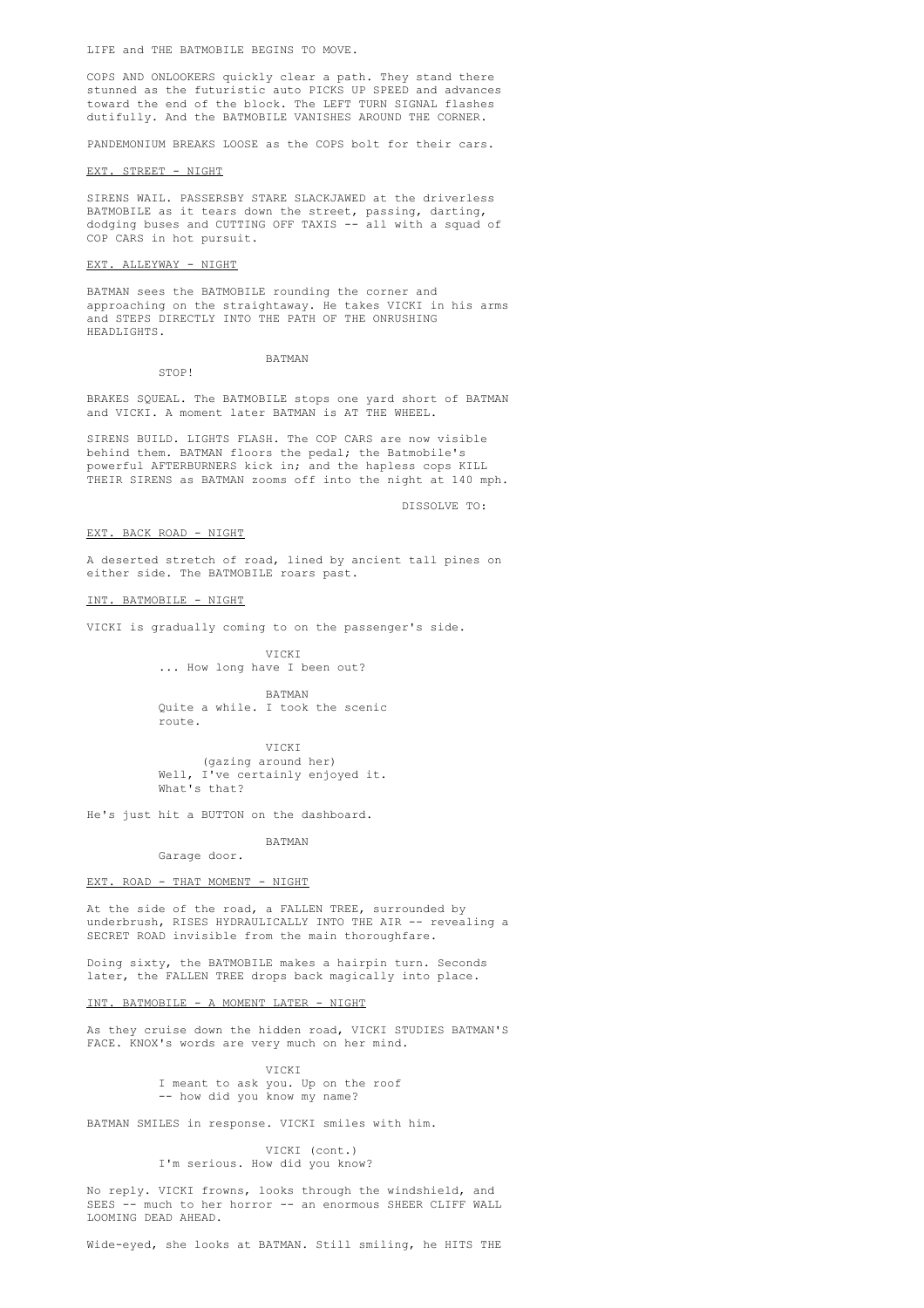LIFE and THE BATMOBILE BEGINS TO MOVE.

COPS AND ONLOOKERS quickly clear a path. They stand there stunned as the futuristic auto PICKS UP SPEED and advances toward the end of the block. The LEFT TURN SIGNAL flashes dutifully. And the BATMOBILE VANISHES AROUND THE CORNER.

PANDEMONIUM BREAKS LOOSE as the COPS bolt for their cars.

EXT. STREET - NIGHT

SIRENS WAIL. PASSERSBY STARE SLACKJAWED at the driverless BATMOBILE as it tears down the street, passing, darting, dodging buses and CUTTING OFF TAXIS -- all with a squad of COP CARS in hot pursuit.

EXT. ALLEYWAY - NIGHT

BATMAN sees the BATMOBILE rounding the corner and approaching on the straightaway. He takes VICKI in his arms and STEPS DIRECTLY INTO THE PATH OF THE ONRUSHING HEADLIGHTS.

BATMAN
STOP!

BRAKES SQUEAL. The BATMOBILE stops one yard short of BATMAN and VICKI. A moment later BATMAN is AT THE WHEEL.

SIRENS BUILD. LIGHTS FLASH. The COP CARS are now visible behind them. BATMAN floors the pedal; the Batmobile's powerful AFTERBURNERS kick in; and the hapless cops KILL THEIR SIRENS as BATMAN zooms off into the night at 140 mph.

DISSOLVE TO:

EXT. BACK ROAD - NIGHT

A deserted stretch of road, lined by ancient tall pines on either side. The BATMOBILE roars past.

INT. BATMOBILE - NIGHT

VICKI is gradually coming to on the passenger's side.

VICKI
... How long have I been out?

BATMAN
Quite a while. I took the scenic route.

VICKI
(gazing around her)
Well, I've certainly enjoyed it. What's that?

He's just hit a BUTTON on the dashboard.

BATMAN
Garage door.

EXT. ROAD - THAT MOMENT - NIGHT

At the side of the road, a FALLEN TREE, surrounded by underbrush, RISES HYDRAULICALLY INTO THE AIR -- revealing a SECRET ROAD invisible from the main thoroughfare.

Doing sixty, the BATMOBILE makes a hairpin turn. Seconds later, the FALLEN TREE drops back magically into place.

INT. BATMOBILE - A MOMENT LATER - NIGHT

As they cruise down the hidden road, VICKI STUDIES BATMAN'S FACE. KNOX's words are very much on her mind.

VICKI
I meant to ask you. Up on the roof -- how did you know my name?

BATMAN SMILES in response. VICKI smiles with him.

VICKI (cont.)
I'm serious. How did you know?

No reply. VICKI frowns, looks through the windshield, and SEES -- much to her horror -- an enormous SHEER CLIFF WALL LOOMING DEAD AHEAD.

Wide-eyed, she looks at BATMAN. Still smiling, he HITS THE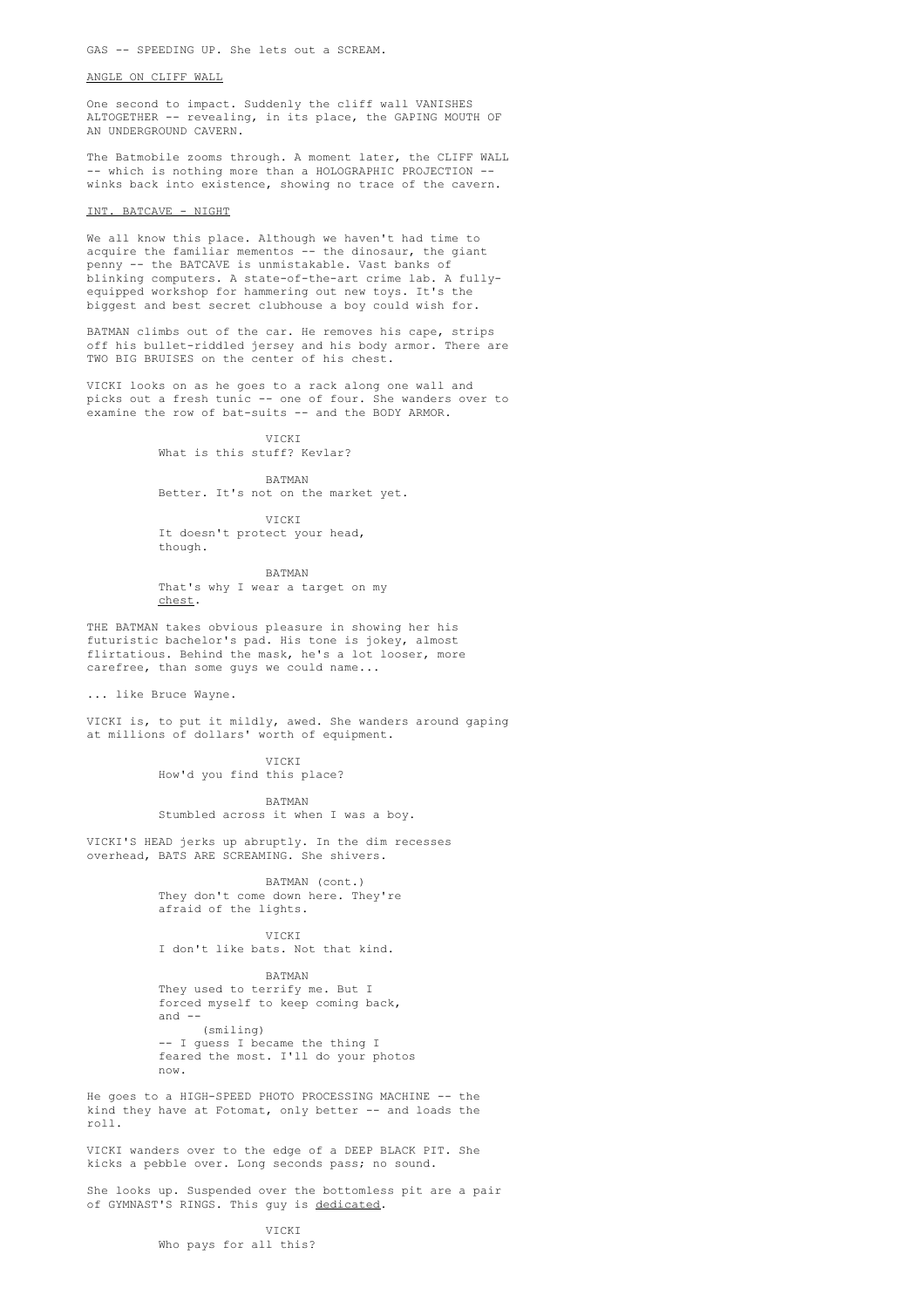GAS -- SPEEDING UP. She lets out a SCREAM.

ANGLE ON CLIFF WALL

One second to impact. Suddenly the cliff wall VANISHES ALTOGETHER -- revealing, in its place, the GAPING MOUTH OF AN UNDERGROUND CAVERN.

The Batmobile zooms through. A moment later, the CLIFF WALL -- which is nothing more than a HOLOGRAPHIC PROJECTION -- winks back into existence, showing no trace of the cavern.

INT. BATCAVE - NIGHT

We all know this place. Although we haven't had time to acquire the familiar mementos -- the dinosaur, the giant penny -- the BATCAVE is unmistakable. Vast banks of blinking computers. A state-of-the-art crime lab. A fully-equipped workshop for hammering out new toys. It's the biggest and best secret clubhouse a boy could wish for.

BATMAN climbs out of the car. He removes his cape, strips off his bullet-riddled jersey and his body armor. There are TWO BIG BRUISES on the center of his chest.

VICKI looks on as he goes to a rack along one wall and picks out a fresh tunic -- one of four. She wanders over to examine the row of bat-suits -- and the BODY ARMOR.

VICKI
What is this stuff? Kevlar?

BATMAN
Better. It's not on the market yet.

VICKI
It doesn't protect your head, though.

BATMAN
That's why I wear a target on my *chest*.

THE BATMAN takes obvious pleasure in showing her his futuristic bachelor's pad. His tone is jokey, almost flirtatious. Behind the mask, he's a lot looser, more carefree, than some guys we could name...

... like Bruce Wayne.

VICKI is, to put it mildly, awed. She wanders around gaping at millions of dollars' worth of equipment.

VICKI
How'd you find this place?

BATMAN
Stumbled across it when I was a boy.

VICKI'S HEAD jerks up abruptly. In the dim recesses overhead, BATS ARE SCREAMING. She shivers.

BATMAN (cont.)
They don't come down here. They're afraid of the lights.

VICKI
I don't like bats. Not that kind.

BATMAN
They used to terrify me. But I forced myself to keep coming back, and --
(smiling)
-- I guess I became the thing I feared the most. I'll do your photos now.

He goes to a HIGH-SPEED PHOTO PROCESSING MACHINE -- the kind they have at Fotomat, only better -- and loads the roll.

VICKI wanders over to the edge of a DEEP BLACK PIT. She kicks a pebble over. Long seconds pass; no sound.

She looks up. Suspended over the bottomless pit are a pair of GYMNAST'S RINGS. This guy is *dedicated*.

VICKI
Who pays for all this?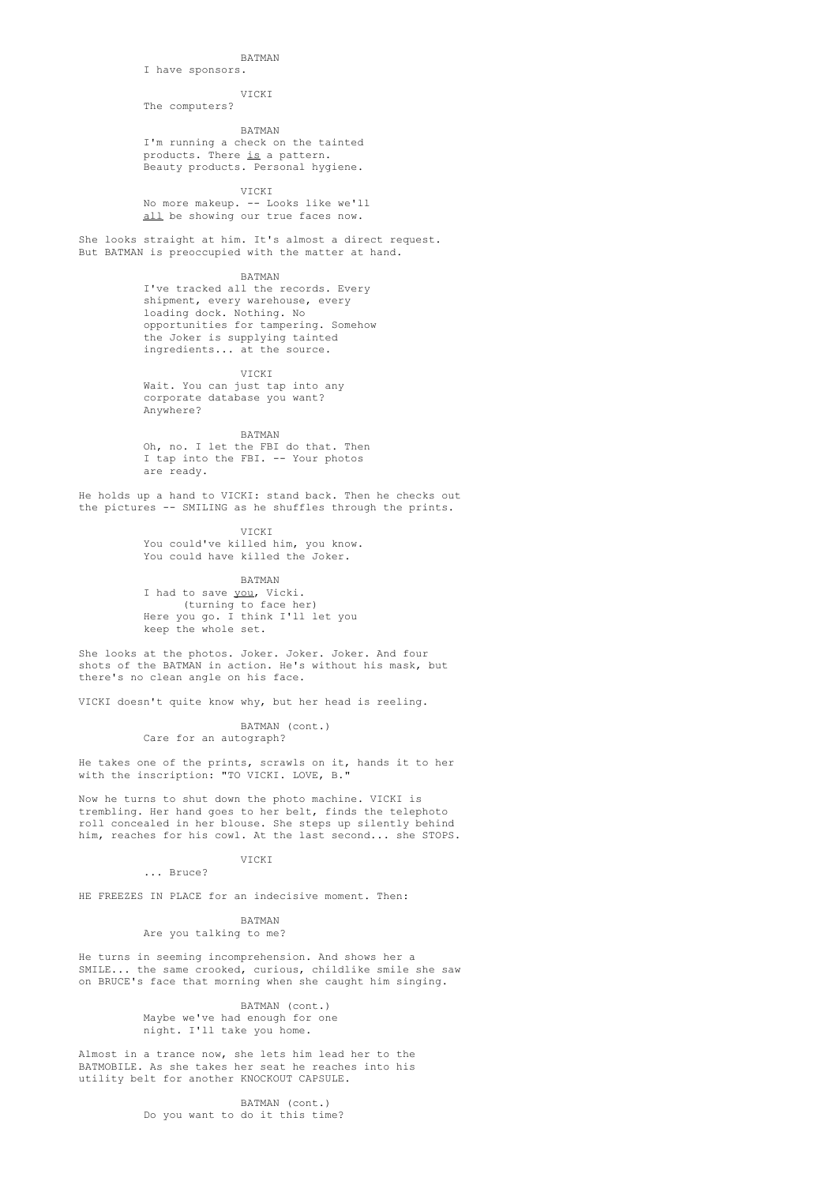BATMAN

I have sponsors.

VICKI

The computers?

BATMAN

I'm running a check on the tainted products. There _is_ a pattern. Beauty products. Personal hygiene.

VICKI

No more makeup. -- Looks like we'll _all_ be showing our true faces now.

She looks straight at him. It's almost a direct request. But BATMAN is preoccupied with the matter at hand.

BATMAN

I've tracked all the records. Every shipment, every warehouse, every loading dock. Nothing. No opportunities for tampering. Somehow the Joker is supplying tainted ingredients... at the source.

VICKI

Wait. You can just tap into any corporate database you want? Anywhere?

BATMAN

Oh, no. I let the FBI do that. Then I tap into the FBI. -- Your photos are ready.

He holds up a hand to VICKI: stand back. Then he checks out the pictures -- SMILING as he shuffles through the prints.

VICKI

You could've killed him, you know. You could have killed the Joker.

BATMAN

I had to save _you_, Vicki.
(turning to face her)
Here you go. I think I'll let you keep the whole set.

She looks at the photos. Joker. Joker. Joker. And four shots of the BATMAN in action. He's without his mask, but there's no clean angle on his face.

VICKI doesn't quite know why, but her head is reeling.

BATMAN (cont.)

Care for an autograph?

He takes one of the prints, scrawls on it, hands it to her with the inscription: "TO VICKI. LOVE, B."

Now he turns to shut down the photo machine. VICKI is trembling. Her hand goes to her belt, finds the telephoto roll concealed in her blouse. She steps up silently behind him, reaches for his cowl. At the last second... she STOPS.

VICKI

... Bruce?

HE FREEZES IN PLACE for an indecisive moment. Then:

BATMAN

Are you talking to me?

He turns in seeming incomprehension. And shows her a SMILE... the same crooked, curious, childlike smile she saw on BRUCE's face that morning when she caught him singing.

BATMAN (cont.)

Maybe we've had enough for one night. I'll take you home.

Almost in a trance now, she lets him lead her to the BATMOBILE. As she takes her seat he reaches into his utility belt for another KNOCKOUT CAPSULE.

BATMAN (cont.)

Do you want to do it this time?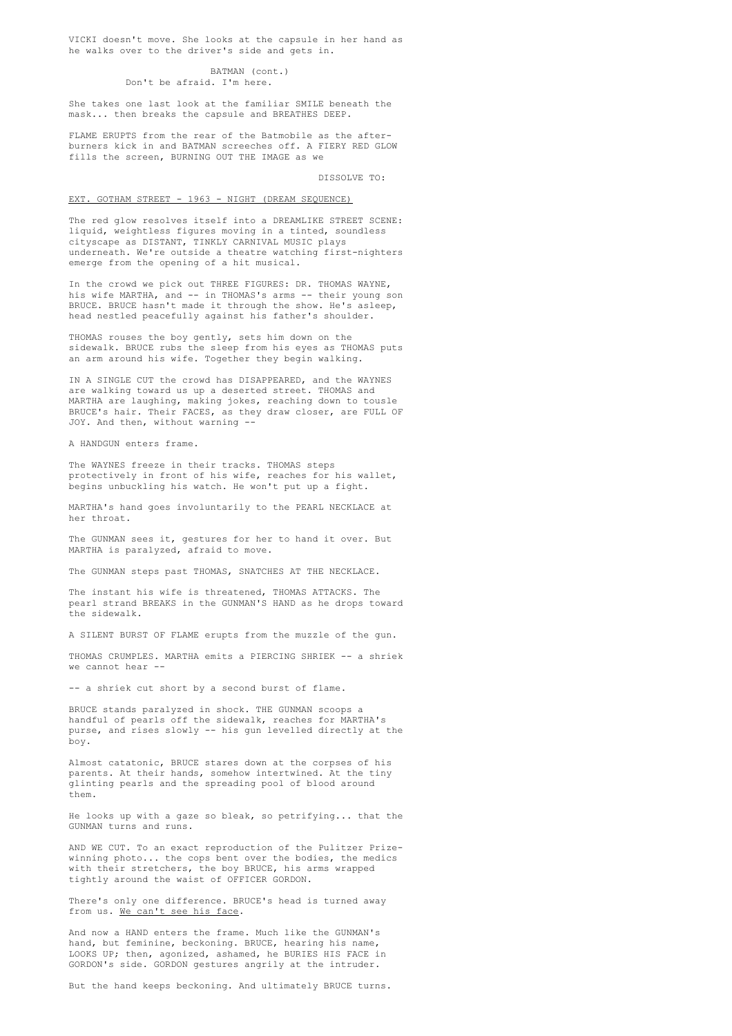VICKI doesn't move. She looks at the capsule in her hand as he walks over to the driver's side and gets in.

BATMAN (cont.)
Don't be afraid. I'm here.

She takes one last look at the familiar SMILE beneath the mask... then breaks the capsule and BREATHES DEEP.

FLAME ERUPTS from the rear of the Batmobile as the after-burners kick in and BATMAN screeches off. A FIERY RED GLOW fills the screen, BURNING OUT THE IMAGE as we

DISSOLVE TO:

EXT. GOTHAM STREET - 1963 - NIGHT (DREAM SEQUENCE)

The red glow resolves itself into a DREAMLIKE STREET SCENE: liquid, weightless figures moving in a tinted, soundless cityscape as DISTANT, TINKLY CARNIVAL MUSIC plays underneath. We're outside a theatre watching first-nighters emerge from the opening of a hit musical.

In the crowd we pick out THREE FIGURES: DR. THOMAS WAYNE, his wife MARTHA, and -- in THOMAS's arms -- their young son BRUCE. BRUCE hasn't made it through the show. He's asleep, head nestled peacefully against his father's shoulder.

THOMAS rouses the boy gently, sets him down on the sidewalk. BRUCE rubs the sleep from his eyes as THOMAS puts an arm around his wife. Together they begin walking.

IN A SINGLE CUT the crowd has DISAPPEARED, and the WAYNES are walking toward us up a deserted street. THOMAS and MARTHA are laughing, making jokes, reaching down to tousle BRUCE's hair. Their FACES, as they draw closer, are FULL OF JOY. And then, without warning --

A HANDGUN enters frame.

The WAYNES freeze in their tracks. THOMAS steps protectively in front of his wife, reaches for his wallet, begins unbuckling his watch. He won't put up a fight.

MARTHA's hand goes involuntarily to the PEARL NECKLACE at her throat.

The GUNMAN sees it, gestures for her to hand it over. But MARTHA is paralyzed, afraid to move.

The GUNMAN steps past THOMAS, SNATCHES AT THE NECKLACE.

The instant his wife is threatened, THOMAS ATTACKS. The pearl strand BREAKS in the GUNMAN'S HAND as he drops toward the sidewalk.

A SILENT BURST OF FLAME erupts from the muzzle of the gun.

THOMAS CRUMPLES. MARTHA emits a PIERCING SHRIEK -- a shriek we cannot hear --

-- a shriek cut short by a second burst of flame.

BRUCE stands paralyzed in shock. THE GUNMAN scoops a handful of pearls off the sidewalk, reaches for MARTHA's purse, and rises slowly -- his gun levelled directly at the boy.

Almost catatonic, BRUCE stares down at the corpses of his parents. At their hands, somehow intertwined. At the tiny glinting pearls and the spreading pool of blood around them.

He looks up with a gaze so bleak, so petrifying... that the GUNMAN turns and runs.

AND WE CUT. To an exact reproduction of the Pulitzer Prize-winning photo... the cops bent over the bodies, the medics with their stretchers, the boy BRUCE, his arms wrapped tightly around the waist of OFFICER GORDON.

There's only one difference. BRUCE's head is turned away from us. We can't see his face.

And now a HAND enters the frame. Much like the GUNMAN's hand, but feminine, beckoning. BRUCE, hearing his name, LOOKS UP; then, agonized, ashamed, he BURIES HIS FACE in GORDON's side. GORDON gestures angrily at the intruder.

But the hand keeps beckoning. And ultimately BRUCE turns.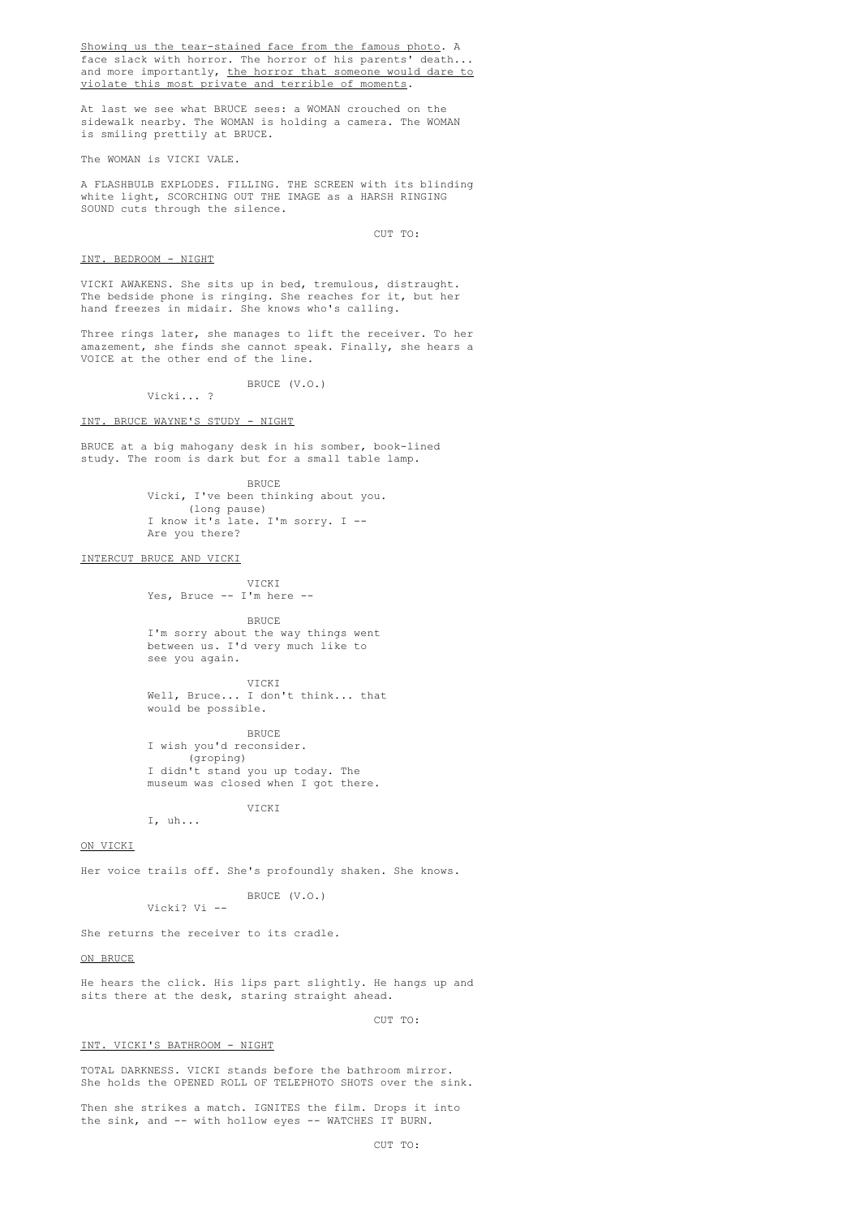<u>Showing us the tear-stained face from the famous photo</u>. A face slack with horror. The horror of his parents' death... and more importantly, <u>the horror that someone would dare to violate this most private and terrible of moments</u>.

At last we see what BRUCE sees: a WOMAN crouched on the sidewalk nearby. The WOMAN is holding a camera. The WOMAN is smiling prettily at BRUCE.

The WOMAN is VICKI VALE.

A FLASHBULB EXPLODES. FILLING. THE SCREEN with its blinding white light, SCORCHING OUT THE IMAGE as a HARSH RINGING SOUND cuts through the silence.

CUT TO:

<u>INT. BEDROOM - NIGHT</u>

VICKI AWAKENS. She sits up in bed, tremulous, distraught. The bedside phone is ringing. She reaches for it, but her hand freezes in midair. She knows who's calling.

Three rings later, she manages to lift the receiver. To her amazement, she finds she cannot speak. Finally, she hears a VOICE at the other end of the line.

BRUCE (V.O.)
Vicki... ?

<u>INT. BRUCE WAYNE'S STUDY - NIGHT</u>

BRUCE at a big mahogany desk in his somber, book-lined study. The room is dark but for a small table lamp.

BRUCE
Vicki, I've been thinking about you.
(long pause)
I know it's late. I'm sorry. I --
Are you there?

<u>INTERCUT BRUCE AND VICKI</u>

VICKI
Yes, Bruce -- I'm here --

BRUCE
I'm sorry about the way things went between us. I'd very much like to see you again.

VICKI
Well, Bruce... I don't think... that would be possible.

BRUCE
I wish you'd reconsider.
(groping)
I didn't stand you up today. The museum was closed when I got there.

VICKI
I, uh...

<u>ON VICKI</u>

Her voice trails off. She's profoundly shaken. She knows.

BRUCE (V.O.)
Vicki? Vi --

She returns the receiver to its cradle.

<u>ON BRUCE</u>

He hears the click. His lips part slightly. He hangs up and sits there at the desk, staring straight ahead.

CUT TO:

<u>INT. VICKI'S BATHROOM - NIGHT</u>

TOTAL DARKNESS. VICKI stands before the bathroom mirror. She holds the OPENED ROLL OF TELEPHOTO SHOTS over the sink.

Then she strikes a match. IGNITES the film. Drops it into the sink, and -- with hollow eyes -- WATCHES IT BURN.

CUT TO: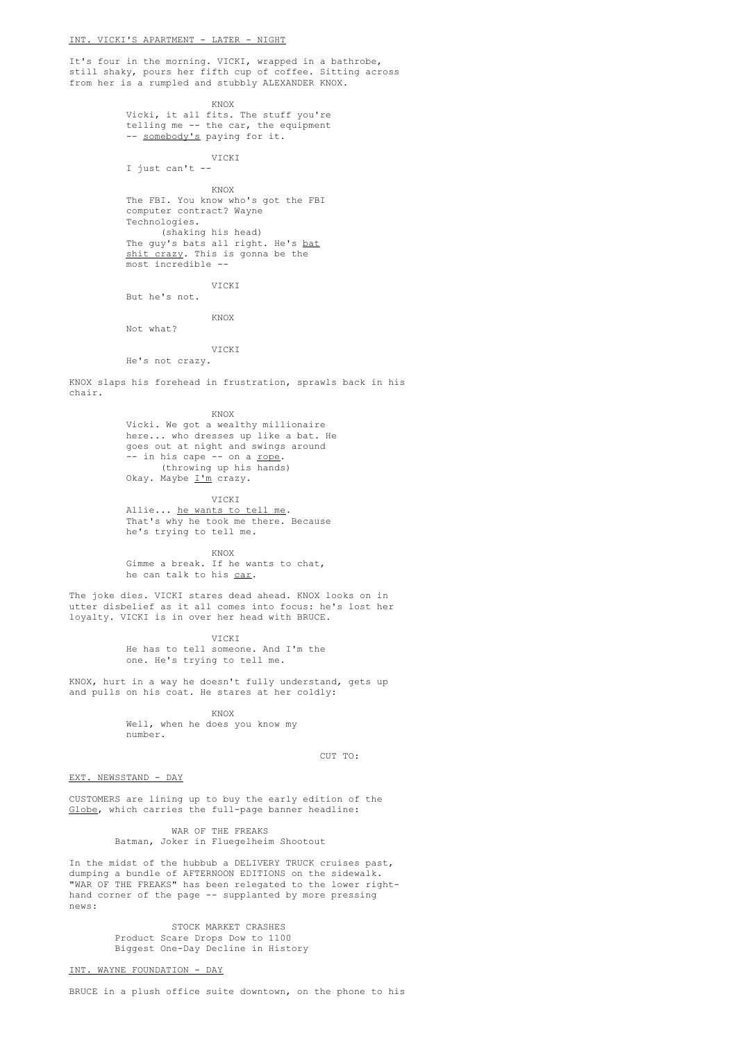INT. VICKI'S APARTMENT - LATER - NIGHT

It's four in the morning. VICKI, wrapped in a bathrobe, still shaky, pours her fifth cup of coffee. Sitting across from her is a rumpled and stubbly ALEXANDER KNOX.

KNOX
Vicki, it all fits. The stuff you're telling me -- the car, the equipment -- somebody's paying for it.

VICKI
I just can't --

KNOX
The FBI. You know who's got the FBI computer contract? Wayne Technologies.
(shaking his head)
The guy's bats all right. He's bat shit crazy. This is gonna be the most incredible --

VICKI
But he's not.

KNOX
Not what?

VICKI
He's not crazy.

KNOX slaps his forehead in frustration, sprawls back in his chair.

KNOX
Vicki. We got a wealthy millionaire here... who dresses up like a bat. He goes out at night and swings around -- in his cape -- on a rope.
(throwing up his hands)
Okay. Maybe I'm crazy.

VICKI
Allie... he wants to tell me. That's why he took me there. Because he's trying to tell me.

KNOX
Gimme a break. If he wants to chat, he can talk to his car.

The joke dies. VICKI stares dead ahead. KNOX looks on in utter disbelief as it all comes into focus: he's lost her loyalty. VICKI is in over her head with BRUCE.

VICKI
He has to tell someone. And I'm the one. He's trying to tell me.

KNOX, hurt in a way he doesn't fully understand, gets up and pulls on his coat. He stares at her coldly:

KNOX
Well, when he does you know my number.

CUT TO:

EXT. NEWSSTAND - DAY

CUSTOMERS are lining up to buy the early edition of the Globe, which carries the full-page banner headline:

WAR OF THE FREAKS
Batman, Joker in Fluegelheim Shootout

In the midst of the hubbub a DELIVERY TRUCK cruises past, dumping a bundle of AFTERNOON EDITIONS on the sidewalk. "WAR OF THE FREAKS" has been relegated to the lower right-hand corner of the page -- supplanted by more pressing news:

STOCK MARKET CRASHES
Product Scare Drops Dow to 1100
Biggest One-Day Decline in History

INT. WAYNE FOUNDATION - DAY

BRUCE in a plush office suite downtown, on the phone to his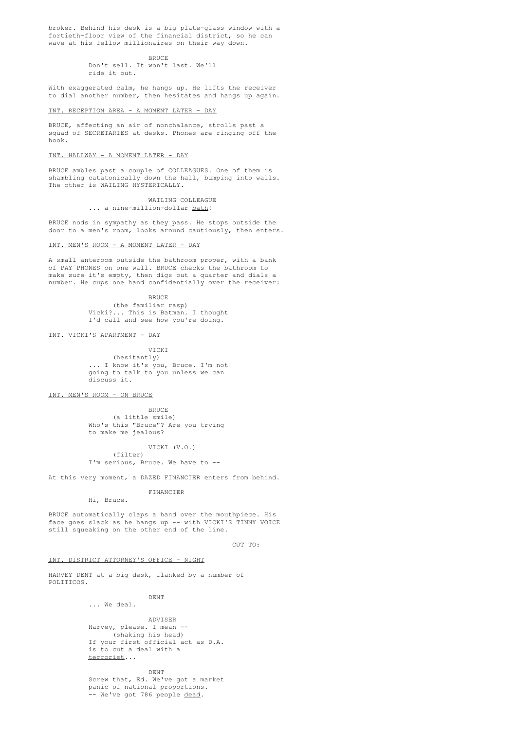broker. Behind his desk is a big plate-glass window with a fortieth-floor view of the financial district, so he can wave at his fellow millionaires on their way down.

BRUCE
Don't sell. It won't last. We'll ride it out.

With exaggerated calm, he hangs up. He lifts the receiver to dial another number, then hesitates and hangs up again.

INT. RECEPTION AREA - A MOMENT LATER - DAY

BRUCE, affecting an air of nonchalance, strolls past a squad of SECRETARIES at desks. Phones are ringing off the hook.

INT. HALLWAY - A MOMENT LATER - DAY

BRUCE ambles past a couple of COLLEAGUES. One of them is shambling catatonically down the hall, bumping into walls. The other is WAILING HYSTERICALLY.

WAILING COLLEAGUE
... a nine-million-dollar bath!

BRUCE nods in sympathy as they pass. He stops outside the door to a men's room, looks around cautiously, then enters.

INT. MEN'S ROOM - A MOMENT LATER - DAY

A small anteroom outside the bathroom proper, with a bank of PAY PHONES on one wall. BRUCE checks the bathroom to make sure it's empty, then digs out a quarter and dials a number. He cups one hand confidentially over the receiver:

BRUCE
(the familiar rasp)
Vicki?... This is Batman. I thought I'd call and see how you're doing.

INT. VICKI'S APARTMENT - DAY

VICKI
(hesitantly)
... I know it's you, Bruce. I'm not going to talk to you unless we can discuss it.

INT. MEN'S ROOM - ON BRUCE

BRUCE
(a little smile)
Who's this "Bruce"? Are you trying to make me jealous?

VICKI (V.O.)
(filter)
I'm serious, Bruce. We have to --

At this very moment, a DAZED FINANCIER enters from behind.

FINANCIER
Hi, Bruce.

BRUCE automatically claps a hand over the mouthpiece. His face goes slack as he hangs up -- with VICKI'S TINNY VOICE still squeaking on the other end of the line.

CUT TO:

INT. DISTRICT ATTORNEY'S OFFICE - NIGHT

HARVEY DENT at a big desk, flanked by a number of POLITICOS.

DENT
... We deal.

ADVISER
Harvey, please. I mean --
(shaking his head)
If your first official act as D.A. is to cut a deal with a terrorist...

DENT
Screw that, Ed. We've got a market panic of national proportions.
-- We've got 786 people dead.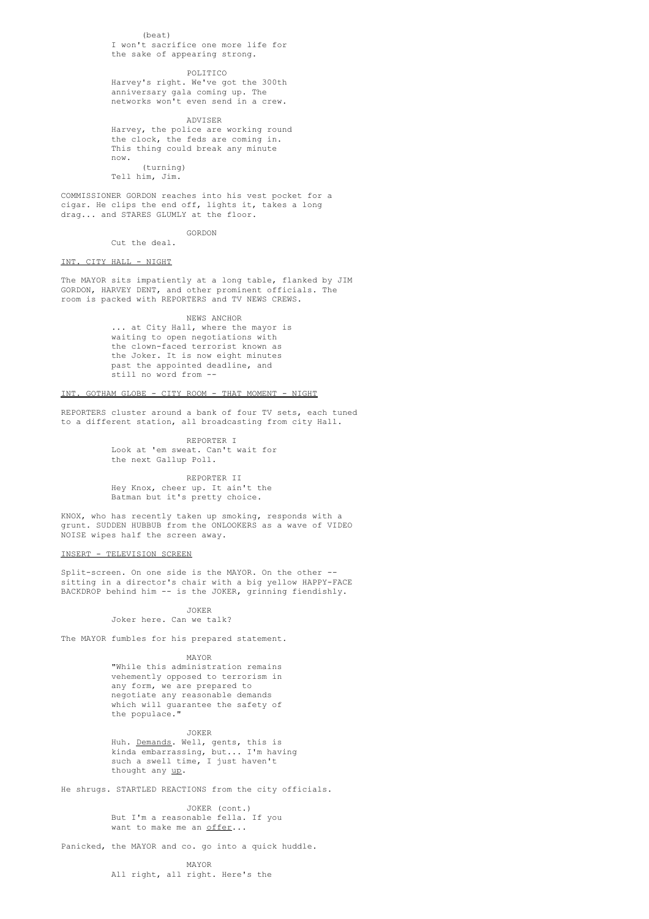(beat)
I won't sacrifice one more life for the sake of appearing strong.

POLITICO
Harvey's right. We've got the 300th anniversary gala coming up. The networks won't even send in a crew.

ADVISER
Harvey, the police are working round the clock, the feds are coming in. This thing could break any minute now.
(turning)
Tell him, Jim.

COMMISSIONER GORDON reaches into his vest pocket for a cigar. He clips the end off, lights it, takes a long drag... and STARES GLUMLY at the floor.

GORDON
Cut the deal.

INT. CITY HALL - NIGHT

The MAYOR sits impatiently at a long table, flanked by JIM GORDON, HARVEY DENT, and other prominent officials. The room is packed with REPORTERS and TV NEWS CREWS.

NEWS ANCHOR
... at City Hall, where the mayor is waiting to open negotiations with the clown-faced terrorist known as the Joker. It is now eight minutes past the appointed deadline, and still no word from --

INT. GOTHAM GLOBE - CITY ROOM - THAT MOMENT - NIGHT

REPORTERS cluster around a bank of four TV sets, each tuned to a different station, all broadcasting from city Hall.

REPORTER I
Look at 'em sweat. Can't wait for the next Gallup Poll.

REPORTER II
Hey Knox, cheer up. It ain't the Batman but it's pretty choice.

KNOX, who has recently taken up smoking, responds with a grunt. SUDDEN HUBBUB from the ONLOOKERS as a wave of VIDEO NOISE wipes half the screen away.

INSERT - TELEVISION SCREEN

Split-screen. On one side is the MAYOR. On the other -- sitting in a director's chair with a big yellow HAPPY-FACE BACKDROP behind him -- is the JOKER, grinning fiendishly.

JOKER
Joker here. Can we talk?

The MAYOR fumbles for his prepared statement.

MAYOR
"While this administration remains vehemently opposed to terrorism in any form, we are prepared to negotiate any reasonable demands which will guarantee the safety of the populace."

JOKER
Huh. Demands. Well, gents, this is kinda embarrassing, but... I'm having such a swell time, I just haven't thought any up.

He shrugs. STARTLED REACTIONS from the city officials.

JOKER (cont.)
But I'm a reasonable fella. If you want to make me an offer...

Panicked, the MAYOR and co. go into a quick huddle.

MAYOR
All right, all right. Here's the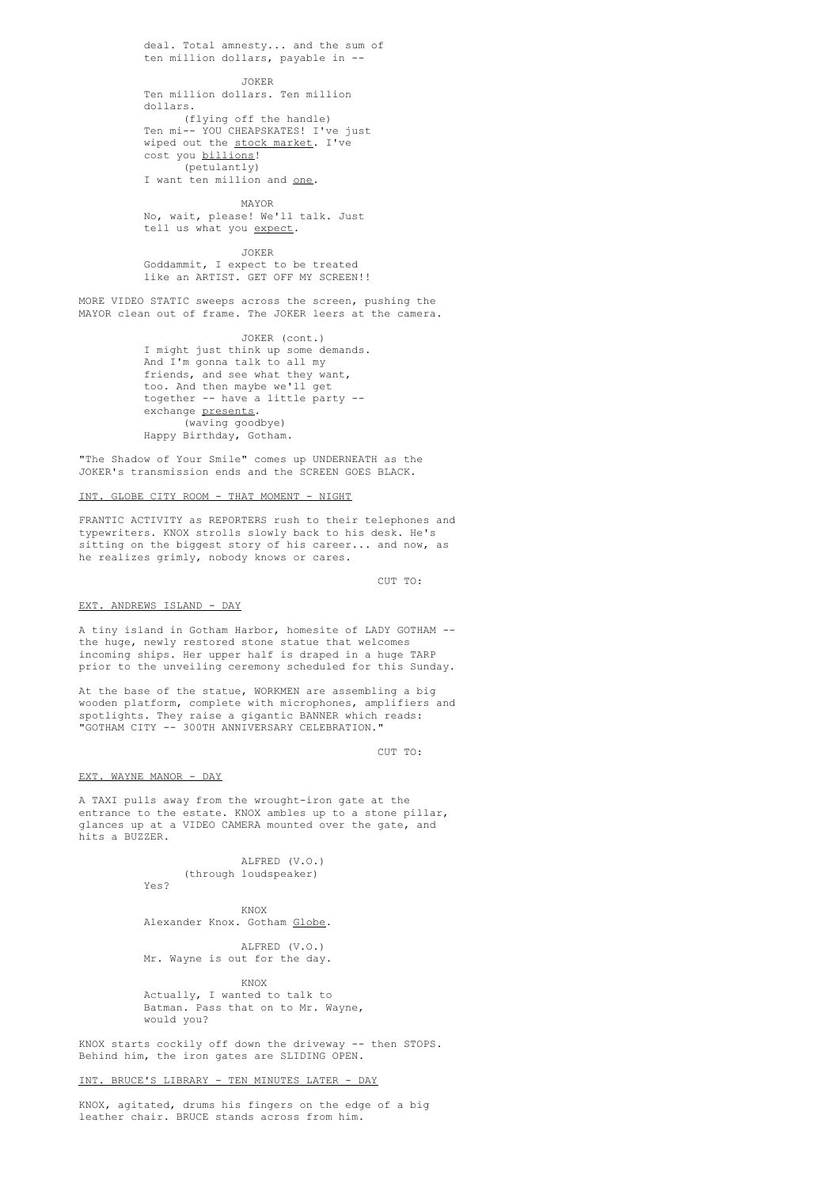deal. Total amnesty... and the sum of ten million dollars, payable in --

JOKER

Ten million dollars. Ten million dollars.

(flying off the handle)

Ten mi-- YOU CHEAPSKATES! I've just wiped out the <u>stock market</u>. I've cost you <u>billions</u>!

(petulantly)

I want ten million and <u>one</u>.

MAYOR

No, wait, please! We'll talk. Just tell us what you <u>expect</u>.

JOKER

Goddammit, I expect to be treated like an ARTIST. GET OFF MY SCREEN!!

MORE VIDEO STATIC sweeps across the screen, pushing the MAYOR clean out of frame. The JOKER leers at the camera.

JOKER (cont.)

I might just think up some demands. And I'm gonna talk to all my friends, and see what they want, too. And then maybe we'll get together -- have a little party -- exchange <u>presents</u>.

(waving goodbye)

Happy Birthday, Gotham.

"The Shadow of Your Smile" comes up UNDERNEATH as the JOKER's transmission ends and the SCREEN GOES BLACK.

<u>INT. GLOBE CITY ROOM - THAT MOMENT - NIGHT</u>

FRANTIC ACTIVITY as REPORTERS rush to their telephones and typewriters. KNOX strolls slowly back to his desk. He's sitting on the biggest story of his career... and now, as he realizes grimly, nobody knows or cares.

CUT TO:

<u>EXT. ANDREWS ISLAND - DAY</u>

A tiny island in Gotham Harbor, homesite of LADY GOTHAM -- the huge, newly restored stone statue that welcomes incoming ships. Her upper half is draped in a huge TARP prior to the unveiling ceremony scheduled for this Sunday.

At the base of the statue, WORKMEN are assembling a big wooden platform, complete with microphones, amplifiers and spotlights. They raise a gigantic BANNER which reads: "GOTHAM CITY -- 300TH ANNIVERSARY CELEBRATION."

CUT TO:

<u>EXT. WAYNE MANOR - DAY</u>

A TAXI pulls away from the wrought-iron gate at the entrance to the estate. KNOX ambles up to a stone pillar, glances up at a VIDEO CAMERA mounted over the gate, and hits a BUZZER.

ALFRED (V.O.)

(through loudspeaker)

Yes?

KNOX

Alexander Knox. Gotham <u>Globe</u>.

ALFRED (V.O.)

Mr. Wayne is out for the day.

KNOX

Actually, I wanted to talk to Batman. Pass that on to Mr. Wayne, would you?

KNOX starts cockily off down the driveway -- then STOPS. Behind him, the iron gates are SLIDING OPEN.

<u>INT. BRUCE'S LIBRARY - TEN MINUTES LATER - DAY</u>

KNOX, agitated, drums his fingers on the edge of a big leather chair. BRUCE stands across from him.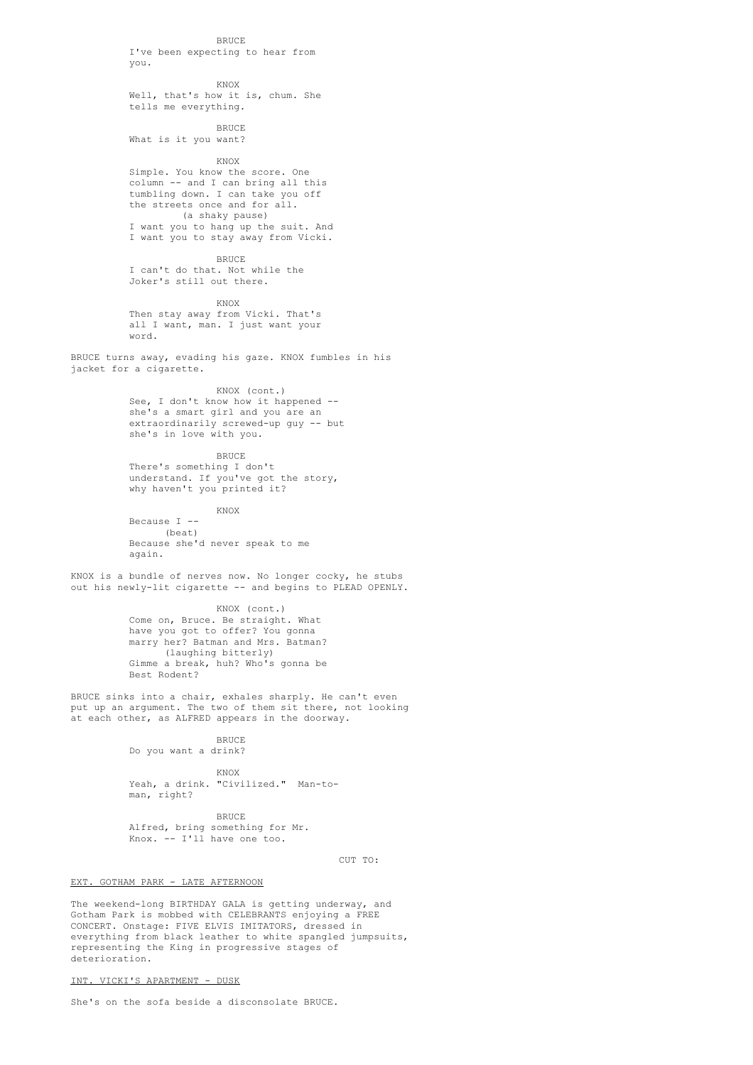BRUCE
I've been expecting to hear from you.

KNOX
Well, that's how it is, chum. She tells me everything.

BRUCE
What is it you want?

KNOX
Simple. You know the score. One column -- and I can bring all this tumbling down. I can take you off the streets once and for all.
(a shaky pause)
I want you to hang up the suit. And I want you to stay away from Vicki.

BRUCE
I can't do that. Not while the Joker's still out there.

KNOX
Then stay away from Vicki. That's all I want, man. I just want your word.

BRUCE turns away, evading his gaze. KNOX fumbles in his jacket for a cigarette.

KNOX (cont.)
See, I don't know how it happened -- she's a smart girl and you are an extraordinarily screwed-up guy -- but she's in love with you.

BRUCE
There's something I don't understand. If you've got the story, why haven't you printed it?

KNOX
Because I --
(beat)
Because she'd never speak to me again.

KNOX is a bundle of nerves now. No longer cocky, he stubs out his newly-lit cigarette -- and begins to PLEAD OPENLY.

KNOX (cont.)
Come on, Bruce. Be straight. What have you got to offer? You gonna marry her? Batman and Mrs. Batman?
(laughing bitterly)
Gimme a break, huh? Who's gonna be Best Rodent?

BRUCE sinks into a chair, exhales sharply. He can't even put up an argument. The two of them sit there, not looking at each other, as ALFRED appears in the doorway.

BRUCE
Do you want a drink?

KNOX
Yeah, a drink. "Civilized." Man-to-man, right?

BRUCE
Alfred, bring something for Mr. Knox. -- I'll have one too.

CUT TO:

EXT. GOTHAM PARK - LATE AFTERNOON

The weekend-long BIRTHDAY GALA is getting underway, and Gotham Park is mobbed with CELEBRANTS enjoying a FREE CONCERT. Onstage: FIVE ELVIS IMITATORS, dressed in everything from black leather to white spangled jumpsuits, representing the King in progressive stages of deterioration.

INT. VICKI'S APARTMENT - DUSK

She's on the sofa beside a disconsolate BRUCE.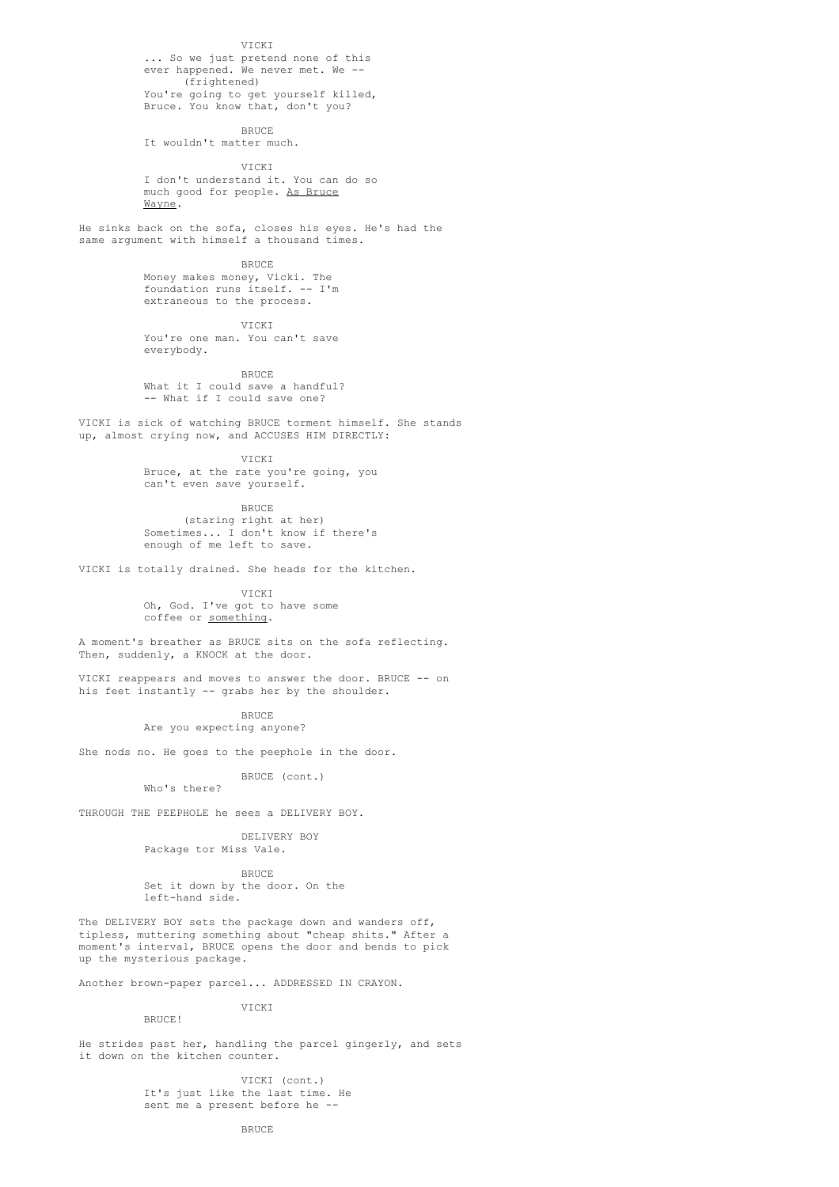VICKI

... So we just pretend none of this ever happened. We never met. We --

(frightened)

You're going to get yourself killed, Bruce. You know that, don't you?

BRUCE

It wouldn't matter much.

VICKI

I don't understand it. You can do so much good for people. As Bruce Wayne.

He sinks back on the sofa, closes his eyes. He's had the same argument with himself a thousand times.

BRUCE

Money makes money, Vicki. The foundation runs itself. -- I'm extraneous to the process.

VICKI

You're one man. You can't save everybody.

BRUCE

What it I could save a handful? -- What if I could save one?

VICKI is sick of watching BRUCE torment himself. She stands up, almost crying now, and ACCUSES HIM DIRECTLY:

VICKI

Bruce, at the rate you're going, you can't even save yourself.

BRUCE

(staring right at her)

Sometimes... I don't know if there's enough of me left to save.

VICKI is totally drained. She heads for the kitchen.

VICKI

Oh, God. I've got to have some coffee or something.

A moment's breather as BRUCE sits on the sofa reflecting. Then, suddenly, a KNOCK at the door.

VICKI reappears and moves to answer the door. BRUCE -- on his feet instantly -- grabs her by the shoulder.

BRUCE

Are you expecting anyone?

She nods no. He goes to the peephole in the door.

BRUCE (cont.)

Who's there?

THROUGH THE PEEPHOLE he sees a DELIVERY BOY.

DELIVERY BOY

Package tor Miss Vale.

BRUCE

Set it down by the door. On the left-hand side.

The DELIVERY BOY sets the package down and wanders off, tipless, muttering something about "cheap shits." After a moment's interval, BRUCE opens the door and bends to pick up the mysterious package.

Another brown-paper parcel... ADDRESSED IN CRAYON.

VICKI

BRUCE!

He strides past her, handling the parcel gingerly, and sets it down on the kitchen counter.

VICKI (cont.)

It's just like the last time. He sent me a present before he --

BRUCE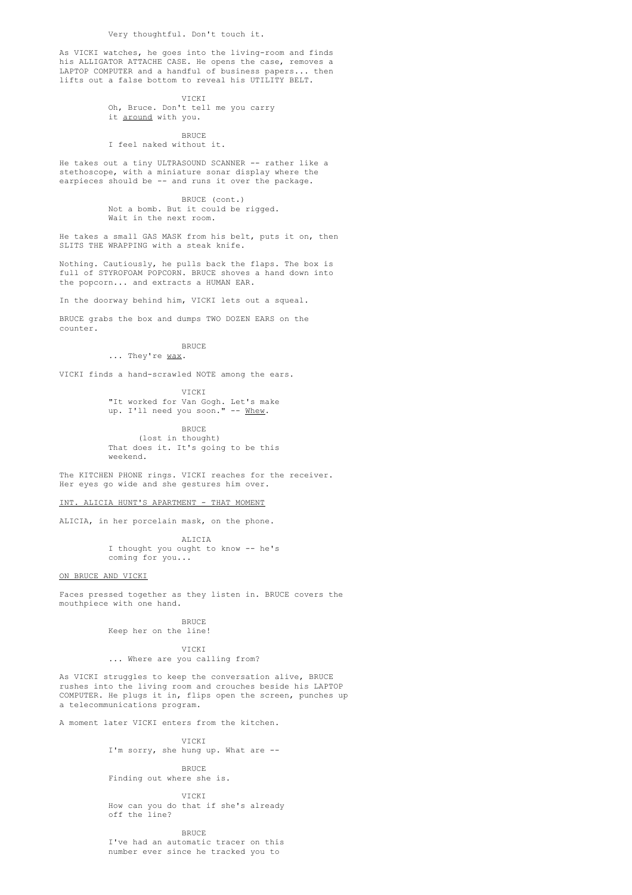Very thoughtful. Don't touch it.

As VICKI watches, he goes into the living-room and finds his ALLIGATOR ATTACHE CASE. He opens the case, removes a LAPTOP COMPUTER and a handful of business papers... then lifts out a false bottom to reveal his UTILITY BELT.

VICKI
Oh, Bruce. Don't tell me you carry it <u>around</u> with you.

BRUCE
I feel naked without it.

He takes out a tiny ULTRASOUND SCANNER -- rather like a stethoscope, with a miniature sonar display where the earpieces should be -- and runs it over the package.

BRUCE (cont.)
Not a bomb. But it could be rigged. Wait in the next room.

He takes a small GAS MASK from his belt, puts it on, then SLITS THE WRAPPING with a steak knife.

Nothing. Cautiously, he pulls back the flaps. The box is full of STYROFOAM POPCORN. BRUCE shoves a hand down into the popcorn... and extracts a HUMAN EAR.

In the doorway behind him, VICKI lets out a squeal.

BRUCE grabs the box and dumps TWO DOZEN EARS on the counter.

BRUCE
... They're <u>wax</u>.

VICKI finds a hand-scrawled NOTE among the ears.

VICKI
"It worked for Van Gogh. Let's make up. I'll need you soon." -- <u>Whew</u>.

BRUCE
(lost in thought)
That does it. It's going to be this weekend.

The KITCHEN PHONE rings. VICKI reaches for the receiver. Her eyes go wide and she gestures him over.

<u>INT. ALICIA HUNT'S APARTMENT - THAT MOMENT</u>

ALICIA, in her porcelain mask, on the phone.

ALICIA
I thought you ought to know -- he's coming for you...

<u>ON BRUCE AND VICKI</u>

Faces pressed together as they listen in. BRUCE covers the mouthpiece with one hand.

BRUCE
Keep her on the line!

VICKI
... Where are you calling from?

As VICKI struggles to keep the conversation alive, BRUCE rushes into the living room and crouches beside his LAPTOP COMPUTER. He plugs it in, flips open the screen, punches up a telecommunications program.

A moment later VICKI enters from the kitchen.

VICKI
I'm sorry, she hung up. What are --

BRUCE
Finding out where she is.

VICKI
How can you do that if she's already off the line?

BRUCE
I've had an automatic tracer on this number ever since he tracked you to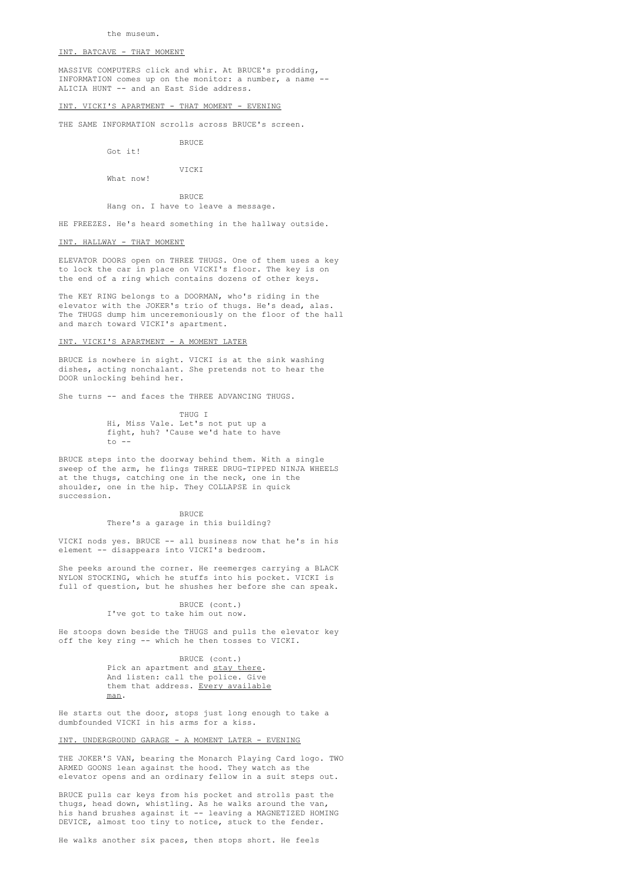the museum.

INT. BATCAVE - THAT MOMENT

MASSIVE COMPUTERS click and whir. At BRUCE's prodding, INFORMATION comes up on the monitor: a number, a name -- ALICIA HUNT -- and an East Side address.

INT. VICKI'S APARTMENT - THAT MOMENT - EVENING

THE SAME INFORMATION scrolls across BRUCE's screen.

BRUCE
Got it!

VICKI
What now!

BRUCE
Hang on. I have to leave a message.

HE FREEZES. He's heard something in the hallway outside.

INT. HALLWAY - THAT MOMENT

ELEVATOR DOORS open on THREE THUGS. One of them uses a key to lock the car in place on VICKI's floor. The key is on the end of a ring which contains dozens of other keys.

The KEY RING belongs to a DOORMAN, who's riding in the elevator with the JOKER's trio of thugs. He's dead, alas. The THUGS dump him unceremoniously on the floor of the hall and march toward VICKI's apartment.

INT. VICKI'S APARTMENT - A MOMENT LATER

BRUCE is nowhere in sight. VICKI is at the sink washing dishes, acting nonchalant. She pretends not to hear the DOOR unlocking behind her.

She turns -- and faces the THREE ADVANCING THUGS.

THUG I
Hi, Miss Vale. Let's not put up a fight, huh? 'Cause we'd hate to have to --

BRUCE steps into the doorway behind them. With a single sweep of the arm, he flings THREE DRUG-TIPPED NINJA WHEELS at the thugs, catching one in the neck, one in the shoulder, one in the hip. They COLLAPSE in quick succession.

BRUCE
There's a garage in this building?

VICKI nods yes. BRUCE -- all business now that he's in his element -- disappears into VICKI's bedroom.

She peeks around the corner. He reemerges carrying a BLACK NYLON STOCKING, which he stuffs into his pocket. VICKI is full of question, but he shushes her before she can speak.

BRUCE (cont.)
I've got to take him out now.

He stoops down beside the THUGS and pulls the elevator key off the key ring -- which he then tosses to VICKI.

BRUCE (cont.)
Pick an apartment and stay there. And listen: call the police. Give them that address. Every available man.

He starts out the door, stops just long enough to take a dumbfounded VICKI in his arms for a kiss.

INT. UNDERGROUND GARAGE - A MOMENT LATER - EVENING

THE JOKER'S VAN, bearing the Monarch Playing Card logo. TWO ARMED GOONS lean against the hood. They watch as the elevator opens and an ordinary fellow in a suit steps out.

BRUCE pulls car keys from his pocket and strolls past the thugs, head down, whistling. As he walks around the van, his hand brushes against it -- leaving a MAGNETIZED HOMING DEVICE, almost too tiny to notice, stuck to the fender.

He walks another six paces, then stops short. He feels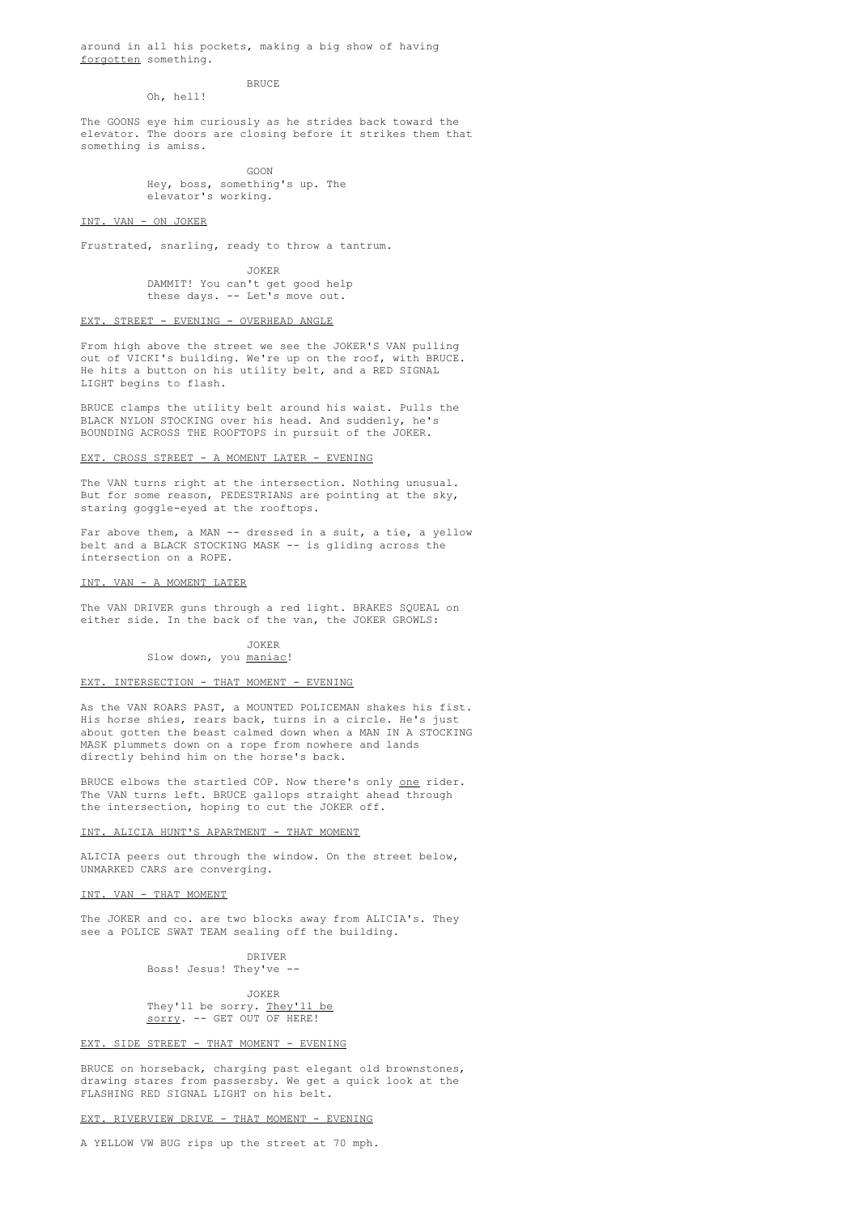around in all his pockets, making a big show of having <u>forgotten</u> something.

BRUCE
Oh, hell!

The GOONS eye him curiously as he strides back toward the elevator. The doors are closing before it strikes them that something is amiss.

GOON
Hey, boss, something's up. The elevator's working.

<u>INT. VAN - ON JOKER</u>

Frustrated, snarling, ready to throw a tantrum.

JOKER
DAMMIT! You can't get good help these days. -- Let's move out.

<u>EXT. STREET - EVENING - OVERHEAD ANGLE</u>

From high above the street we see the JOKER'S VAN pulling out of VICKI's building. We're up on the roof, with BRUCE. He hits a button on his utility belt, and a RED SIGNAL LIGHT begins to flash.

BRUCE clamps the utility belt around his waist. Pulls the BLACK NYLON STOCKING over his head. And suddenly, he's BOUNDING ACROSS THE ROOFTOPS in pursuit of the JOKER.

<u>EXT. CROSS STREET - A MOMENT LATER - EVENING</u>

The VAN turns right at the intersection. Nothing unusual. But for some reason, PEDESTRIANS are pointing at the sky, staring goggle-eyed at the rooftops.

Far above them, a MAN -- dressed in a suit, a tie, a yellow belt and a BLACK STOCKING MASK -- is gliding across the intersection on a ROPE.

<u>INT. VAN - A MOMENT LATER</u>

The VAN DRIVER guns through a red light. BRAKES SQUEAL on either side. In the back of the van, the JOKER GROWLS:

JOKER
Slow down, you <u>maniac</u>!

<u>EXT. INTERSECTION - THAT MOMENT - EVENING</u>

As the VAN ROARS PAST, a MOUNTED POLICEMAN shakes his fist. His horse shies, rears back, turns in a circle. He's just about gotten the beast calmed down when a MAN IN A STOCKING MASK plummets down on a rope from nowhere and lands directly behind him on the horse's back.

BRUCE elbows the startled COP. Now there's only <u>one</u> rider. The VAN turns left. BRUCE gallops straight ahead through the intersection, hoping to cut the JOKER off.

<u>INT. ALICIA HUNT'S APARTMENT - THAT MOMENT</u>

ALICIA peers out through the window. On the street below, UNMARKED CARS are converging.

<u>INT. VAN - THAT MOMENT</u>

The JOKER and co. are two blocks away from ALICIA's. They see a POLICE SWAT TEAM sealing off the building.

DRIVER
Boss! Jesus! They've --

JOKER
They'll be sorry. <u>They'll be sorry</u>. -- GET OUT OF HERE!

<u>EXT. SIDE STREET - THAT MOMENT - EVENING</u>

BRUCE on horseback, charging past elegant old brownstones, drawing stares from passersby. We get a quick look at the FLASHING RED SIGNAL LIGHT on his belt.

<u>EXT. RIVERVIEW DRIVE - THAT MOMENT - EVENING</u>

A YELLOW VW BUG rips up the street at 70 mph.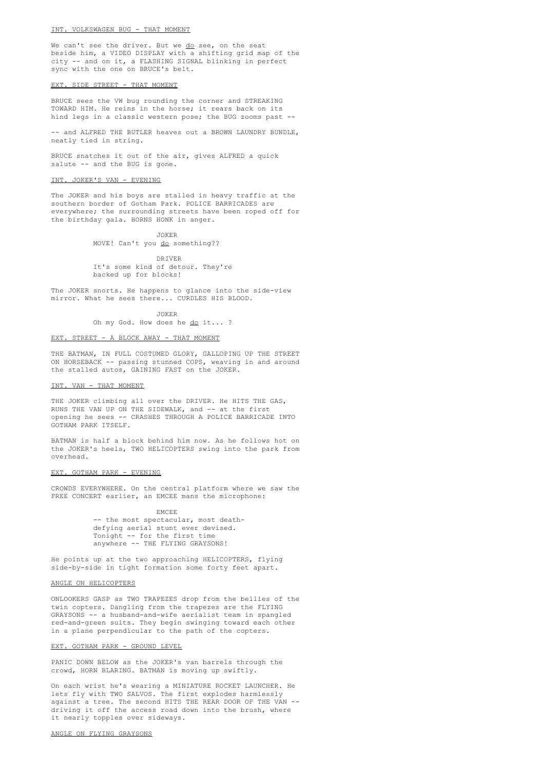INT. VOLKSWAGEN BUG - THAT MOMENT

We can't see the driver. But we _do_ see, on the seat beside him, a VIDEO DISPLAY with a shifting grid map of the city -- and on it, a FLASHING SIGNAL blinking in perfect sync with the one on BRUCE's belt.

EXT. SIDE STREET - THAT MOMENT

BRUCE sees the VW bug rounding the corner and STREAKING TOWARD HIM. He reins in the horse; it rears back on its hind legs in a classic western pose; the BUG zooms past --

-- and ALFRED THE BUTLER heaves out a BROWN LAUNDRY BUNDLE, neatly tied in string.

BRUCE snatches it out of the air, gives ALFRED a quick salute -- and the BUG is gone.

INT. JOKER'S VAN - EVENING

The JOKER and his boys are stalled in heavy traffic at the southern border of Gotham Park. POLICE BARRICADES are everywhere; the surrounding streets have been roped off for the birthday gala. HORNS HONK in anger.

JOKER
MOVE! Can't you _do_ something??

DRIVER
It's some kind of detour. They're backed up for blocks!

The JOKER snorts. He happens to glance into the side-view mirror. What he sees there... CURDLES HIS BLOOD.

JOKER
Oh my God. How does he _do_ it... ?

EXT. STREET - A BLOCK AWAY - THAT MOMENT

THE BATMAN, IN FULL COSTUMED GLORY, GALLOPING UP THE STREET ON HORSEBACK -- passing stunned COPS, weaving in and around the stalled autos, GAINING FAST on the JOKER.

INT. VAN - THAT MOMENT

THE JOKER climbing all over the DRIVER. He HITS THE GAS, RUNS THE VAN UP ON THE SIDEWALK, and -- at the first opening he sees -- CRASHES THROUGH A POLICE BARRICADE INTO GOTHAM PARK ITSELF.

BATMAN is half a block behind him now. As he follows hot on the JOKER's heels, TWO HELICOPTERS swing into the park from overhead.

EXT. GOTHAM PARK - EVENING

CROWDS EVERYWHERE. On the central platform where we saw the FREE CONCERT earlier, an EMCEE mans the microphone:

EMCEE
-- the most spectacular, most death-defying aerial stunt ever devised. Tonight -- for the first time anywhere -- THE FLYING GRAYSONS!

He points up at the two approaching HELICOPTERS, flying side-by-side in tight formation some forty feet apart.

ANGLE ON HELICOPTERS

ONLOOKERS GASP as TWO TRAPEZES drop from the bellies of the twin copters. Dangling from the trapezes are the FLYING GRAYSONS -- a husband-and-wife aerialist team in spangled red-and-green suits. They begin swinging toward each other in a plane perpendicular to the path of the copters.

EXT. GOTHAM PARK - GROUND LEVEL

PANIC DOWN BELOW as the JOKER's van barrels through the crowd, HORN BLARING. BATMAN is moving up swiftly.

On each wrist he's wearing a MINIATURE ROCKET LAUNCHER. He lets fly with TWO SALVOS. The first explodes harmlessly against a tree. The second HITS THE REAR DOOR OF THE VAN -- driving it off the access road down into the brush, where it nearly topples over sideways.

ANGLE ON FLYING GRAYSONS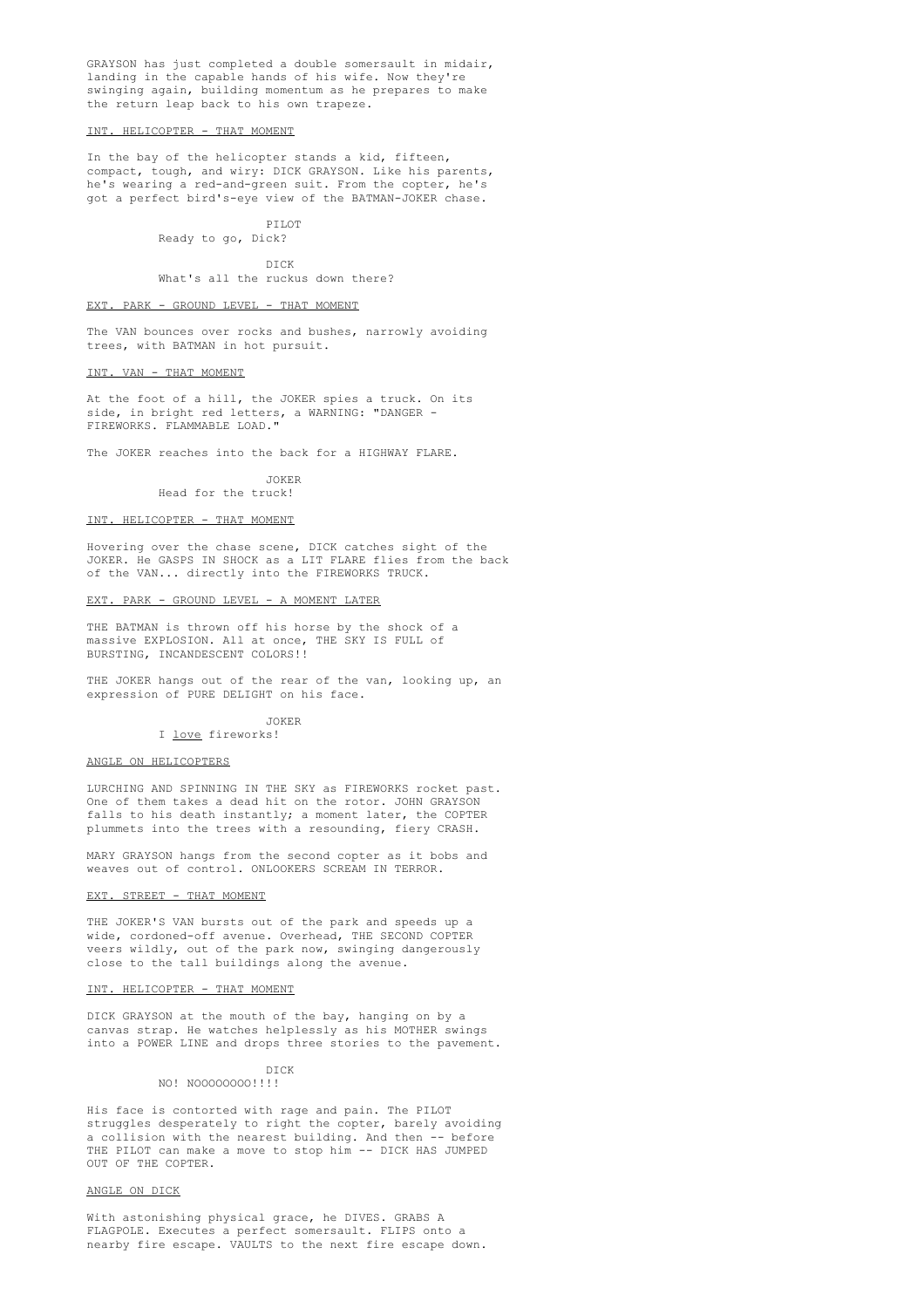GRAYSON has just completed a double somersault in midair, landing in the capable hands of his wife. Now they're swinging again, building momentum as he prepares to make the return leap back to his own trapeze.

INT. HELICOPTER - THAT MOMENT

In the bay of the helicopter stands a kid, fifteen, compact, tough, and wiry: DICK GRAYSON. Like his parents, he's wearing a red-and-green suit. From the copter, he's got a perfect bird's-eye view of the BATMAN-JOKER chase.

PILOT
Ready to go, Dick?

DICK
What's all the ruckus down there?

EXT. PARK - GROUND LEVEL - THAT MOMENT

The VAN bounces over rocks and bushes, narrowly avoiding trees, with BATMAN in hot pursuit.

INT. VAN - THAT MOMENT

At the foot of a hill, the JOKER spies a truck. On its side, in bright red letters, a WARNING: "DANGER - FIREWORKS. FLAMMABLE LOAD."

The JOKER reaches into the back for a HIGHWAY FLARE.

JOKER
Head for the truck!

INT. HELICOPTER - THAT MOMENT

Hovering over the chase scene, DICK catches sight of the JOKER. He GASPS IN SHOCK as a LIT FLARE flies from the back of the VAN... directly into the FIREWORKS TRUCK.

EXT. PARK - GROUND LEVEL - A MOMENT LATER

THE BATMAN is thrown off his horse by the shock of a massive EXPLOSION. All at once, THE SKY IS FULL of BURSTING, INCANDESCENT COLORS!!

THE JOKER hangs out of the rear of the van, looking up, an expression of PURE DELIGHT on his face.

JOKER
I love fireworks!

ANGLE ON HELICOPTERS

LURCHING AND SPINNING IN THE SKY as FIREWORKS rocket past. One of them takes a dead hit on the rotor. JOHN GRAYSON falls to his death instantly; a moment later, the COPTER plummets into the trees with a resounding, fiery CRASH.

MARY GRAYSON hangs from the second copter as it bobs and weaves out of control. ONLOOKERS SCREAM IN TERROR.

EXT. STREET - THAT MOMENT

THE JOKER'S VAN bursts out of the park and speeds up a wide, cordoned-off avenue. Overhead, THE SECOND COPTER veers wildly, out of the park now, swinging dangerously close to the tall buildings along the avenue.

INT. HELICOPTER - THAT MOMENT

DICK GRAYSON at the mouth of the bay, hanging on by a canvas strap. He watches helplessly as his MOTHER swings into a POWER LINE and drops three stories to the pavement.

DICK
NO! NOOOOOOOO!!!!

His face is contorted with rage and pain. The PILOT struggles desperately to right the copter, barely avoiding a collision with the nearest building. And then -- before THE PILOT can make a move to stop him -- DICK HAS JUMPED OUT OF THE COPTER.

ANGLE ON DICK

With astonishing physical grace, he DIVES. GRABS A FLAGPOLE. Executes a perfect somersault. FLIPS onto a nearby fire escape. VAULTS to the next fire escape down.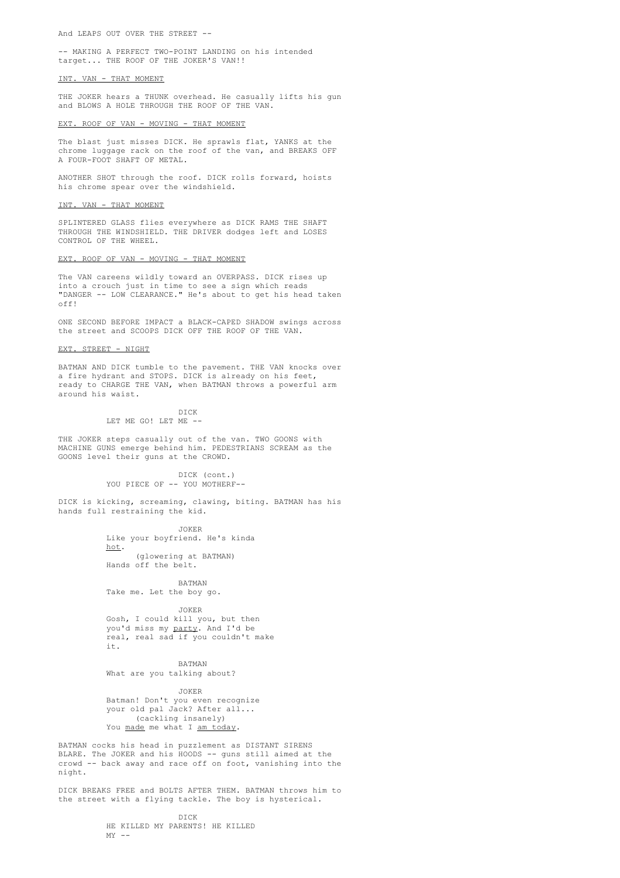And LEAPS OUT OVER THE STREET --

-- MAKING A PERFECT TWO-POINT LANDING on his intended target... THE ROOF OF THE JOKER'S VAN!!

INT. VAN - THAT MOMENT

THE JOKER hears a THUNK overhead. He casually lifts his gun and BLOWS A HOLE THROUGH THE ROOF OF THE VAN.

EXT. ROOF OF VAN - MOVING - THAT MOMENT

The blast just misses DICK. He sprawls flat, YANKS at the chrome luggage rack on the roof of the van, and BREAKS OFF A FOUR-FOOT SHAFT OF METAL.

ANOTHER SHOT through the roof. DICK rolls forward, hoists his chrome spear over the windshield.

INT. VAN - THAT MOMENT

SPLINTERED GLASS flies everywhere as DICK RAMS THE SHAFT THROUGH THE WINDSHIELD. THE DRIVER dodges left and LOSES CONTROL OF THE WHEEL.

EXT. ROOF OF VAN - MOVING - THAT MOMENT

The VAN careens wildly toward an OVERPASS. DICK rises up into a crouch just in time to see a sign which reads "DANGER -- LOW CLEARANCE." He's about to get his head taken off!

ONE SECOND BEFORE IMPACT a BLACK-CAPED SHADOW swings across the street and SCOOPS DICK OFF THE ROOF OF THE VAN.

EXT. STREET - NIGHT

BATMAN AND DICK tumble to the pavement. THE VAN knocks over a fire hydrant and STOPS. DICK is already on his feet, ready to CHARGE THE VAN, when BATMAN throws a powerful arm around his waist.

DICK
LET ME GO! LET ME --

THE JOKER steps casually out of the van. TWO GOONS with MACHINE GUNS emerge behind him. PEDESTRIANS SCREAM as the GOONS level their guns at the CROWD.

DICK (cont.)
YOU PIECE OF -- YOU MOTHERF--

DICK is kicking, screaming, clawing, biting. BATMAN has his hands full restraining the kid.

JOKER
Like your boyfriend. He's kinda hot.
(glowering at BATMAN)
Hands off the belt.

BATMAN
Take me. Let the boy go.

JOKER
Gosh, I could kill you, but then you'd miss my party. And I'd be real, real sad if you couldn't make it.

BATMAN
What are you talking about?

JOKER
Batman! Don't you even recognize your old pal Jack? After all...
(cackling insanely)
You made me what I am today.

BATMAN cocks his head in puzzlement as DISTANT SIRENS BLARE. The JOKER and his HOODS -- guns still aimed at the crowd -- back away and race off on foot, vanishing into the night.

DICK BREAKS FREE and BOLTS AFTER THEM. BATMAN throws him to the street with a flying tackle. The boy is hysterical.

DICK
HE KILLED MY PARENTS! HE KILLED MY --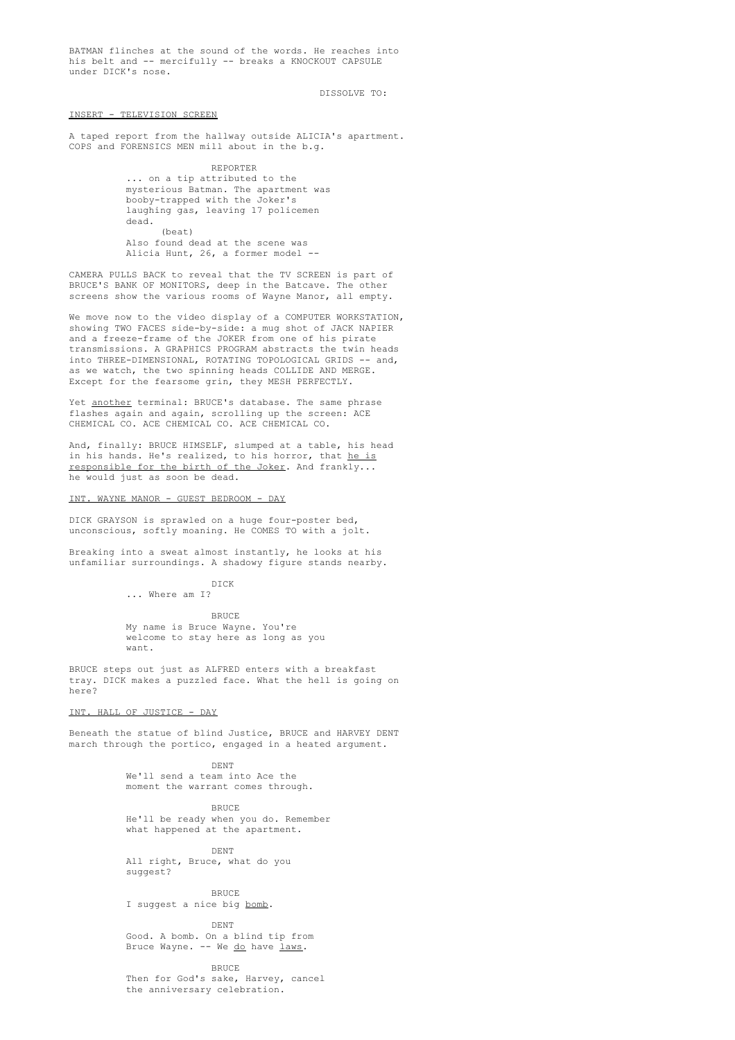BATMAN flinches at the sound of the words. He reaches into his belt and -- mercifully -- breaks a KNOCKOUT CAPSULE under DICK's nose.

DISSOLVE TO:

<u>INSERT - TELEVISION SCREEN</u>

A taped report from the hallway outside ALICIA's apartment. COPS and FORENSICS MEN mill about in the b.g.

REPORTER
... on a tip attributed to the mysterious Batman. The apartment was booby-trapped with the Joker's laughing gas, leaving 17 policemen dead.
(beat)
Also found dead at the scene was Alicia Hunt, 26, a former model --

CAMERA PULLS BACK to reveal that the TV SCREEN is part of BRUCE'S BANK OF MONITORS, deep in the Batcave. The other screens show the various rooms of Wayne Manor, all empty.

We move now to the video display of a COMPUTER WORKSTATION, showing TWO FACES side-by-side: a mug shot of JACK NAPIER and a freeze-frame of the JOKER from one of his pirate transmissions. A GRAPHICS PROGRAM abstracts the twin heads into THREE-DIMENSIONAL, ROTATING TOPOLOGICAL GRIDS -- and, as we watch, the two spinning heads COLLIDE AND MERGE. Except for the fearsome grin, they MESH PERFECTLY.

Yet <u>another</u> terminal: BRUCE's database. The same phrase flashes again and again, scrolling up the screen: ACE CHEMICAL CO. ACE CHEMICAL CO. ACE CHEMICAL CO.

And, finally: BRUCE HIMSELF, slumped at a table, his head in his hands. He's realized, to his horror, that <u>he is responsible for the birth of the Joker</u>. And frankly... he would just as soon be dead.

<u>INT. WAYNE MANOR - GUEST BEDROOM - DAY</u>

DICK GRAYSON is sprawled on a huge four-poster bed, unconscious, softly moaning. He COMES TO with a jolt.

Breaking into a sweat almost instantly, he looks at his unfamiliar surroundings. A shadowy figure stands nearby.

DICK
... Where am I?

BRUCE
My name is Bruce Wayne. You're welcome to stay here as long as you want.

BRUCE steps out just as ALFRED enters with a breakfast tray. DICK makes a puzzled face. What the hell is going on here?

<u>INT. HALL OF JUSTICE - DAY</u>

Beneath the statue of blind Justice, BRUCE and HARVEY DENT march through the portico, engaged in a heated argument.

DENT
We'll send a team into Ace the moment the warrant comes through.

BRUCE
He'll be ready when you do. Remember what happened at the apartment.

DENT
All right, Bruce, what do you suggest?

BRUCE
I suggest a nice big <u>bomb</u>.

DENT
Good. A bomb. On a blind tip from Bruce Wayne. -- We <u>do</u> have <u>laws</u>.

BRUCE
Then for God's sake, Harvey, cancel the anniversary celebration.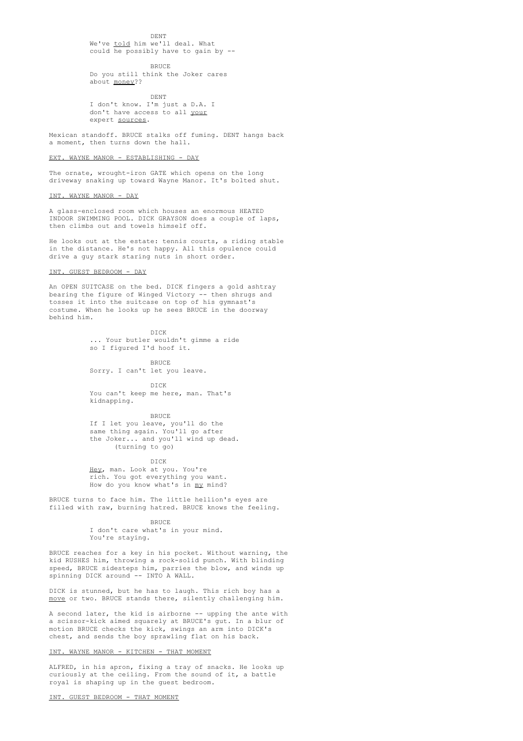DENT

We've _told_ him we'll deal. What could he possibly have to gain by --

BRUCE

Do you still think the Joker cares about _money_??

DENT

I don't know. I'm just a D.A. I don't have access to all _your_ expert _sources_.

Mexican standoff. BRUCE stalks off fuming. DENT hangs back a moment, then turns down the hall.

EXT. WAYNE MANOR - ESTABLISHING - DAY

The ornate, wrought-iron GATE which opens on the long driveway snaking up toward Wayne Manor. It's bolted shut.

INT. WAYNE MANOR - DAY

A glass-enclosed room which houses an enormous HEATED INDOOR SWIMMING POOL. DICK GRAYSON does a couple of laps, then climbs out and towels himself off.

He looks out at the estate: tennis courts, a riding stable in the distance. He's not happy. All this opulence could drive a guy stark staring nuts in short order.

INT. GUEST BEDROOM - DAY

An OPEN SUITCASE on the bed. DICK fingers a gold ashtray bearing the figure of Winged Victory -- then shrugs and tosses it into the suitcase on top of his gymnast's costume. When he looks up he sees BRUCE in the doorway behind him.

DICK

... Your butler wouldn't gimme a ride so I figured I'd hoof it.

BRUCE

Sorry. I can't let you leave.

DICK

You can't keep me here, man. That's kidnapping.

BRUCE

If I let you leave, you'll do the same thing again. You'll go after the Joker... and you'll wind up dead.

(turning to go)

DICK

_Hey_, man. Look at you. You're rich. You got everything you want. How do you know what's in _my_ mind?

BRUCE turns to face him. The little hellion's eyes are filled with raw, burning hatred. BRUCE knows the feeling.

BRUCE

I don't care what's in your mind. You're staying.

BRUCE reaches for a key in his pocket. Without warning, the kid RUSHES him, throwing a rock-solid punch. With blinding speed, BRUCE sidesteps him, parries the blow, and winds up spinning DICK around -- INTO A WALL.

DICK is stunned, but he has to laugh. This rich boy has a _move_ or two. BRUCE stands there, silently challenging him.

A second later, the kid is airborne -- upping the ante with a scissor-kick aimed squarely at BRUCE's gut. In a blur of motion BRUCE checks the kick, swings an arm into DICK's chest, and sends the boy sprawling flat on his back.

INT. WAYNE MANOR - KITCHEN - THAT MOMENT

ALFRED, in his apron, fixing a tray of snacks. He looks up curiously at the ceiling. From the sound of it, a battle royal is shaping up in the guest bedroom.

INT. GUEST BEDROOM - THAT MOMENT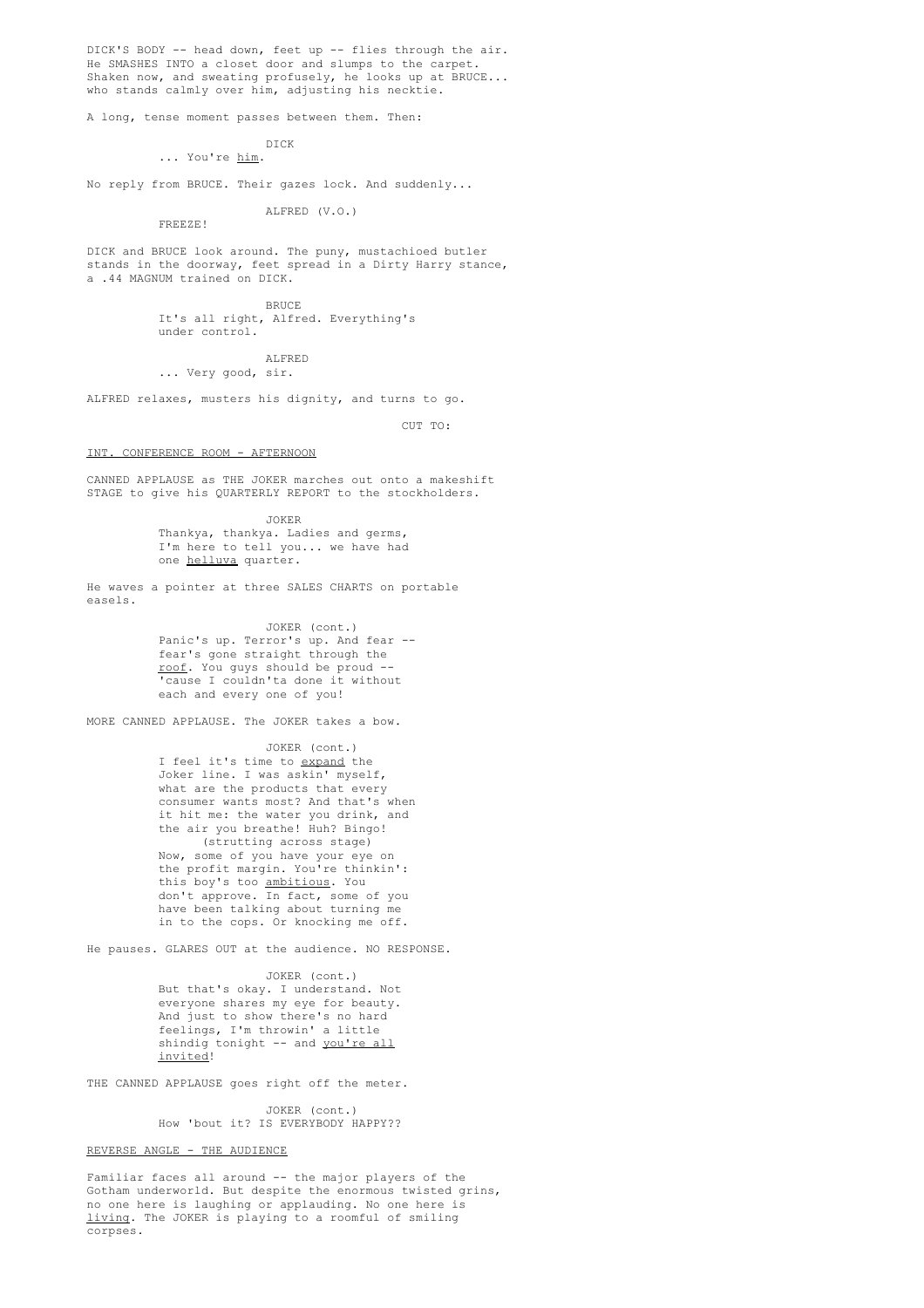DICK'S BODY -- head down, feet up -- flies through the air. He SMASHES INTO a closet door and slumps to the carpet. Shaken now, and sweating profusely, he looks up at BRUCE... who stands calmly over him, adjusting his necktie.

A long, tense moment passes between them. Then:

DICK
... You're *him*.

No reply from BRUCE. Their gazes lock. And suddenly...

ALFRED (V.O.)
FREEZE!

DICK and BRUCE look around. The puny, mustachioed butler stands in the doorway, feet spread in a Dirty Harry stance, a .44 MAGNUM trained on DICK.

BRUCE
It's all right, Alfred. Everything's under control.

ALFRED
... Very good, sir.

ALFRED relaxes, musters his dignity, and turns to go.

CUT TO:

INT. CONFERENCE ROOM - AFTERNOON

CANNED APPLAUSE as THE JOKER marches out onto a makeshift STAGE to give his QUARTERLY REPORT to the stockholders.

JOKER
Thankya, thankya. Ladies and germs, I'm here to tell you... we have had one *helluva* quarter.

He waves a pointer at three SALES CHARTS on portable easels.

JOKER (cont.)
Panic's up. Terror's up. And fear -- fear's gone straight through the *roof*. You guys should be proud -- 'cause I couldn't'a done it without each and every one of you!

MORE CANNED APPLAUSE. The JOKER takes a bow.

JOKER (cont.)
I feel it's time to *expand* the Joker line. I was askin' myself, what are the products that every consumer wants most? And that's when it hit me: the water you drink, and the air you breathe! Huh? Bingo!
(strutting across stage)
Now, some of you have your eye on the profit margin. You're thinkin': this boy's too *ambitious*. You don't approve. In fact, some of you have been talking about turning me in to the cops. Or knocking me off.

He pauses. GLARES OUT at the audience. NO RESPONSE.

JOKER (cont.)
But that's okay. I understand. Not everyone shares my eye for beauty. And just to show there's no hard feelings, I'm throwin' a little shindig tonight -- and *you're all invited*!

THE CANNED APPLAUSE goes right off the meter.

JOKER (cont.)
How 'bout it? IS EVERYBODY HAPPY??

REVERSE ANGLE - THE AUDIENCE

Familiar faces all around -- the major players of the Gotham underworld. But despite the enormous twisted grins, no one here is laughing or applauding. No one here is *living*. The JOKER is playing to a roomful of smiling corpses.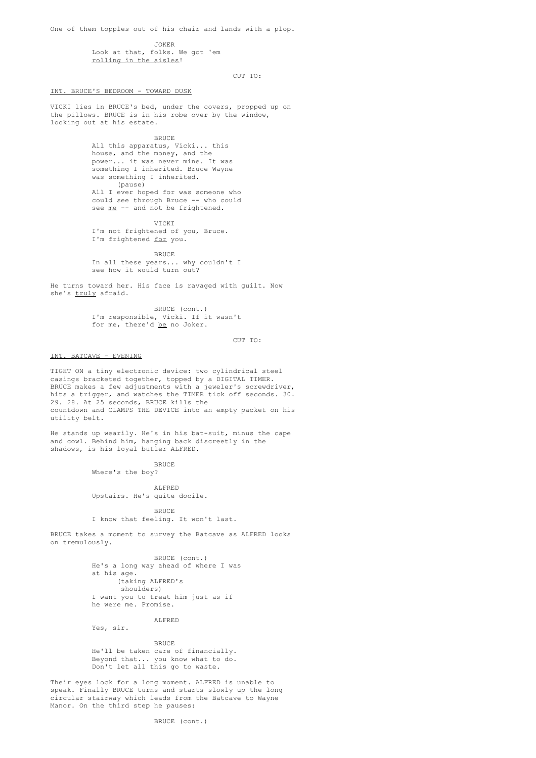One of them topples out of his chair and lands with a plop.

JOKER
Look at that, folks. We got 'em
rolling in the aisles!

CUT TO:

INT. BRUCE'S BEDROOM - TOWARD DUSK

VICKI lies in BRUCE's bed, under the covers, propped up on the pillows. BRUCE is in his robe over by the window, looking out at his estate.

BRUCE
All this apparatus, Vicki... this
house, and the money, and the
power... it was never mine. It was
something I inherited. Bruce Wayne
was something I inherited.
(pause)
All I ever hoped for was someone who
could see through Bruce -- who could
see me -- and not be frightened.

VICKI
I'm not frightened of you, Bruce.
I'm frightened for you.

BRUCE
In all these years... why couldn't I
see how it would turn out?

He turns toward her. His face is ravaged with guilt. Now she's truly afraid.

BRUCE (cont.)
I'm responsible, Vicki. If it wasn't
for me, there'd be no Joker.

CUT TO:

INT. BATCAVE - EVENING

TIGHT ON a tiny electronic device: two cylindrical steel casings bracketed together, topped by a DIGITAL TIMER. BRUCE makes a few adjustments with a jeweler's screwdriver, hits a trigger, and watches the TIMER tick off seconds. 30. 29. 28. At 25 seconds, BRUCE kills the countdown and CLAMPS THE DEVICE into an empty packet on his utility belt.

He stands up wearily. He's in his bat-suit, minus the cape and cowl. Behind him, hanging back discreetly in the shadows, is his loyal butler ALFRED.

BRUCE
Where's the boy?

ALFRED
Upstairs. He's quite docile.

BRUCE
I know that feeling. It won't last.

BRUCE takes a moment to survey the Batcave as ALFRED looks on tremulously.

BRUCE (cont.)
He's a long way ahead of where I was
at his age.
(taking ALFRED's
shoulders)
I want you to treat him just as if
he were me. Promise.

ALFRED
Yes, sir.

BRUCE
He'll be taken care of financially.
Beyond that... you know what to do.
Don't let all this go to waste.

Their eyes lock for a long moment. ALFRED is unable to speak. Finally BRUCE turns and starts slowly up the long circular stairway which leads from the Batcave to Wayne Manor. On the third step he pauses:

BRUCE (cont.)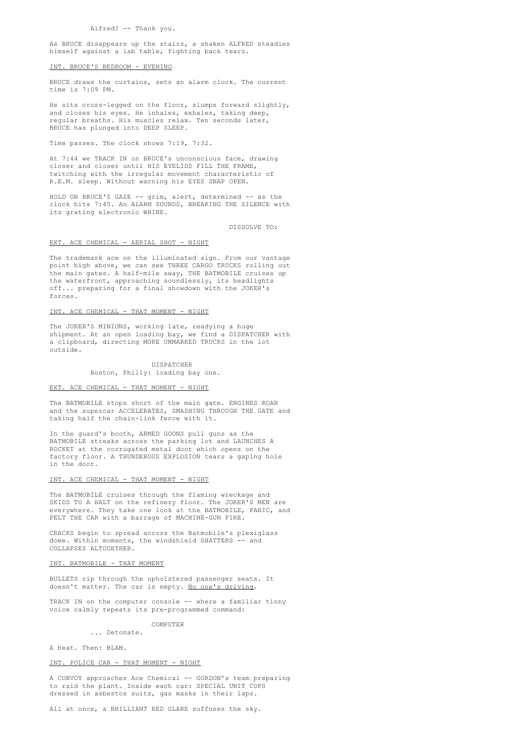Alfred? -- Thank you.

As BRUCE disappears up the stairs, a shaken ALFRED steadies himself against a lab table, fighting back tears.

INT. BRUCE'S BEDROOM - EVENING

BRUCE draws the curtains, sets an alarm clock. The current time is 7:09 PM.

He sits cross-legged on the floor, slumps forward slightly, and closes his eyes. He inhales, exhales, taking deep, regular breaths. His muscles relax. Ten seconds later, BRUCE has plunged into DEEP SLEEP.

Time passes. The clock shows 7:19, 7:32.

At 7:44 we TRACK IN on BRUCE's unconscious face, drawing closer and closer until HIS EYELIDS FILL THE FRAME, twitching with the irregular movement characteristic of R.E.M. sleep. Without warning his EYES SNAP OPEN.

HOLD ON BRUCE'S GAZE -- grim, alert, determined -- as the clock hits 7:45. An ALARM SOUNDS, BREAKING THE SILENCE with its grating electronic WHINE.

DISSOLVE TO:

EXT. ACE CHEMICAL - AERIAL SHOT - NIGHT

The trademark ace on the illuminated sign. From our vantage point high above, we can see THREE CARGO TRUCKS rolling out the main gates. A half-mile away, THE BATMOBILE cruises up the waterfront, approaching soundlessly, its headlights off... preparing for a final showdown with the JOKER's forces.

INT. ACE CHEMICAL - THAT MOMENT - NIGHT

The JOKER'S MINIONS, working late, readying a huge shipment. At an open loading bay, we find a DISPATCHER with a clipboard, directing MORE UNMARKED TRUCKS in the lot outside.

DISPATCHER
Boston, Philly: loading bay one.

EXT. ACE CHEMICAL - THAT MOMENT - NIGHT

The BATMOBILE stops short of the main gate. ENGINES ROAR and the supercar ACCELERATES, SMASHING THROUGH THE GATE and taking half the chain-link fence with it.

In the guard's booth, ARMED GOONS pull guns as the BATMOBILE streaks across the parking lot and LAUNCHES A ROCKET at the corrugated metal door which opens on the factory floor. A THUNDEROUS EXPLOSION tears a gaping hole in the door.

INT. ACE CHEMICAL - THAT MOMENT - NIGHT

The BATMOBILE cruises through the flaming wreckage and SKIDS TO A HALT on the refinery floor. The JOKER'S MEN are everywhere. They take one look at the BATMOBILE, PANIC, and PELT THE CAR with a barrage of MACHINE-GUN FIRE.

CRACKS begin to spread across the Batmobile's plexiglass dome. Within moments, the windshield SHATTERS -- and COLLAPSES ALTOGETHER.

INT. BATMOBILE - THAT MOMENT

BULLETS rip through the upholstered passenger seats. It doesn't matter. The car is empty. No one's driving.

TRACK IN on the computer console -- where a familiar tinny voice calmly repeats its pre-programmed command:

COMPUTER
... Detonate.

A beat. Then: BLAM.

INT. POLICE CAR - THAT MOMENT - NIGHT

A CONVOY approaches Ace Chemical -- GORDON's team preparing to raid the plant. Inside each car: SPECIAL UNIT COPS dressed in asbestos suits, gas masks in their laps.

All at once, a BRILLIANT RED GLARE suffuses the sky.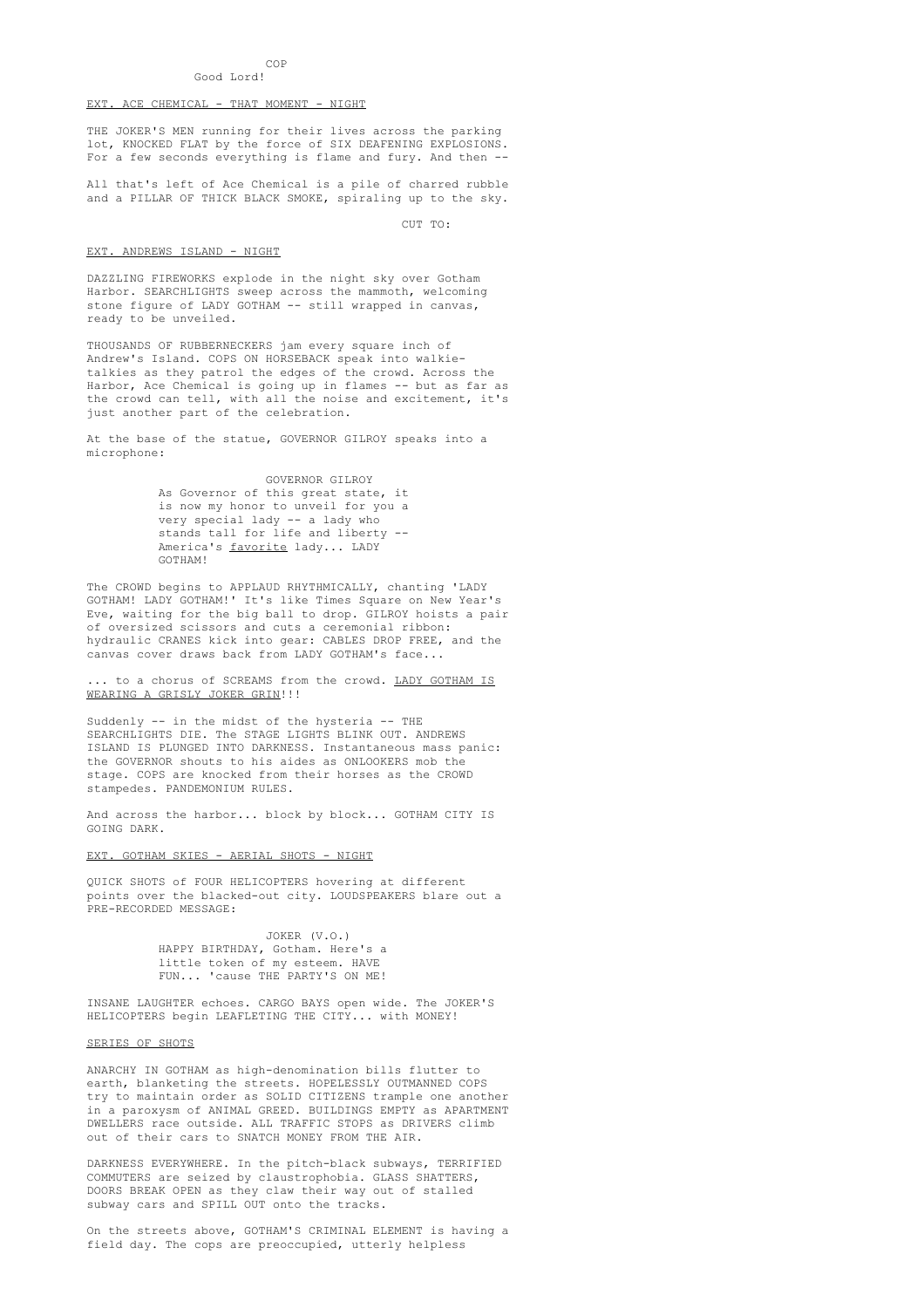COP

Good Lord!

EXT. ACE CHEMICAL - THAT MOMENT - NIGHT

THE JOKER'S MEN running for their lives across the parking lot, KNOCKED FLAT by the force of SIX DEAFENING EXPLOSIONS. For a few seconds everything is flame and fury. And then --

All that's left of Ace Chemical is a pile of charred rubble and a PILLAR OF THICK BLACK SMOKE, spiraling up to the sky.

CUT TO:

EXT. ANDREWS ISLAND - NIGHT

DAZZLING FIREWORKS explode in the night sky over Gotham Harbor. SEARCHLIGHTS sweep across the mammoth, welcoming stone figure of LADY GOTHAM -- still wrapped in canvas, ready to be unveiled.

THOUSANDS OF RUBBERNECKERS jam every square inch of Andrew's Island. COPS ON HORSEBACK speak into walkie-talkies as they patrol the edges of the crowd. Across the Harbor, Ace Chemical is going up in flames -- but as far as the crowd can tell, with all the noise and excitement, it's just another part of the celebration.

At the base of the statue, GOVERNOR GILROY speaks into a microphone:

GOVERNOR GILROY

As Governor of this great state, it is now my honor to unveil for you a very special lady -- a lady who stands tall for life and liberty -- America's favorite lady... LADY GOTHAM!

The CROWD begins to APPLAUD RHYTHMICALLY, chanting 'LADY GOTHAM! LADY GOTHAM!' It's like Times Square on New Year's Eve, waiting for the big ball to drop. GILROY hoists a pair of oversized scissors and cuts a ceremonial ribbon: hydraulic CRANES kick into gear: CABLES DROP FREE, and the canvas cover draws back from LADY GOTHAM's face...

... to a chorus of SCREAMS from the crowd. LADY GOTHAM IS WEARING A GRISLY JOKER GRIN!!!

Suddenly -- in the midst of the hysteria -- THE SEARCHLIGHTS DIE. The STAGE LIGHTS BLINK OUT. ANDREWS ISLAND IS PLUNGED INTO DARKNESS. Instantaneous mass panic: the GOVERNOR shouts to his aides as ONLOOKERS mob the stage. COPS are knocked from their horses as the CROWD stampedes. PANDEMONIUM RULES.

And across the harbor... block by block... GOTHAM CITY IS GOING DARK.

EXT. GOTHAM SKIES - AERIAL SHOTS - NIGHT

QUICK SHOTS of FOUR HELICOPTERS hovering at different points over the blacked-out city. LOUDSPEAKERS blare out a PRE-RECORDED MESSAGE:

JOKER (V.O.)

HAPPY BIRTHDAY, Gotham. Here's a little token of my esteem. HAVE FUN... 'cause THE PARTY'S ON ME!

INSANE LAUGHTER echoes. CARGO BAYS open wide. The JOKER'S HELICOPTERS begin LEAFLETING THE CITY... with MONEY!

SERIES OF SHOTS

ANARCHY IN GOTHAM as high-denomination bills flutter to earth, blanketing the streets. HOPELESSLY OUTMANNED COPS try to maintain order as SOLID CITIZENS trample one another in a paroxysm of ANIMAL GREED. BUILDINGS EMPTY as APARTMENT DWELLERS race outside. ALL TRAFFIC STOPS as DRIVERS climb out of their cars to SNATCH MONEY FROM THE AIR.

DARKNESS EVERYWHERE. In the pitch-black subways, TERRIFIED COMMUTERS are seized by claustrophobia. GLASS SHATTERS, DOORS BREAK OPEN as they claw their way out of stalled subway cars and SPILL OUT onto the tracks.

On the streets above, GOTHAM'S CRIMINAL ELEMENT is having a field day. The cops are preoccupied, utterly helpless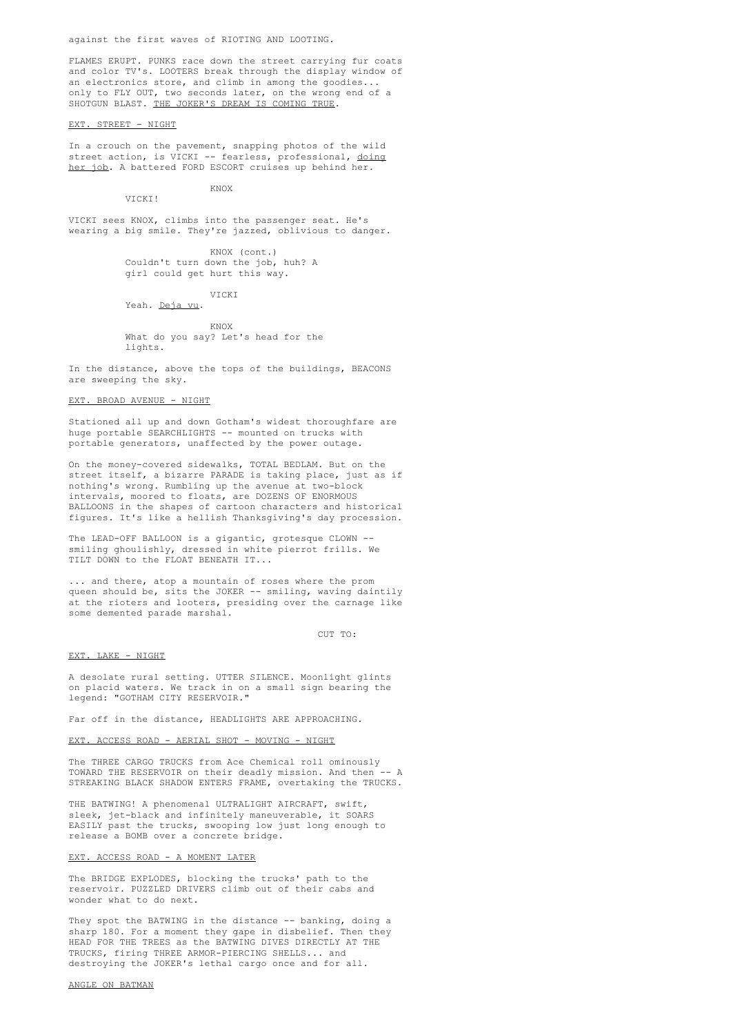against the first waves of RIOTING AND LOOTING.

FLAMES ERUPT. PUNKS race down the street carrying fur coats and color TV's. LOOTERS break through the display window of an electronics store, and climb in among the goodies... only to FLY OUT, two seconds later, on the wrong end of a SHOTGUN BLAST. _THE JOKER'S DREAM IS COMING TRUE_.

EXT. STREET - NIGHT

In a crouch on the pavement, snapping photos of the wild street action, is VICKI -- fearless, professional, _doing her job_. A battered FORD ESCORT cruises up behind her.

KNOX
VICKI!

VICKI sees KNOX, climbs into the passenger seat. He's wearing a big smile. They're jazzed, oblivious to danger.

KNOX (cont.)
Couldn't turn down the job, huh? A girl could get hurt this way.

VICKI
Yeah. _Deja vu_.

KNOX
What do you say? Let's head for the lights.

In the distance, above the tops of the buildings, BEACONS are sweeping the sky.

EXT. BROAD AVENUE - NIGHT

Stationed all up and down Gotham's widest thoroughfare are huge portable SEARCHLIGHTS -- mounted on trucks with portable generators, unaffected by the power outage.

On the money-covered sidewalks, TOTAL BEDLAM. But on the street itself, a bizarre PARADE is taking place, just as if nothing's wrong. Rumbling up the avenue at two-block intervals, moored to floats, are DOZENS OF ENORMOUS BALLOONS in the shapes of cartoon characters and historical figures. It's like a hellish Thanksgiving's day procession.

The LEAD-OFF BALLOON is a gigantic, grotesque CLOWN -- smiling ghoulishly, dressed in white pierrot frills. We TILT DOWN to the FLOAT BENEATH IT...

... and there, atop a mountain of roses where the prom queen should be, sits the JOKER -- smiling, waving daintily at the rioters and looters, presiding over the carnage like some demented parade marshal.

CUT TO:

EXT. LAKE - NIGHT

A desolate rural setting. UTTER SILENCE. Moonlight glints on placid waters. We track in on a small sign bearing the legend: "GOTHAM CITY RESERVOIR."

Far off in the distance, HEADLIGHTS ARE APPROACHING.

EXT. ACCESS ROAD - AERIAL SHOT - MOVING - NIGHT

The THREE CARGO TRUCKS from Ace Chemical roll ominously TOWARD THE RESERVOIR on their deadly mission. And then -- A STREAKING BLACK SHADOW ENTERS FRAME, overtaking the TRUCKS.

THE BATWING! A phenomenal ULTRALIGHT AIRCRAFT, swift, sleek, jet-black and infinitely maneuverable, it SOARS EASILY past the trucks, swooping low just long enough to release a BOMB over a concrete bridge.

EXT. ACCESS ROAD - A MOMENT LATER

The BRIDGE EXPLODES, blocking the trucks' path to the reservoir. PUZZLED DRIVERS climb out of their cabs and wonder what to do next.

They spot the BATWING in the distance -- banking, doing a sharp 180. For a moment they gape in disbelief. Then they HEAD FOR THE TREES as the BATWING DIVES DIRECTLY AT THE TRUCKS, firing THREE ARMOR-PIERCING SHELLS... and destroying the JOKER's lethal cargo once and for all.

ANGLE ON BATMAN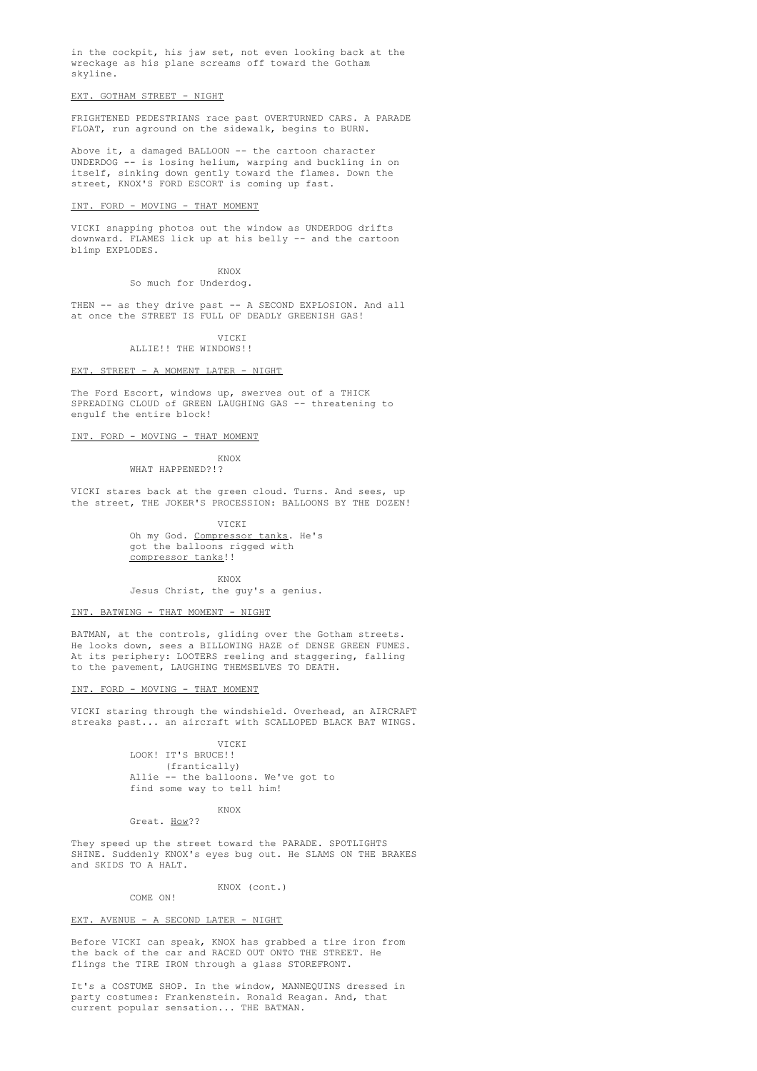in the cockpit, his jaw set, not even looking back at the wreckage as his plane screams off toward the Gotham skyline.

EXT. GOTHAM STREET - NIGHT

FRIGHTENED PEDESTRIANS race past OVERTURNED CARS. A PARADE FLOAT, run aground on the sidewalk, begins to BURN.

Above it, a damaged BALLOON -- the cartoon character UNDERDOG -- is losing helium, warping and buckling in on itself, sinking down gently toward the flames. Down the street, KNOX'S FORD ESCORT is coming up fast.

INT. FORD - MOVING - THAT MOMENT

VICKI snapping photos out the window as UNDERDOG drifts downward. FLAMES lick up at his belly -- and the cartoon blimp EXPLODES.

KNOX
So much for Underdog.

THEN -- as they drive past -- A SECOND EXPLOSION. And all at once the STREET IS FULL OF DEADLY GREENISH GAS!

VICKI
ALLIE!! THE WINDOWS!!

EXT. STREET - A MOMENT LATER - NIGHT

The Ford Escort, windows up, swerves out of a THICK SPREADING CLOUD of GREEN LAUGHING GAS -- threatening to engulf the entire block!

INT. FORD - MOVING - THAT MOMENT

KNOX
WHAT HAPPENED?!?

VICKI stares back at the green cloud. Turns. And sees, up the street, THE JOKER'S PROCESSION: BALLOONS BY THE DOZEN!

VICKI
Oh my God. Compressor tanks. He's got the balloons rigged with compressor tanks!!

KNOX
Jesus Christ, the guy's a genius.

INT. BATWING - THAT MOMENT - NIGHT

BATMAN, at the controls, gliding over the Gotham streets. He looks down, sees a BILLOWING HAZE of DENSE GREEN FUMES. At its periphery: LOOTERS reeling and staggering, falling to the pavement, LAUGHING THEMSELVES TO DEATH.

INT. FORD - MOVING - THAT MOMENT

VICKI staring through the windshield. Overhead, an AIRCRAFT streaks past... an aircraft with SCALLOPED BLACK BAT WINGS.

VICKI
LOOK! IT'S BRUCE!!
(frantically)
Allie -- the balloons. We've got to find some way to tell him!

KNOX
Great. How??

They speed up the street toward the PARADE. SPOTLIGHTS SHINE. Suddenly KNOX's eyes bug out. He SLAMS ON THE BRAKES and SKIDS TO A HALT.

KNOX (cont.)
COME ON!

EXT. AVENUE - A SECOND LATER - NIGHT

Before VICKI can speak, KNOX has grabbed a tire iron from the back of the car and RACED OUT ONTO THE STREET. He flings the TIRE IRON through a glass STOREFRONT.

It's a COSTUME SHOP. In the window, MANNEQUINS dressed in party costumes: Frankenstein. Ronald Reagan. And, that current popular sensation... THE BATMAN.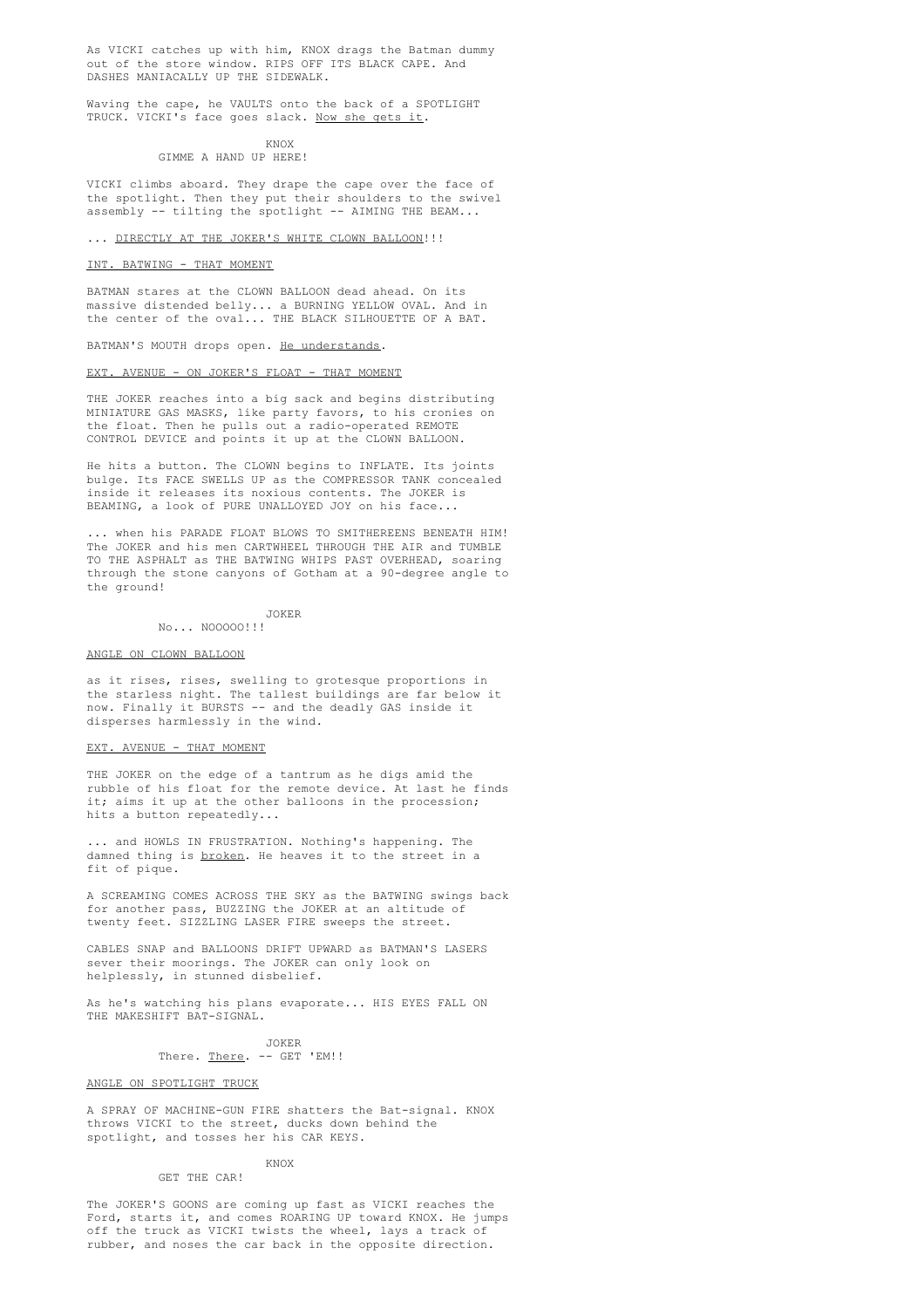As VICKI catches up with him, KNOX drags the Batman dummy out of the store window. RIPS OFF ITS BLACK CAPE. And DASHES MANIACALLY UP THE SIDEWALK.

Waving the cape, he VAULTS onto the back of a SPOTLIGHT TRUCK. VICKI's face goes slack. Now she gets it.

KNOX
GIMME A HAND UP HERE!

VICKI climbs aboard. They drape the cape over the face of the spotlight. Then they put their shoulders to the swivel assembly -- tilting the spotlight -- AIMING THE BEAM...

... DIRECTLY AT THE JOKER'S WHITE CLOWN BALLOON!!!

INT. BATWING - THAT MOMENT

BATMAN stares at the CLOWN BALLOON dead ahead. On its massive distended belly... a BURNING YELLOW OVAL. And in the center of the oval... THE BLACK SILHOUETTE OF A BAT.

BATMAN'S MOUTH drops open. He understands.

EXT. AVENUE - ON JOKER'S FLOAT - THAT MOMENT

THE JOKER reaches into a big sack and begins distributing MINIATURE GAS MASKS, like party favors, to his cronies on the float. Then he pulls out a radio-operated REMOTE CONTROL DEVICE and points it up at the CLOWN BALLOON.

He hits a button. The CLOWN begins to INFLATE. Its joints bulge. Its FACE SWELLS UP as the COMPRESSOR TANK concealed inside it releases its noxious contents. The JOKER is BEAMING, a look of PURE UNALLOYED JOY on his face...

... when his PARADE FLOAT BLOWS TO SMITHEREENS BENEATH HIM! The JOKER and his men CARTWHEEL THROUGH THE AIR and TUMBLE TO THE ASPHALT as THE BATWING WHIPS PAST OVERHEAD, soaring through the stone canyons of Gotham at a 90-degree angle to the ground!

JOKER
No... NOOOOO!!!

ANGLE ON CLOWN BALLOON

as it rises, rises, swelling to grotesque proportions in the starless night. The tallest buildings are far below it now. Finally it BURSTS -- and the deadly GAS inside it disperses harmlessly in the wind.

EXT. AVENUE - THAT MOMENT

THE JOKER on the edge of a tantrum as he digs amid the rubble of his float for the remote device. At last he finds it; aims it up at the other balloons in the procession; hits a button repeatedly...

... and HOWLS IN FRUSTRATION. Nothing's happening. The damned thing is broken. He heaves it to the street in a fit of pique.

A SCREAMING COMES ACROSS THE SKY as the BATWING swings back for another pass, BUZZING the JOKER at an altitude of twenty feet. SIZZLING LASER FIRE sweeps the street.

CABLES SNAP and BALLOONS DRIFT UPWARD as BATMAN'S LASERS sever their moorings. The JOKER can only look on helplessly, in stunned disbelief.

As he's watching his plans evaporate... HIS EYES FALL ON THE MAKESHIFT BAT-SIGNAL.

JOKER
There. There. -- GET 'EM!!

ANGLE ON SPOTLIGHT TRUCK

A SPRAY OF MACHINE-GUN FIRE shatters the Bat-signal. KNOX throws VICKI to the street, ducks down behind the spotlight, and tosses her his CAR KEYS.

KNOX
GET THE CAR!

The JOKER'S GOONS are coming up fast as VICKI reaches the Ford, starts it, and comes ROARING UP toward KNOX. He jumps off the truck as VICKI twists the wheel, lays a track of rubber, and noses the car back in the opposite direction.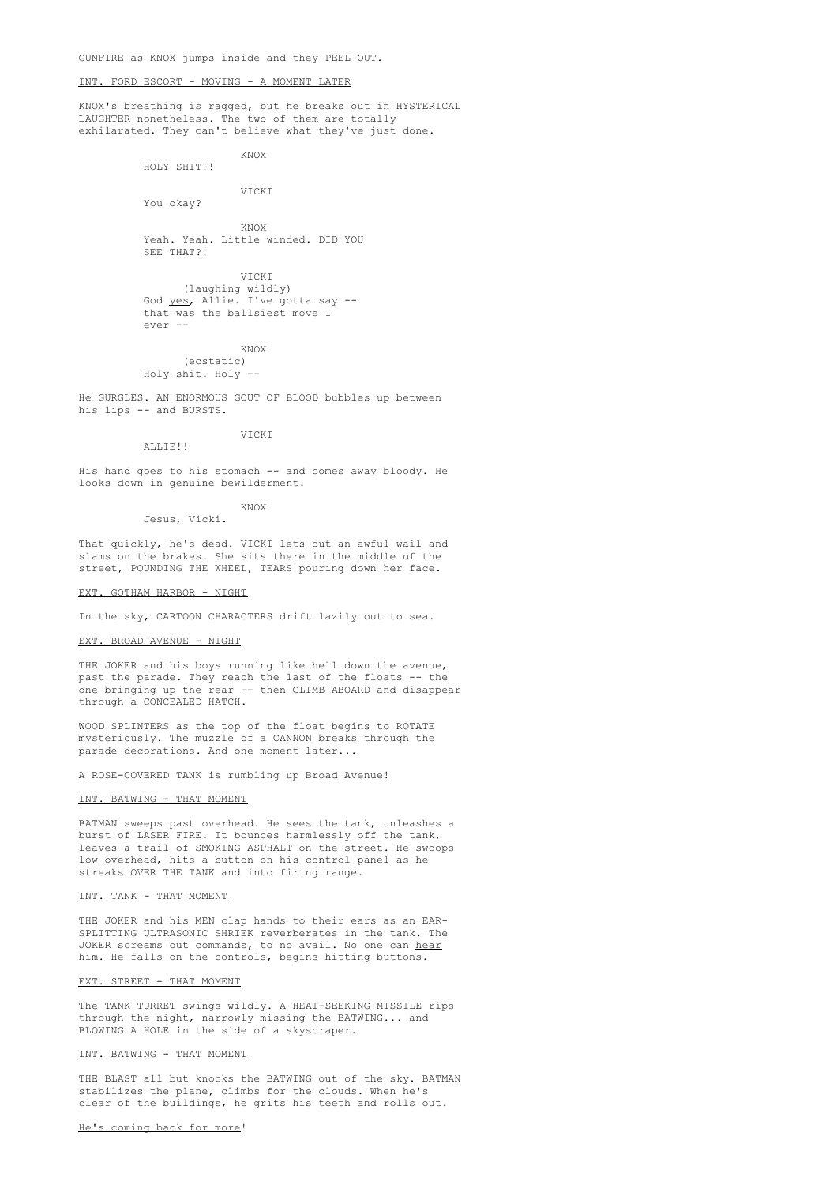GUNFIRE as KNOX jumps inside and they PEEL OUT.

INT. FORD ESCORT - MOVING - A MOMENT LATER

KNOX's breathing is ragged, but he breaks out in HYSTERICAL LAUGHTER nonetheless. The two of them are totally exhilarated. They can't believe what they've just done.

KNOX
HOLY SHIT!!

VICKI
You okay?

KNOX
Yeah. Yeah. Little winded. DID YOU SEE THAT?!

VICKI
(laughing wildly)
God yes, Allie. I've gotta say -- that was the ballsiest move I ever --

KNOX
(ecstatic)
Holy shit. Holy --

He GURGLES. AN ENORMOUS GOUT OF BLOOD bubbles up between his lips -- and BURSTS.

VICKI
ALLIE!!

His hand goes to his stomach -- and comes away bloody. He looks down in genuine bewilderment.

KNOX
Jesus, Vicki.

That quickly, he's dead. VICKI lets out an awful wail and slams on the brakes. She sits there in the middle of the street, POUNDING THE WHEEL, TEARS pouring down her face.

EXT. GOTHAM HARBOR - NIGHT

In the sky, CARTOON CHARACTERS drift lazily out to sea.

EXT. BROAD AVENUE - NIGHT

THE JOKER and his boys running like hell down the avenue, past the parade. They reach the last of the floats -- the one bringing up the rear -- then CLIMB ABOARD and disappear through a CONCEALED HATCH.

WOOD SPLINTERS as the top of the float begins to ROTATE mysteriously. The muzzle of a CANNON breaks through the parade decorations. And one moment later...

A ROSE-COVERED TANK is rumbling up Broad Avenue!

INT. BATWING - THAT MOMENT

BATMAN sweeps past overhead. He sees the tank, unleashes a burst of LASER FIRE. It bounces harmlessly off the tank, leaves a trail of SMOKING ASPHALT on the street. He swoops low overhead, hits a button on his control panel as he streaks OVER THE TANK and into firing range.

INT. TANK - THAT MOMENT

THE JOKER and his MEN clap hands to their ears as an EAR-SPLITTING ULTRASONIC SHRIEK reverberates in the tank. The JOKER screams out commands, to no avail. No one can hear him. He falls on the controls, begins hitting buttons.

EXT. STREET - THAT MOMENT

The TANK TURRET swings wildly. A HEAT-SEEKING MISSILE rips through the night, narrowly missing the BATWING... and BLOWING A HOLE in the side of a skyscraper.

INT. BATWING - THAT MOMENT

THE BLAST all but knocks the BATWING out of the sky. BATMAN stabilizes the plane, climbs for the clouds. When he's clear of the buildings, he grits his teeth and rolls out.

He's coming back for more!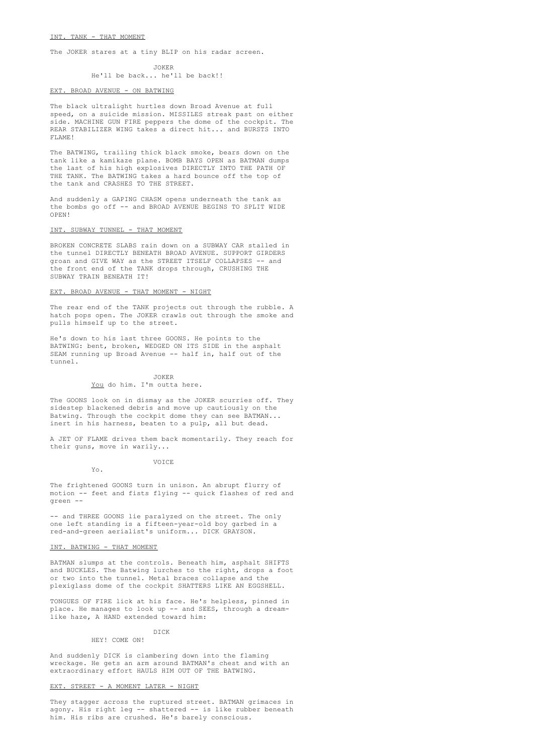INT. TANK - THAT MOMENT

The JOKER stares at a tiny BLIP on his radar screen.

JOKER
He'll be back... he'll be back!!

EXT. BROAD AVENUE - ON BATWING

The black ultralight hurtles down Broad Avenue at full speed, on a suicide mission. MISSILES streak past on either side. MACHINE GUN FIRE peppers the dome of the cockpit. The REAR STABILIZER WING takes a direct hit... and BURSTS INTO FLAME!

The BATWING, trailing thick black smoke, bears down on the tank like a kamikaze plane. BOMB BAYS OPEN as BATMAN dumps the last of his high explosives DIRECTLY INTO THE PATH OF THE TANK. The BATWING takes a hard bounce off the top of the tank and CRASHES TO THE STREET.

And suddenly a GAPING CHASM opens underneath the tank as the bombs go off -- and BROAD AVENUE BEGINS TO SPLIT WIDE OPEN!

INT. SUBWAY TUNNEL - THAT MOMENT

BROKEN CONCRETE SLABS rain down on a SUBWAY CAR stalled in the tunnel DIRECTLY BENEATH BROAD AVENUE. SUPPORT GIRDERS groan and GIVE WAY as the STREET ITSELF COLLAPSES -- and the front end of the TANK drops through, CRUSHING THE SUBWAY TRAIN BENEATH IT!

EXT. BROAD AVENUE - THAT MOMENT - NIGHT

The rear end of the TANK projects out through the rubble. A hatch pops open. The JOKER crawls out through the smoke and pulls himself up to the street.

He's down to his last three GOONS. He points to the BATWING: bent, broken, WEDGED ON ITS SIDE in the asphalt SEAM running up Broad Avenue -- half in, half out of the tunnel.

JOKER
_You_ do him. I'm outta here.

The GOONS look on in dismay as the JOKER scurries off. They sidestep blackened debris and move up cautiously on the Batwing. Through the cockpit dome they can see BATMAN... inert in his harness, beaten to a pulp, all but dead.

A JET OF FLAME drives them back momentarily. They reach for their guns, move in warily...

VOICE
Yo.

The frightened GOONS turn in unison. An abrupt flurry of motion -- feet and fists flying -- quick flashes of red and green --

-- and THREE GOONS lie paralyzed on the street. The only one left standing is a fifteen-year-old boy garbed in a red-and-green aerialist's uniform... DICK GRAYSON.

INT. BATWING - THAT MOMENT

BATMAN slumps at the controls. Beneath him, asphalt SHIFTS and BUCKLES. The Batwing lurches to the right, drops a foot or two into the tunnel. Metal braces collapse and the plexiglass dome of the cockpit SHATTERS LIKE AN EGGSHELL.

TONGUES OF FIRE lick at his face. He's helpless, pinned in place. He manages to look up -- and SEES, through a dream-like haze, A HAND extended toward him:

DICK
HEY! COME ON!

And suddenly DICK is clambering down into the flaming wreckage. He gets an arm around BATMAN's chest and with an extraordinary effort HAULS HIM OUT OF THE BATWING.

EXT. STREET - A MOMENT LATER - NIGHT

They stagger across the ruptured street. BATMAN grimaces in agony. His right leg -- shattered -- is like rubber beneath him. His ribs are crushed. He's barely conscious.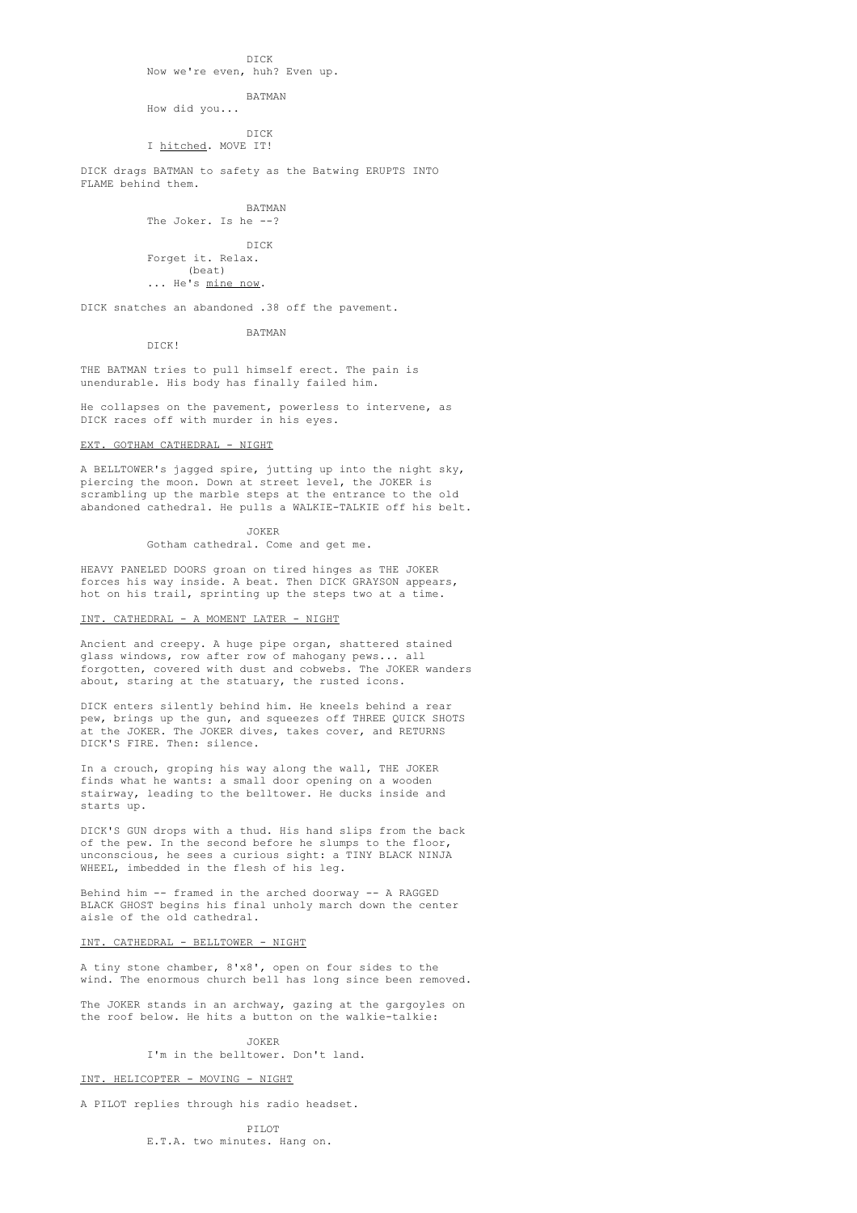DICK
Now we're even, huh? Even up.

BATMAN
How did you...

DICK
I _hitched_. MOVE IT!

DICK drags BATMAN to safety as the Batwing ERUPTS INTO FLAME behind them.

BATMAN
The Joker. Is he --?

DICK
Forget it. Relax.
(beat)
... He's _mine now_.

DICK snatches an abandoned .38 off the pavement.

BATMAN
DICK!

THE BATMAN tries to pull himself erect. The pain is unendurable. His body has finally failed him.

He collapses on the pavement, powerless to intervene, as DICK races off with murder in his eyes.

EXT. GOTHAM CATHEDRAL - NIGHT

A BELLTOWER's jagged spire, jutting up into the night sky, piercing the moon. Down at street level, the JOKER is scrambling up the marble steps at the entrance to the old abandoned cathedral. He pulls a WALKIE-TALKIE off his belt.

JOKER
Gotham cathedral. Come and get me.

HEAVY PANELED DOORS groan on tired hinges as THE JOKER forces his way inside. A beat. Then DICK GRAYSON appears, hot on his trail, sprinting up the steps two at a time.

INT. CATHEDRAL - A MOMENT LATER - NIGHT

Ancient and creepy. A huge pipe organ, shattered stained glass windows, row after row of mahogany pews... all forgotten, covered with dust and cobwebs. The JOKER wanders about, staring at the statuary, the rusted icons.

DICK enters silently behind him. He kneels behind a rear pew, brings up the gun, and squeezes off THREE QUICK SHOTS at the JOKER. The JOKER dives, takes cover, and RETURNS DICK'S FIRE. Then: silence.

In a crouch, groping his way along the wall, THE JOKER finds what he wants: a small door opening on a wooden stairway, leading to the belltower. He ducks inside and starts up.

DICK'S GUN drops with a thud. His hand slips from the back of the pew. In the second before he slumps to the floor, unconscious, he sees a curious sight: a TINY BLACK NINJA WHEEL, imbedded in the flesh of his leg.

Behind him -- framed in the arched doorway -- A RAGGED BLACK GHOST begins his final unholy march down the center aisle of the old cathedral.

INT. CATHEDRAL - BELLTOWER - NIGHT

A tiny stone chamber, 8'x8', open on four sides to the wind. The enormous church bell has long since been removed.

The JOKER stands in an archway, gazing at the gargoyles on the roof below. He hits a button on the walkie-talkie:

JOKER
I'm in the belltower. Don't land.

INT. HELICOPTER - MOVING - NIGHT

A PILOT replies through his radio headset.

PILOT
E.T.A. two minutes. Hang on.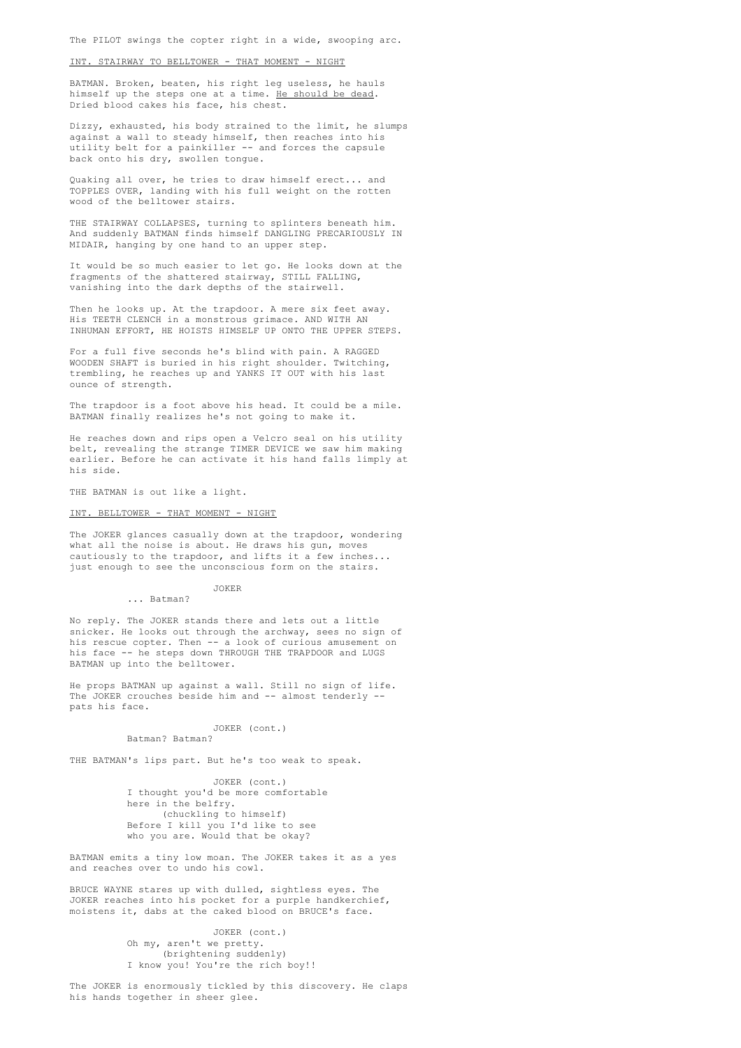The PILOT swings the copter right in a wide, swooping arc.

INT. STAIRWAY TO BELLTOWER - THAT MOMENT - NIGHT

BATMAN. Broken, beaten, his right leg useless, he hauls himself up the steps one at a time. He should be dead. Dried blood cakes his face, his chest.

Dizzy, exhausted, his body strained to the limit, he slumps against a wall to steady himself, then reaches into his utility belt for a painkiller -- and forces the capsule back onto his dry, swollen tongue.

Quaking all over, he tries to draw himself erect... and TOPPLES OVER, landing with his full weight on the rotten wood of the belltower stairs.

THE STAIRWAY COLLAPSES, turning to splinters beneath him. And suddenly BATMAN finds himself DANGLING PRECARIOUSLY IN MIDAIR, hanging by one hand to an upper step.

It would be so much easier to let go. He looks down at the fragments of the shattered stairway, STILL FALLING, vanishing into the dark depths of the stairwell.

Then he looks up. At the trapdoor. A mere six feet away. His TEETH CLENCH in a monstrous grimace. AND WITH AN INHUMAN EFFORT, HE HOISTS HIMSELF UP ONTO THE UPPER STEPS.

For a full five seconds he's blind with pain. A RAGGED WOODEN SHAFT is buried in his right shoulder. Twitching, trembling, he reaches up and YANKS IT OUT with his last ounce of strength.

The trapdoor is a foot above his head. It could be a mile. BATMAN finally realizes he's not going to make it.

He reaches down and rips open a Velcro seal on his utility belt, revealing the strange TIMER DEVICE we saw him making earlier. Before he can activate it his hand falls limply at his side.

THE BATMAN is out like a light.

INT. BELLTOWER - THAT MOMENT - NIGHT

The JOKER glances casually down at the trapdoor, wondering what all the noise is about. He draws his gun, moves cautiously to the trapdoor, and lifts it a few inches... just enough to see the unconscious form on the stairs.

JOKER
... Batman?

No reply. The JOKER stands there and lets out a little snicker. He looks out through the archway, sees no sign of his rescue copter. Then -- a look of curious amusement on his face -- he steps down THROUGH THE TRAPDOOR and LUGS BATMAN up into the belltower.

He props BATMAN up against a wall. Still no sign of life. The JOKER crouches beside him and -- almost tenderly -- pats his face.

JOKER (cont.)
Batman? Batman?

THE BATMAN's lips part. But he's too weak to speak.

JOKER (cont.)
I thought you'd be more comfortable here in the belfry.
(chuckling to himself)
Before I kill you I'd like to see who you are. Would that be okay?

BATMAN emits a tiny low moan. The JOKER takes it as a yes and reaches over to undo his cowl.

BRUCE WAYNE stares up with dulled, sightless eyes. The JOKER reaches into his pocket for a purple handkerchief, moistens it, dabs at the caked blood on BRUCE's face.

JOKER (cont.)
Oh my, aren't we pretty.
(brightening suddenly)
I know you! You're the rich boy!!

The JOKER is enormously tickled by this discovery. He claps his hands together in sheer glee.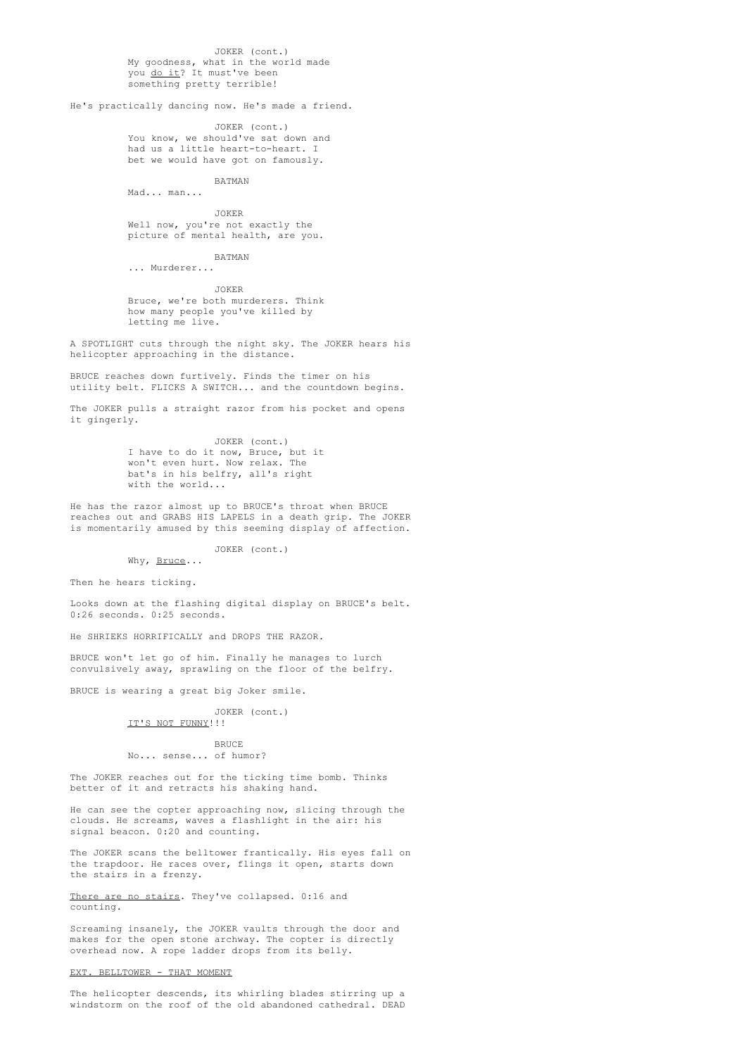JOKER (cont.)
My goodness, what in the world made you _do it_? It must've been something pretty terrible!

He's practically dancing now. He's made a friend.

JOKER (cont.)
You know, we should've sat down and had us a little heart-to-heart. I bet we would have got on famously.

BATMAN
Mad... man...

JOKER
Well now, you're not exactly the picture of mental health, are you.

BATMAN
... Murderer...

JOKER
Bruce, we're both murderers. Think how many people you've killed by letting me live.

A SPOTLIGHT cuts through the night sky. The JOKER hears his helicopter approaching in the distance.

BRUCE reaches down furtively. Finds the timer on his utility belt. FLICKS A SWITCH... and the countdown begins.

The JOKER pulls a straight razor from his pocket and opens it gingerly.

JOKER (cont.)
I have to do it now, Bruce, but it won't even hurt. Now relax. The bat's in his belfry, all's right with the world...

He has the razor almost up to BRUCE's throat when BRUCE reaches out and GRABS HIS LAPELS in a death grip. The JOKER is momentarily amused by this seeming display of affection.

JOKER (cont.)
Why, _Bruce_...

Then he hears ticking.

Looks down at the flashing digital display on BRUCE's belt. 0:26 seconds. 0:25 seconds.

He SHRIEKS HORRIFICALLY and DROPS THE RAZOR.

BRUCE won't let go of him. Finally he manages to lurch convulsively away, sprawling on the floor of the belfry.

BRUCE is wearing a great big Joker smile.

JOKER (cont.)
_IT'S NOT FUNNY_!!!

BRUCE
No... sense... of humor?

The JOKER reaches out for the ticking time bomb. Thinks better of it and retracts his shaking hand.

He can see the copter approaching now, slicing through the clouds. He screams, waves a flashlight in the air: his signal beacon. 0:20 and counting.

The JOKER scans the belltower frantically. His eyes fall on the trapdoor. He races over, flings it open, starts down the stairs in a frenzy.

_There are no stairs_. They've collapsed. 0:16 and counting.

Screaming insanely, the JOKER vaults through the door and makes for the open stone archway. The copter is directly overhead now. A rope ladder drops from its belly.

_EXT. BELLTOWER - THAT MOMENT_

The helicopter descends, its whirling blades stirring up a windstorm on the roof of the old abandoned cathedral. DEAD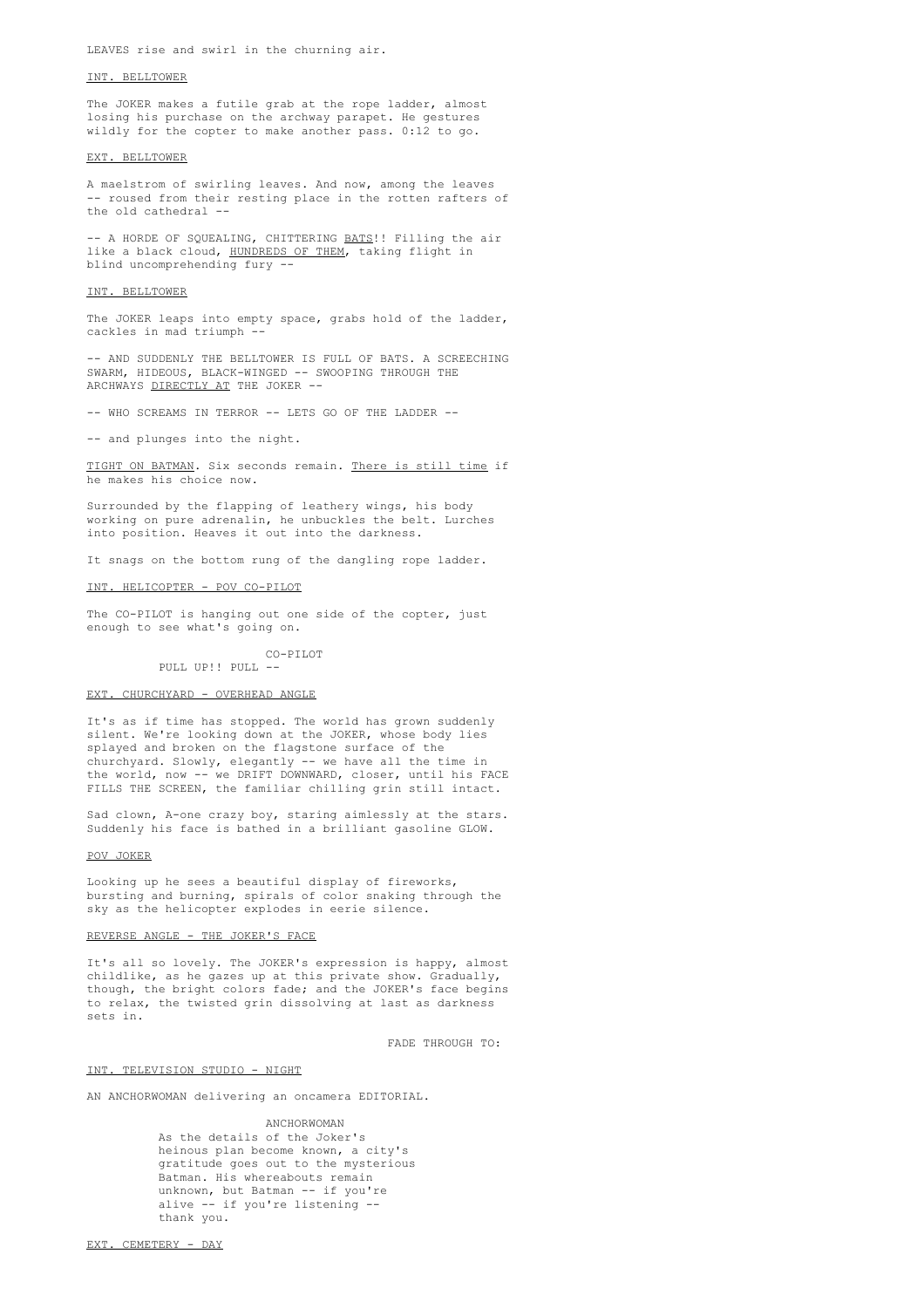LEAVES rise and swirl in the churning air.

INT. BELLTOWER

The JOKER makes a futile grab at the rope ladder, almost losing his purchase on the archway parapet. He gestures wildly for the copter to make another pass. 0:12 to go.

EXT. BELLTOWER

A maelstrom of swirling leaves. And now, among the leaves -- roused from their resting place in the rotten rafters of the old cathedral --

-- A HORDE OF SQUEALING, CHITTERING BATS!! Filling the air like a black cloud, HUNDREDS OF THEM, taking flight in blind uncomprehending fury --

INT. BELLTOWER

The JOKER leaps into empty space, grabs hold of the ladder, cackles in mad triumph --

-- AND SUDDENLY THE BELLTOWER IS FULL OF BATS. A SCREECHING SWARM, HIDEOUS, BLACK-WINGED -- SWOOPING THROUGH THE ARCHWAYS DIRECTLY AT THE JOKER --

-- WHO SCREAMS IN TERROR -- LETS GO OF THE LADDER --

-- and plunges into the night.

TIGHT ON BATMAN. Six seconds remain. There is still time if he makes his choice now.

Surrounded by the flapping of leathery wings, his body working on pure adrenalin, he unbuckles the belt. Lurches into position. Heaves it out into the darkness.

It snags on the bottom rung of the dangling rope ladder.

INT. HELICOPTER - POV CO-PILOT

The CO-PILOT is hanging out one side of the copter, just enough to see what's going on.

CO-PILOT
PULL UP!! PULL --

EXT. CHURCHYARD - OVERHEAD ANGLE

It's as if time has stopped. The world has grown suddenly silent. We're looking down at the JOKER, whose body lies splayed and broken on the flagstone surface of the churchyard. Slowly, elegantly -- we have all the time in the world, now -- we DRIFT DOWNWARD, closer, until his FACE FILLS THE SCREEN, the familiar chilling grin still intact.

Sad clown, A-one crazy boy, staring aimlessly at the stars. Suddenly his face is bathed in a brilliant gasoline GLOW.

POV JOKER

Looking up he sees a beautiful display of fireworks, bursting and burning, spirals of color snaking through the sky as the helicopter explodes in eerie silence.

REVERSE ANGLE - THE JOKER'S FACE

It's all so lovely. The JOKER's expression is happy, almost childlike, as he gazes up at this private show. Gradually, though, the bright colors fade; and the JOKER's face begins to relax, the twisted grin dissolving at last as darkness sets in.

FADE THROUGH TO:

INT. TELEVISION STUDIO - NIGHT

AN ANCHORWOMAN delivering an oncamera EDITORIAL.

ANCHORWOMAN
As the details of the Joker's heinous plan become known, a city's gratitude goes out to the mysterious Batman. His whereabouts remain unknown, but Batman -- if you're alive -- if you're listening -- thank you.

EXT. CEMETERY - DAY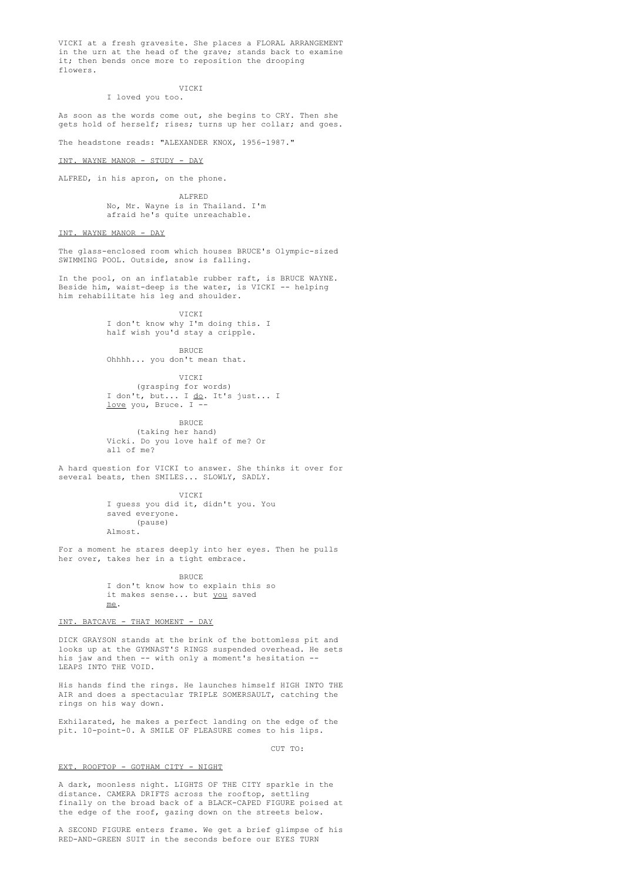VICKI at a fresh gravesite. She places a FLORAL ARRANGEMENT in the urn at the head of the grave; stands back to examine it; then bends once more to reposition the drooping flowers.

VICKI
I loved you too.

As soon as the words come out, she begins to CRY. Then she gets hold of herself; rises; turns up her collar; and goes.

The headstone reads: "ALEXANDER KNOX, 1956-1987."

INT. WAYNE MANOR - STUDY - DAY

ALFRED, in his apron, on the phone.

ALFRED
No, Mr. Wayne is in Thailand. I'm afraid he's quite unreachable.

INT. WAYNE MANOR - DAY

The glass-enclosed room which houses BRUCE's Olympic-sized SWIMMING POOL. Outside, snow is falling.

In the pool, on an inflatable rubber raft, is BRUCE WAYNE. Beside him, waist-deep is the water, is VICKI -- helping him rehabilitate his leg and shoulder.

VICKI
I don't know why I'm doing this. I half wish you'd stay a cripple.

BRUCE
Ohhhh... you don't mean that.

VICKI
(grasping for words)
I don't, but... I do. It's just... I love you, Bruce. I --

BRUCE
(taking her hand)
Vicki. Do you love half of me? Or all of me?

A hard question for VICKI to answer. She thinks it over for several beats, then SMILES... SLOWLY, SADLY.

VICKI
I guess you did it, didn't you. You saved everyone.
(pause)
Almost.

For a moment he stares deeply into her eyes. Then he pulls her over, takes her in a tight embrace.

BRUCE
I don't know how to explain this so it makes sense... but you saved me.

INT. BATCAVE - THAT MOMENT - DAY

DICK GRAYSON stands at the brink of the bottomless pit and looks up at the GYMNAST'S RINGS suspended overhead. He sets his jaw and then -- with only a moment's hesitation -- LEAPS INTO THE VOID.

His hands find the rings. He launches himself HIGH INTO THE AIR and does a spectacular TRIPLE SOMERSAULT, catching the rings on his way down.

Exhilarated, he makes a perfect landing on the edge of the pit. 10-point-0. A SMILE OF PLEASURE comes to his lips.

CUT TO:

EXT. ROOFTOP - GOTHAM CITY - NIGHT

A dark, moonless night. LIGHTS OF THE CITY sparkle in the distance. CAMERA DRIFTS across the rooftop, settling finally on the broad back of a BLACK-CAPED FIGURE poised at the edge of the roof, gazing down on the streets below.

A SECOND FIGURE enters frame. We get a brief glimpse of his RED-AND-GREEN SUIT in the seconds before our EYES TURN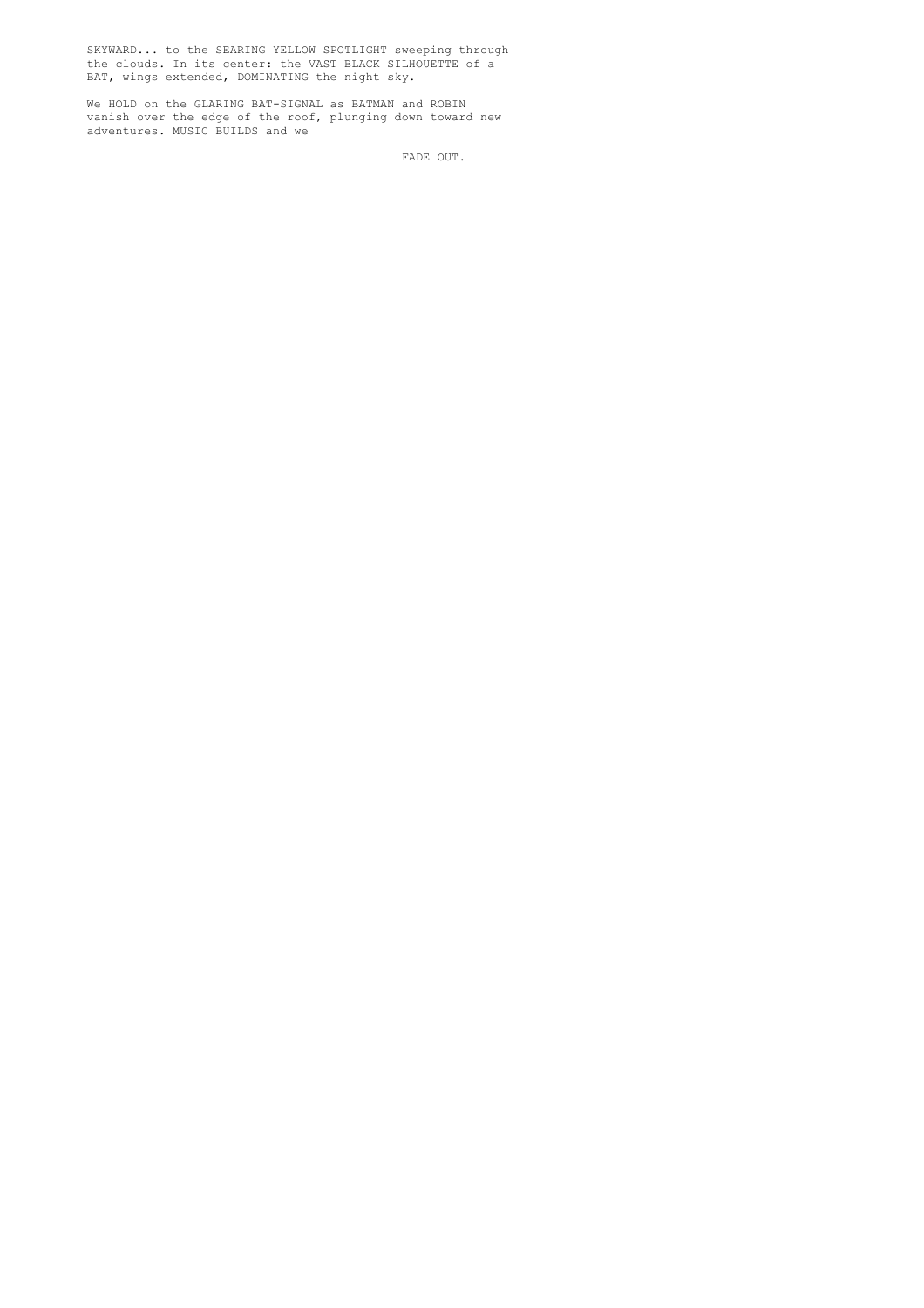SKYWARD... to the SEARING YELLOW SPOTLIGHT sweeping through the clouds. In its center: the VAST BLACK SILHOUETTE of a BAT, wings extended, DOMINATING the night sky.

We HOLD on the GLARING BAT-SIGNAL as BATMAN and ROBIN vanish over the edge of the roof, plunging down toward new adventures. MUSIC BUILDS and we

FADE OUT.